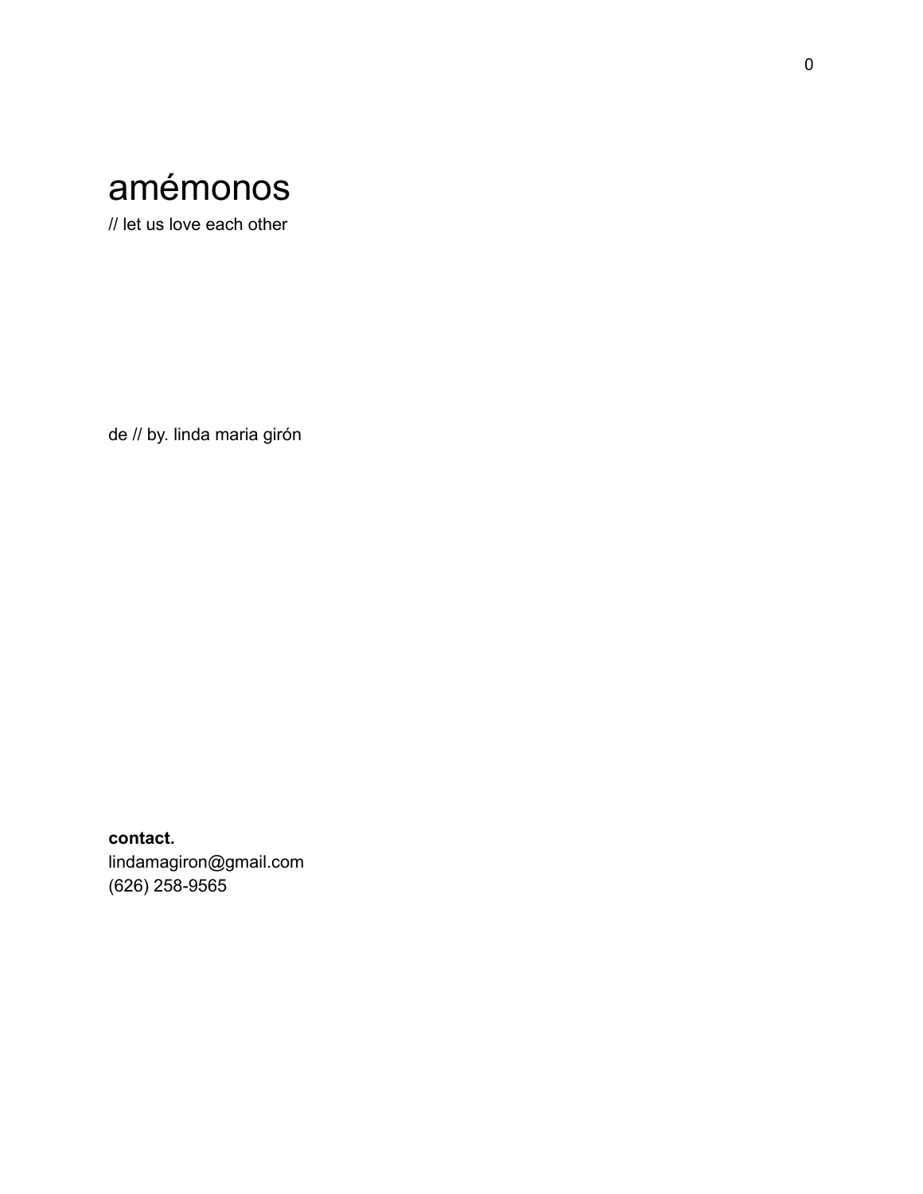# amémonos

// let us love each other

de // by. linda maria girón

**contact.**
lindamagiron@gmail.com
(626) 258-9565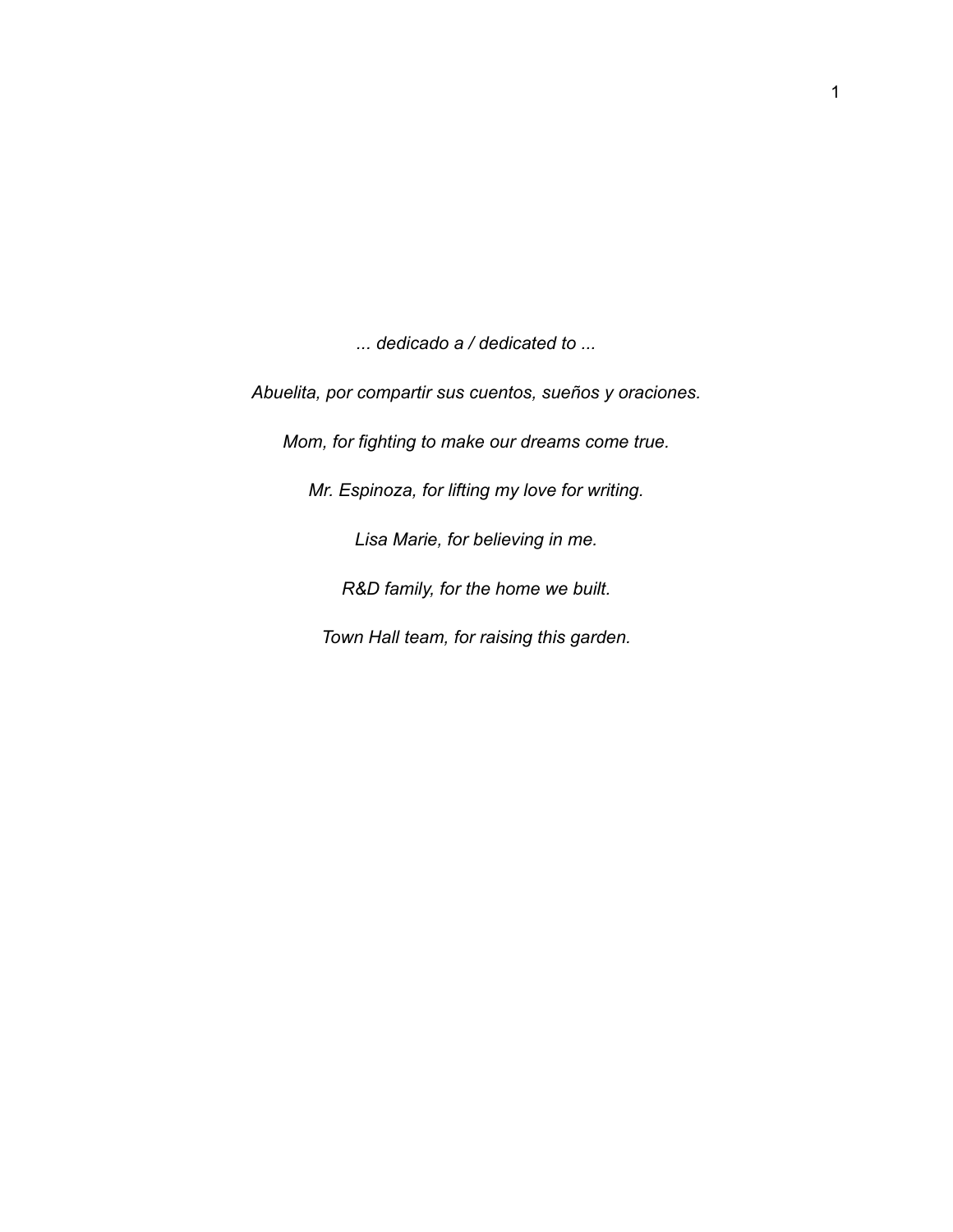*... dedicado a / dedicated to ...*

*Abuelita, por compartir sus cuentos, sueños y oraciones.*

*Mom, for fighting to make our dreams come true.*

*Mr. Espinoza, for lifting my love for writing.*

*Lisa Marie, for believing in me.*

*R&D family, for the home we built.*

*Town Hall team, for raising this garden.*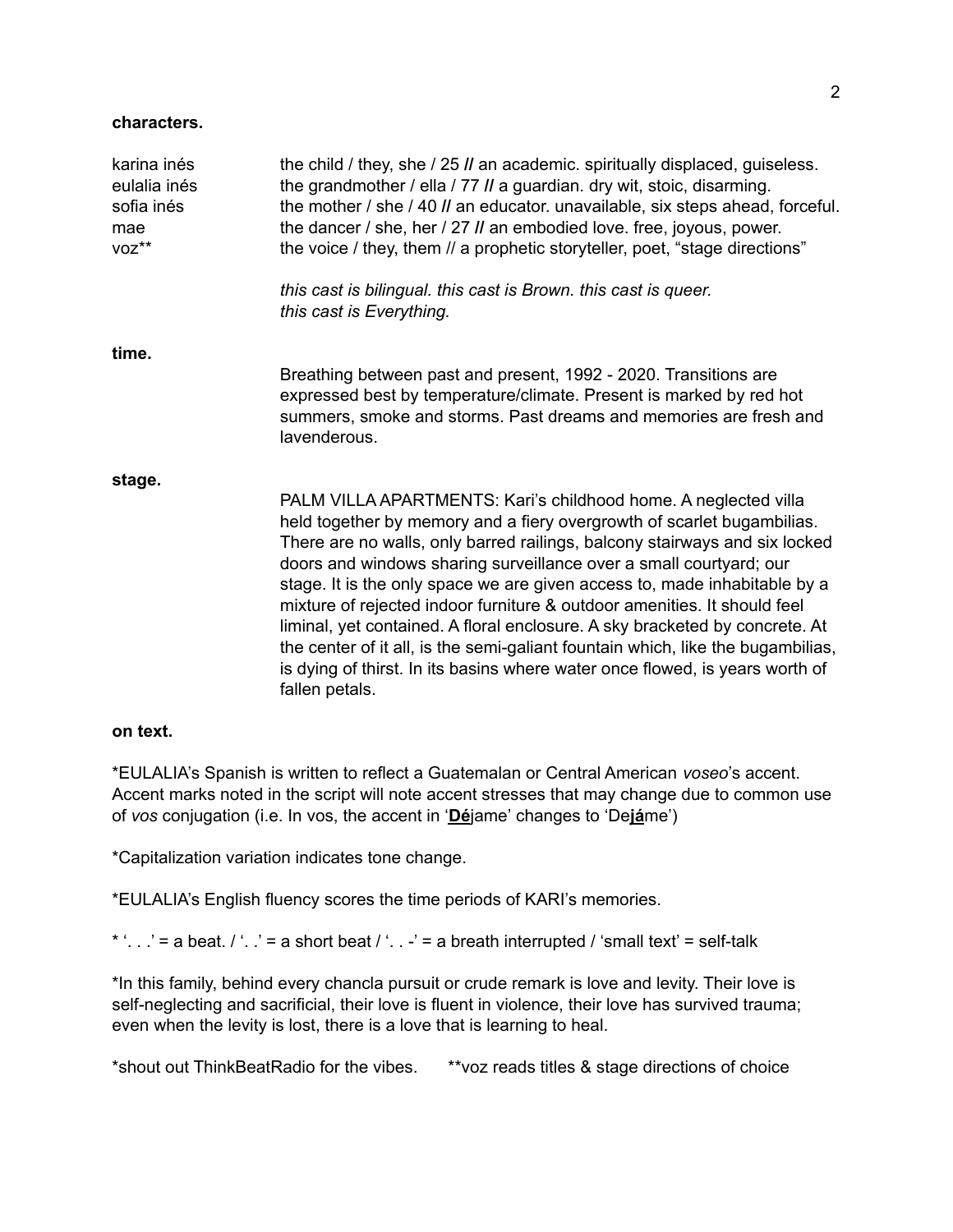**characters.**

| | |
|---|---|
| karina inés | the child / they, she / 25 // an academic. spiritually displaced, guiseless. |
| eulalia inés | the grandmother / ella / 77 // a guardian. dry wit, stoic, disarming. |
| sofia inés | the mother / she / 40 // an educator. unavailable, six steps ahead, forceful. |
| mae | the dancer / she, her / 27 // an embodied love. free, joyous, power. |
| voz** | the voice / they, them // a prophetic storyteller, poet, "stage directions" |

*this cast is bilingual. this cast is Brown. this cast is queer.*
*this cast is Everything.*

**time.**

Breathing between past and present, 1992 - 2020. Transitions are expressed best by temperature/climate. Present is marked by red hot summers, smoke and storms. Past dreams and memories are fresh and lavenderous.

**stage.**

PALM VILLA APARTMENTS: Kari's childhood home. A neglected villa held together by memory and a fiery overgrowth of scarlet bugambilias. There are no walls, only barred railings, balcony stairways and six locked doors and windows sharing surveillance over a small courtyard; our stage. It is the only space we are given access to, made inhabitable by a mixture of rejected indoor furniture & outdoor amenities. It should feel liminal, yet contained. A floral enclosure. A sky bracketed by concrete. At the center of it all, is the semi-galiant fountain which, like the bugambilias, is dying of thirst. In its basins where water once flowed, is years worth of fallen petals.

**on text.**

*EULALIA's Spanish is written to reflect a Guatemalan or Central American *voseo*'s accent. Accent marks noted in the script will note accent stresses that may change due to common use of *vos* conjugation (i.e. In vos, the accent in '**<u>Dé</u>**jame' changes to 'De**<u>já</u>**me')

*Capitalization variation indicates tone change.

*EULALIA's English fluency scores the time periods of KARI's memories.

* '. . .' = a beat. / '. .' = a short beat / '. . -' = a breath interrupted / 'small text' = self-talk

*In this family, behind every chancla pursuit or crude remark is love and levity. Their love is self-neglecting and sacrificial, their love is fluent in violence, their love has survived trauma; even when the levity is lost, there is a love that is learning to heal.

*shout out ThinkBeatRadio for the vibes. **voz reads titles & stage directions of choice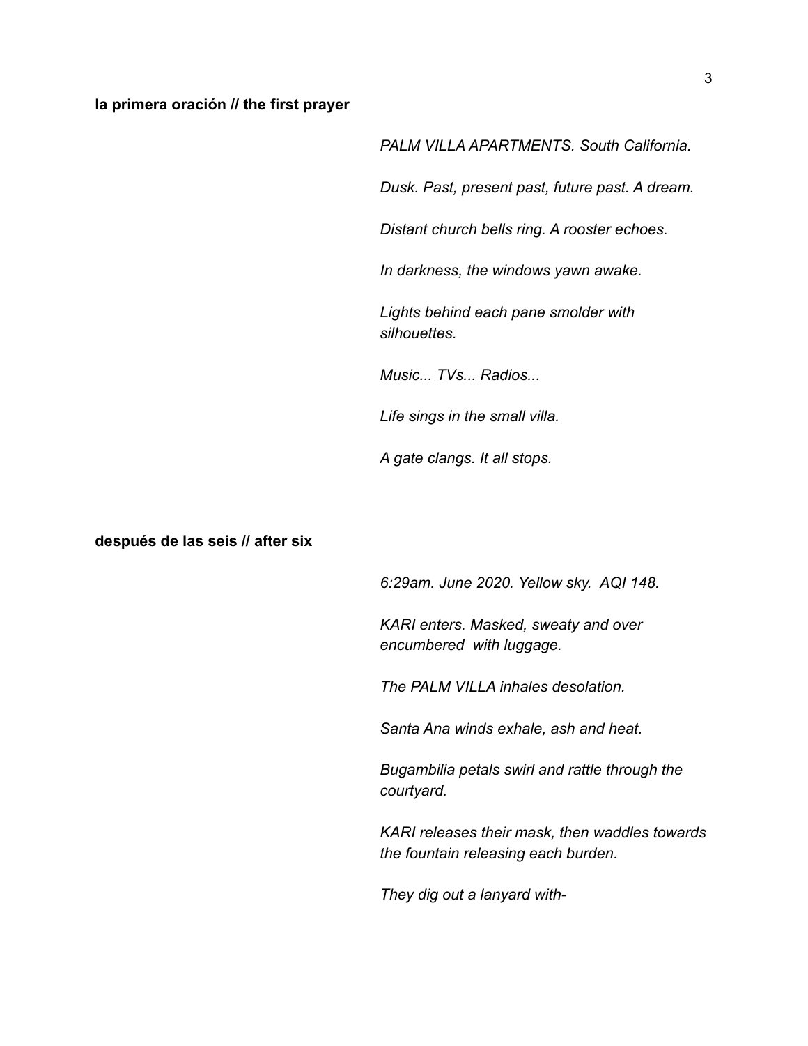**la primera oración // the first prayer**

*PALM VILLA APARTMENTS. South California.*

*Dusk. Past, present past, future past. A dream.*

*Distant church bells ring. A rooster echoes.*

*In darkness, the windows yawn awake.*

*Lights behind each pane smolder with silhouettes.*

*Music... TVs... Radios...*

*Life sings in the small villa.*

*A gate clangs. It all stops.*

**después de las seis // after six**

*6:29am. June 2020. Yellow sky. AQI 148.*

*KARI enters. Masked, sweaty and over encumbered with luggage.*

*The PALM VILLA inhales desolation.*

*Santa Ana winds exhale, ash and heat.*

*Bugambilia petals swirl and rattle through the courtyard.*

*KARI releases their mask, then waddles towards the fountain releasing each burden.*

*They dig out a lanyard with-*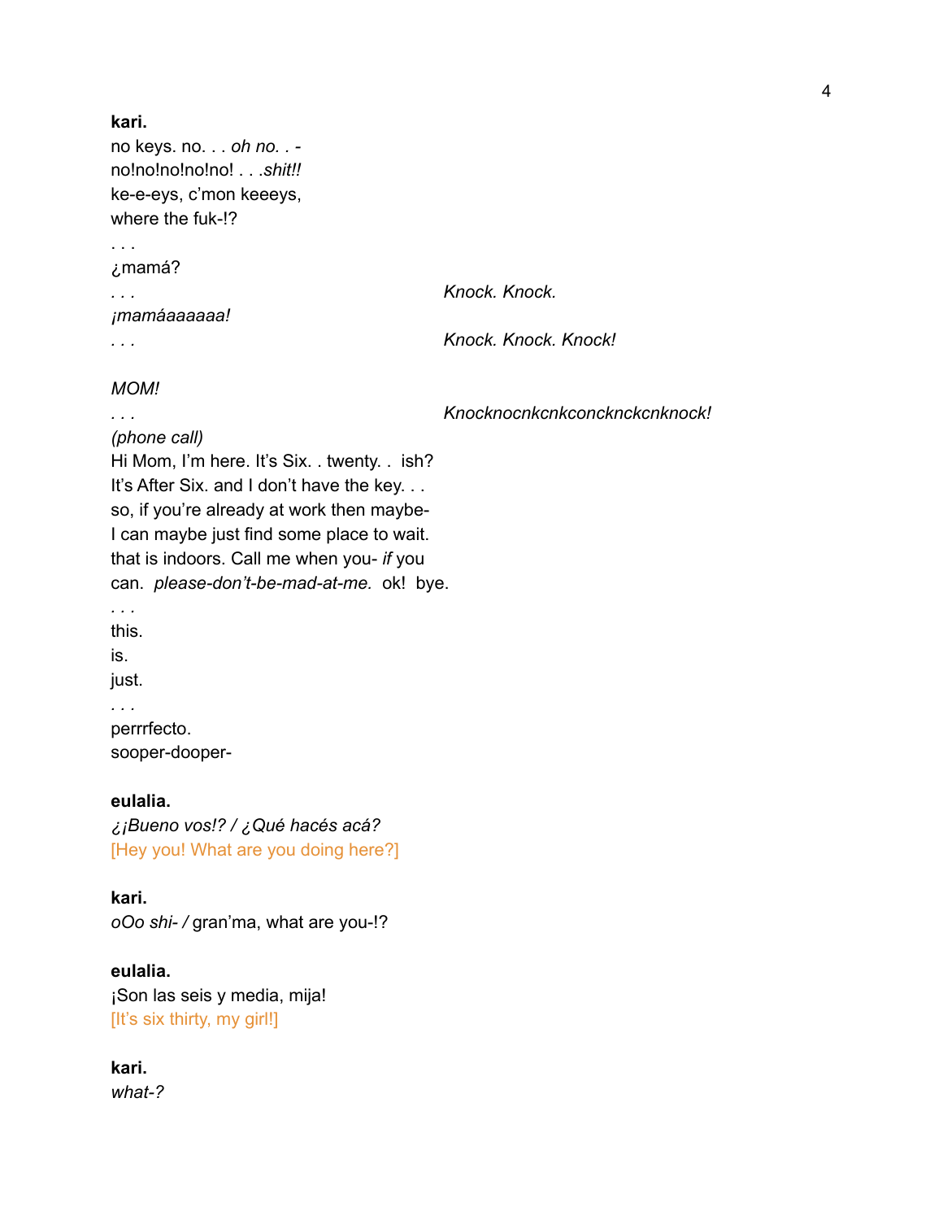**kari.**
no keys. no. . . *oh no. .* -
no!no!no!no!no! . . .*shit!!*
ke-e-eys, c'mon keeeys,
where the fuk-!?
. . .
¿mamá?
. . . *Knock. Knock.*
*¡mamáaaaaaa!*
. . . *Knock. Knock. Knock!*

*MOM!*
. . . *Knocknocnkcnkconcknckcnknock!*
*(phone call)*
Hi Mom, I'm here. It's Six. . twenty. . ish?
It's After Six. and I don't have the key. . .
so, if you're already at work then maybe-
I can maybe just find some place to wait.
that is indoors. Call me when you- *if* you
can. *please-don't-be-mad-at-me.* ok! bye.
. . .
this.
is.
just.
. . .
perrrfecto.
sooper-dooper-

**eulalia.**
*¿¡Bueno vos!? / ¿Qué hacés acá?*
[Hey you! What are you doing here?]

**kari.**
*oOo shi- /* gran'ma, what are you-!?

**eulalia.**
¡Son las seis y media, mija!
[It's six thirty, my girl!]

**kari.**
*what-?*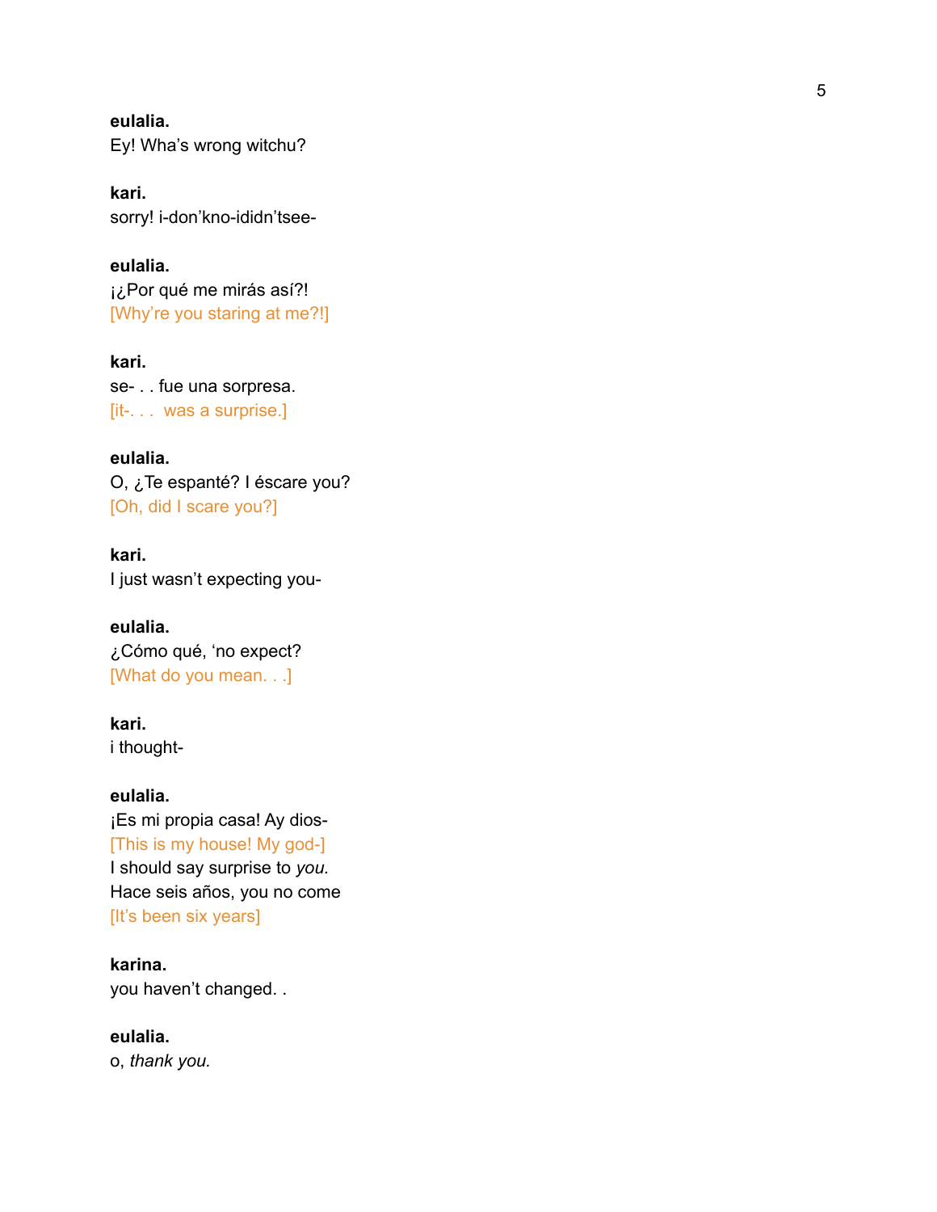**eulalia.**
Ey! Wha's wrong witchu?

**kari.**
sorry! i-don'kno-ididn'tsee-

**eulalia.**
¡¿Por qué me mirás así?!
[Why're you staring at me?!]

**kari.**
se- . . fue una sorpresa.
[it-. . . was a surprise.]

**eulalia.**
O, ¿Te espanté? I éscare you?
[Oh, did I scare you?]

**kari.**
I just wasn't expecting you-

**eulalia.**
¿Cómo qué, 'no expect?
[What do you mean. . .]

**kari.**
i thought-

**eulalia.**
¡Es mi propia casa! Ay dios-
[This is my house! My god-]
I should say surprise to *you.*
Hace seis años, you no come
[It's been six years]

**karina.**
you haven't changed. .

**eulalia.**
o, *thank you.*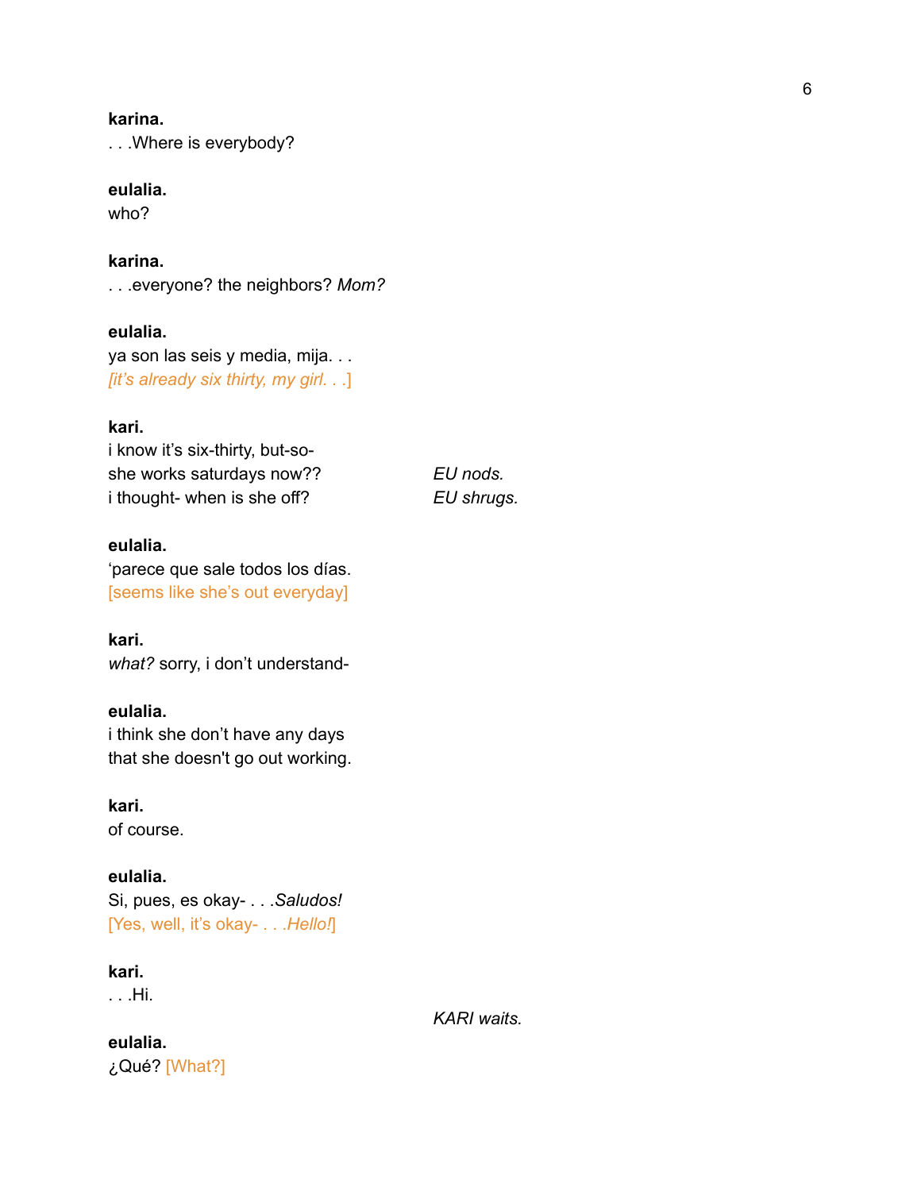**karina.**
. . .Where is everybody?

**eulalia.**
who?

**karina.**
. . .everyone? the neighbors? *Mom?*

**eulalia.**
ya son las seis y media, mija. . .
*[it's already six thirty, my girl. . .]*

**kari.**
i know it's six-thirty, but-so-
she works saturdays now?? *EU nods.*
i thought- when is she off? *EU shrugs.*

**eulalia.**
'parece que sale todos los días.
[seems like she's out everyday]

**kari.**
*what?* sorry, i don't understand-

**eulalia.**
i think she don't have any days
that she doesn't go out working.

**kari.**
of course.

**eulalia.**
Si, pues, es okay- . . .*Saludos!*
[Yes, well, it's okay- . . .*Hello!*]

**kari.**
. . .Hi.

*KARI waits.*

**eulalia.**
¿Qué? [What?]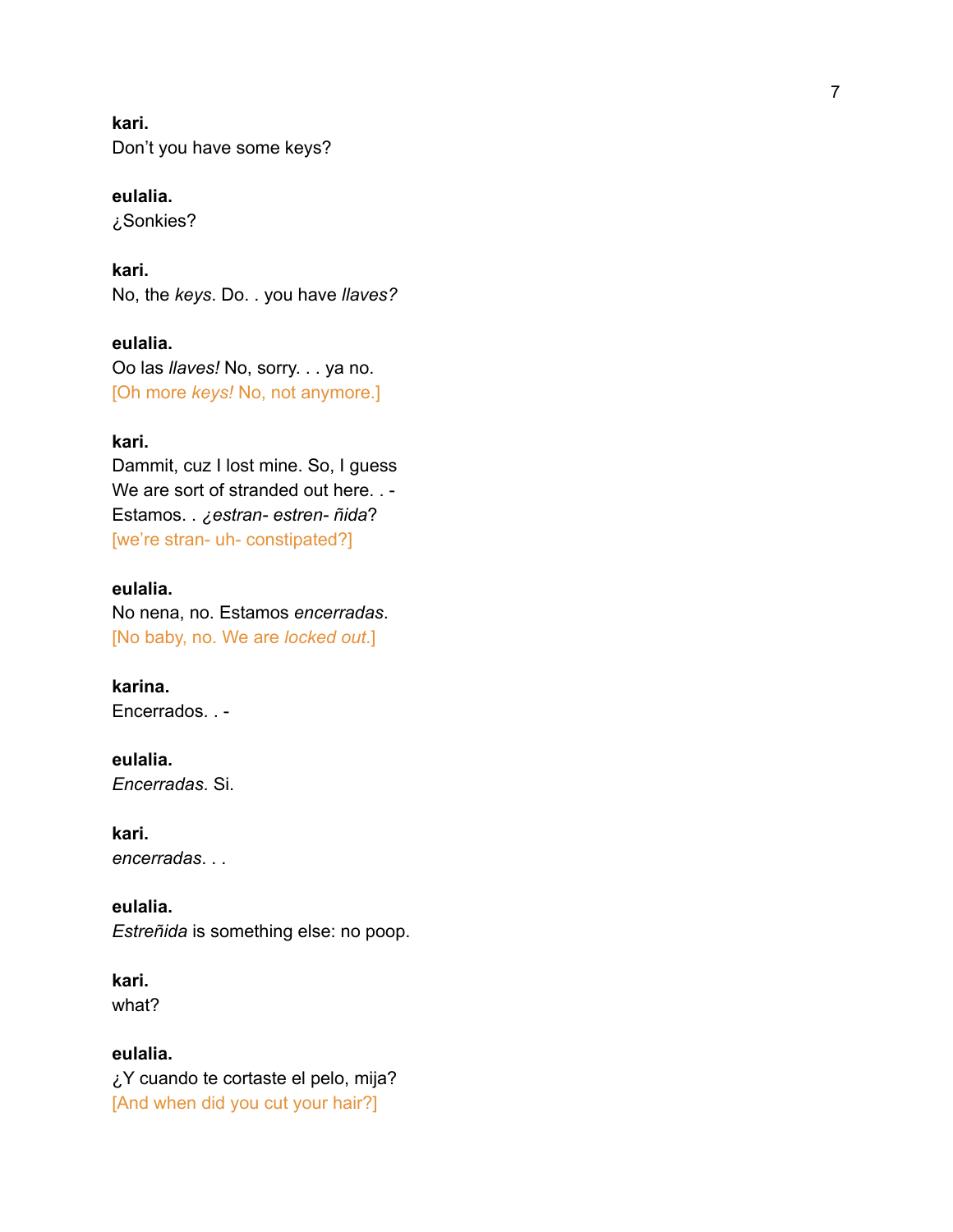**kari.**
Don't you have some keys?

**eulalia.**
¿Sonkies?

**kari.**
No, the *keys*. Do. . you have *llaves?*

**eulalia.**
Oo las *llaves!* No, sorry. . . ya no.
[Oh more *keys!* No, not anymore.]

**kari.**
Dammit, cuz I lost mine. So, I guess
We are sort of stranded out here. . -
Estamos. . *¿estran- estren- ñida*?
[we're stran- uh- constipated?]

**eulalia.**
No nena, no. Estamos *encerradas*.
[No baby, no. We are *locked out*.]

**karina.**
Encerrados. . -

**eulalia.**
*Encerradas*. Si.

**kari.**
*encerradas*. . .

**eulalia.**
*Estreñida* is something else: no poop.

**kari.**
what?

**eulalia.**
¿Y cuando te cortaste el pelo, mija?
[And when did you cut your hair?]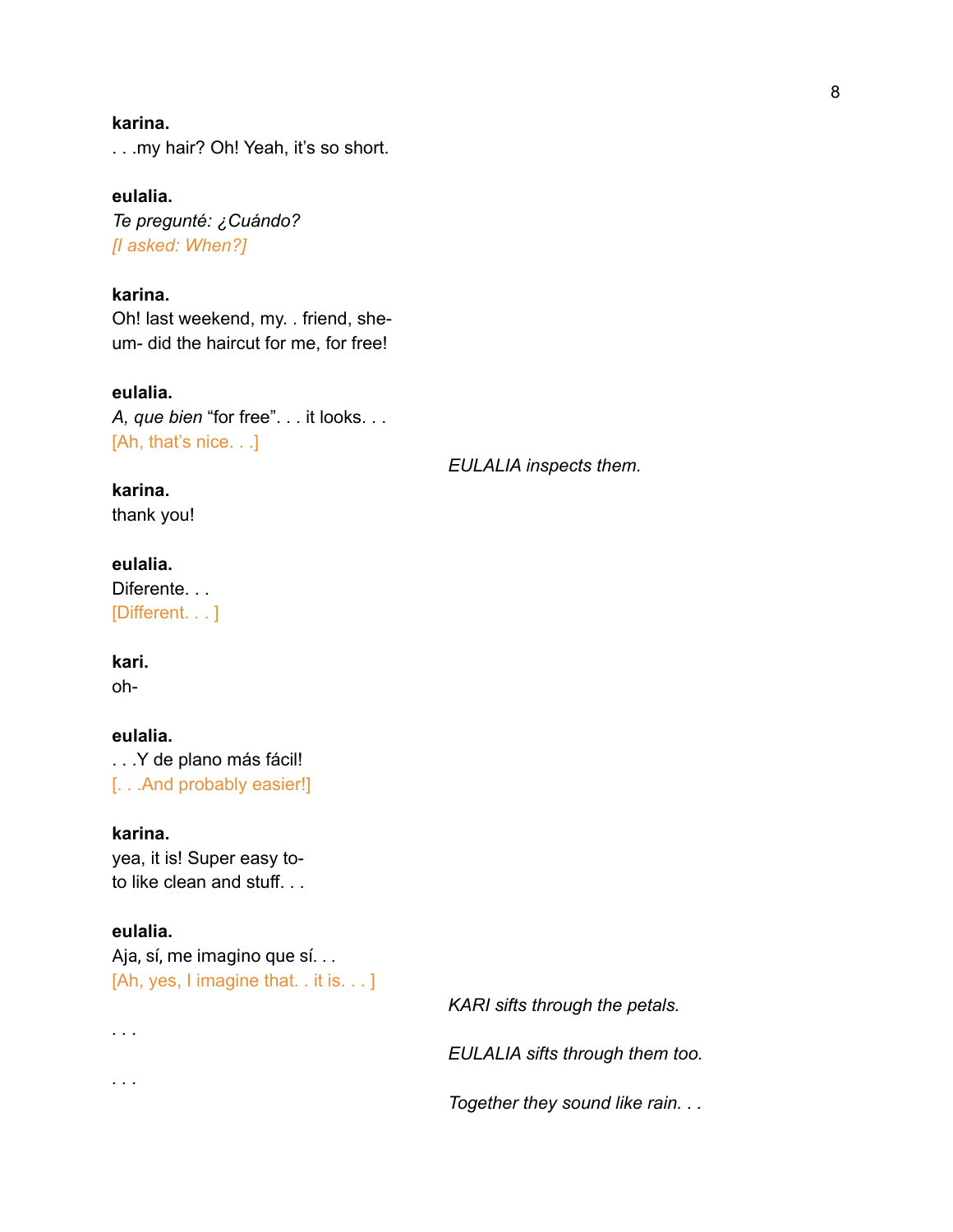**karina.**
. . .my hair? Oh! Yeah, it's so short.

**eulalia.**
*Te pregunté: ¿Cuándo?*
*[I asked: When?]*

**karina.**
Oh! last weekend, my. . friend, she-
um- did the haircut for me, for free!

**eulalia.**
*A, que bien* "for free". . . it looks. . .
[Ah, that's nice. . .]

*EULALIA inspects them.*

**karina.**
thank you!

**eulalia.**
Diferente. . .
[Different. . . ]

**kari.**
oh-

**eulalia.**
. . .Y de plano más fácil!
[. . .And probably easier!]

**karina.**
yea, it is! Super easy to-
to like clean and stuff. . .

**eulalia.**
Aja, sí, me imagino que sí. . .
[Ah, yes, I imagine that. . it is. . . ]

*KARI sifts through the petals.*

. . .

*EULALIA sifts through them too.*

. . .

*Together they sound like rain. . .*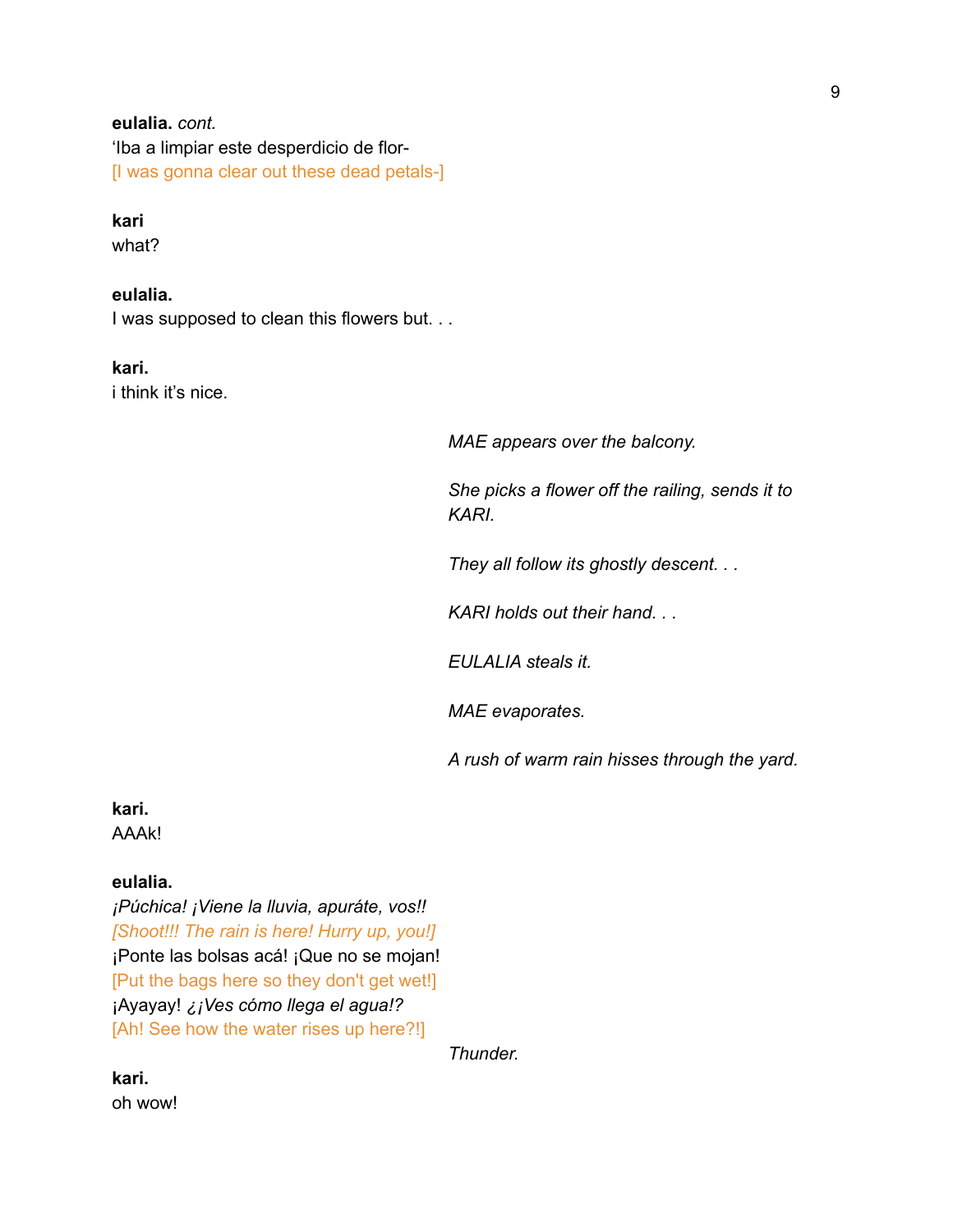**eulalia.** *cont.*
'Iba a limpiar este desperdicio de flor-
[I was gonna clear out these dead petals-]

**kari**
what?

**eulalia.**
I was supposed to clean this flowers but. . .

**kari.**
i think it's nice.

*MAE appears over the balcony.*

*She picks a flower off the railing, sends it to KARI.*

*They all follow its ghostly descent. . .*

*KARI holds out their hand. . .*

*EULALIA steals it.*

*MAE evaporates.*

*A rush of warm rain hisses through the yard.*

**kari.**
AAAk!

**eulalia.**
*¡Púchica! ¡Viene la lluvia, apuráte, vos!!*
*[Shoot!!! The rain is here! Hurry up, you!]*
¡Ponte las bolsas acá! ¡Que no se mojan!
[Put the bags here so they don't get wet!]
¡Ayayay! *¿¡Ves cómo llega el agua!?*
[Ah! See how the water rises up here?!]

*Thunder.*

**kari.**
oh wow!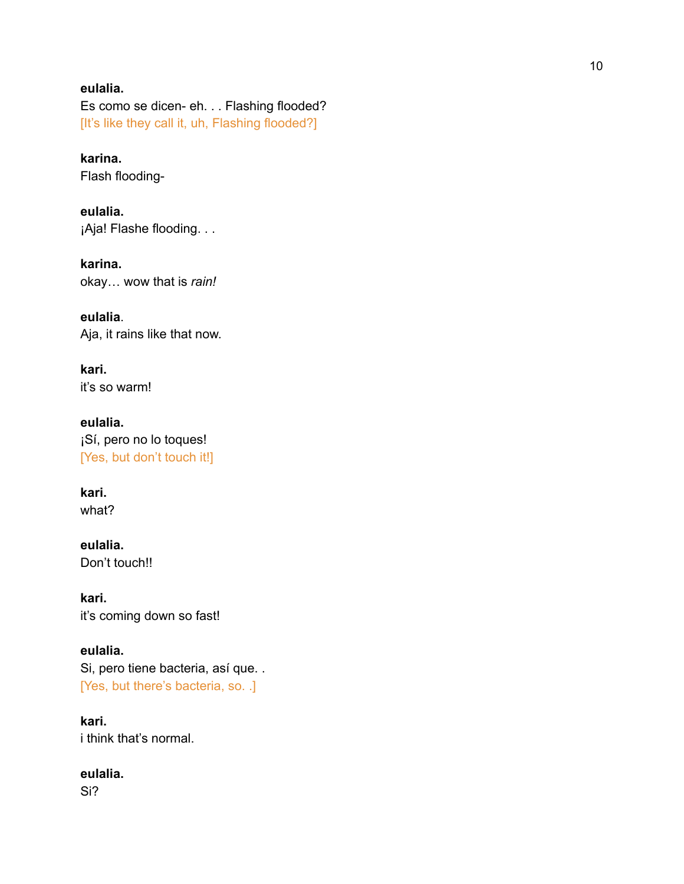**eulalia.**
Es como se dicen- eh. . . Flashing flooded?
[It's like they call it, uh, Flashing flooded?]

**karina.**
Flash flooding-

**eulalia.**
¡Aja! Flashe flooding. . .

**karina.**
okay… wow that is *rain!*

**eulalia**.
Aja, it rains like that now.

**kari.**
it's so warm!

**eulalia.**
¡Sí, pero no lo toques!
[Yes, but don't touch it!]

**kari.**
what?

**eulalia.**
Don't touch!!

**kari.**
it's coming down so fast!

**eulalia.**
Si, pero tiene bacteria, así que. .
[Yes, but there's bacteria, so. .]

**kari.**
i think that's normal.

**eulalia.**
Si?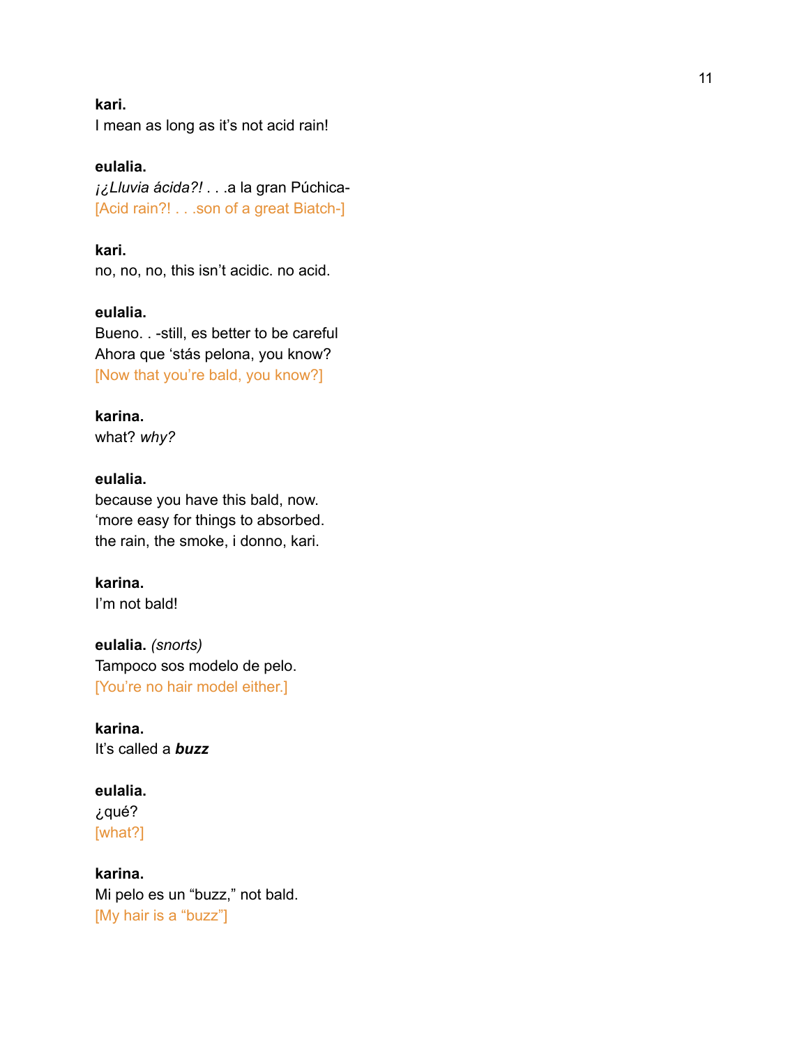**kari.**
I mean as long as it's not acid rain!

**eulalia.**
*¡¿Lluvia ácida?!* . . .a la gran Púchica-
[Acid rain?! . . .son of a great Biatch-]

**kari.**
no, no, no, this isn't acidic. no acid.

**eulalia.**
Bueno. . -still, es better to be careful
Ahora que 'stás pelona, you know?
[Now that you're bald, you know?]

**karina.**
what? *why?*

**eulalia.**
because you have this bald, now.
'more easy for things to absorbed.
the rain, the smoke, i donno, kari.

**karina.**
I'm not bald!

**eulalia.** *(snorts)*
Tampoco sos modelo de pelo.
[You're no hair model either.]

**karina.**
It's called a ***buzz***

**eulalia.**
¿qué?
[what?]

**karina.**
Mi pelo es un "buzz," not bald.
[My hair is a "buzz"]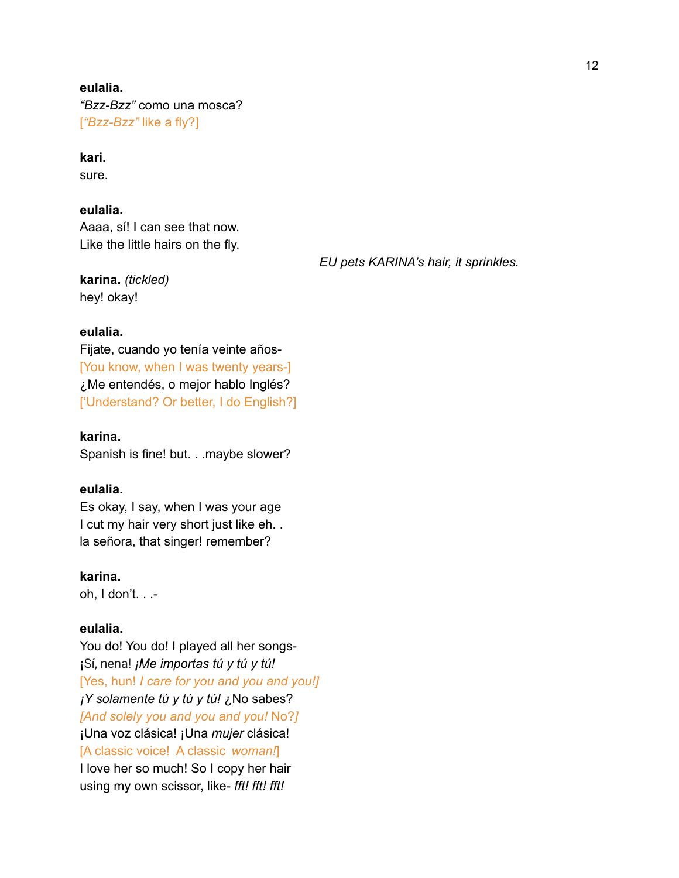**eulalia.**
*"Bzz-Bzz"* como una mosca?
[*"Bzz-Bzz"* like a fly?]

**kari.**
sure.

**eulalia.**
Aaaa, sí! I can see that now.
Like the little hairs on the fly.

*EU pets KARINA's hair, it sprinkles.*

**karina.** *(tickled)*
hey! okay!

**eulalia.**
Fijate, cuando yo tenía veinte años-
[You know, when I was twenty years-]
¿Me entendés, o mejor hablo Inglés?
['Understand? Or better, I do English?]

**karina.**
Spanish is fine! but. . .maybe slower?

**eulalia.**
Es okay, I say, when I was your age
I cut my hair very short just like eh. .
la señora, that singer! remember?

**karina.**
oh, I don't. . .-

**eulalia.**
You do! You do! I played all her songs-
¡Sí, nena! *¡Me importas tú y tú y tú!*
[Yes, hun! *I care for you and you and you!]*
*¡Y solamente tú y tú y tú!* ¿No sabes?
*[And solely you and you and you!* No?*]*
¡Una voz clásica! ¡Una *mujer* clásica!
[A classic voice! A classic *woman!*]
I love her so much! So I copy her hair
using my own scissor, like- *fft! fft! fft!*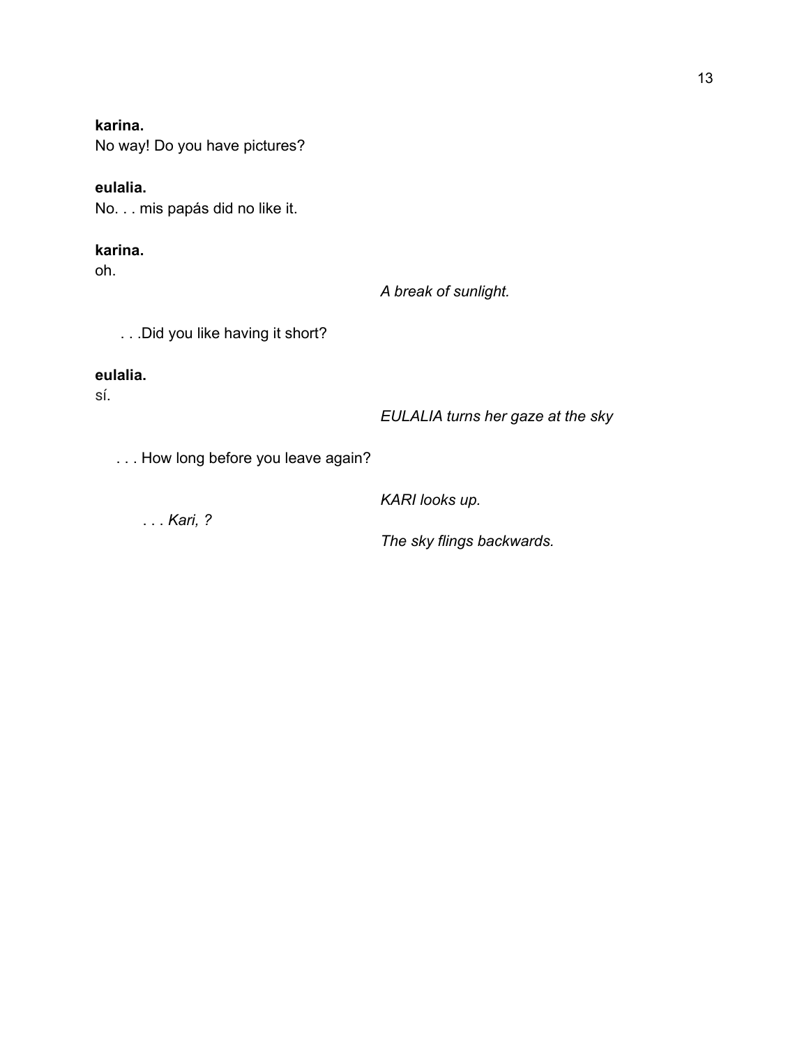**karina.**
No way! Do you have pictures?

**eulalia.**
No. . . mis papás did no like it.

**karina.**
oh.

*A break of sunlight.*

. . .Did you like having it short?

**eulalia.**
sí.

*EULALIA turns her gaze at the sky*

. . . How long before you leave again?

*KARI looks up.*

. . . *Kari, ?*

*The sky flings backwards.*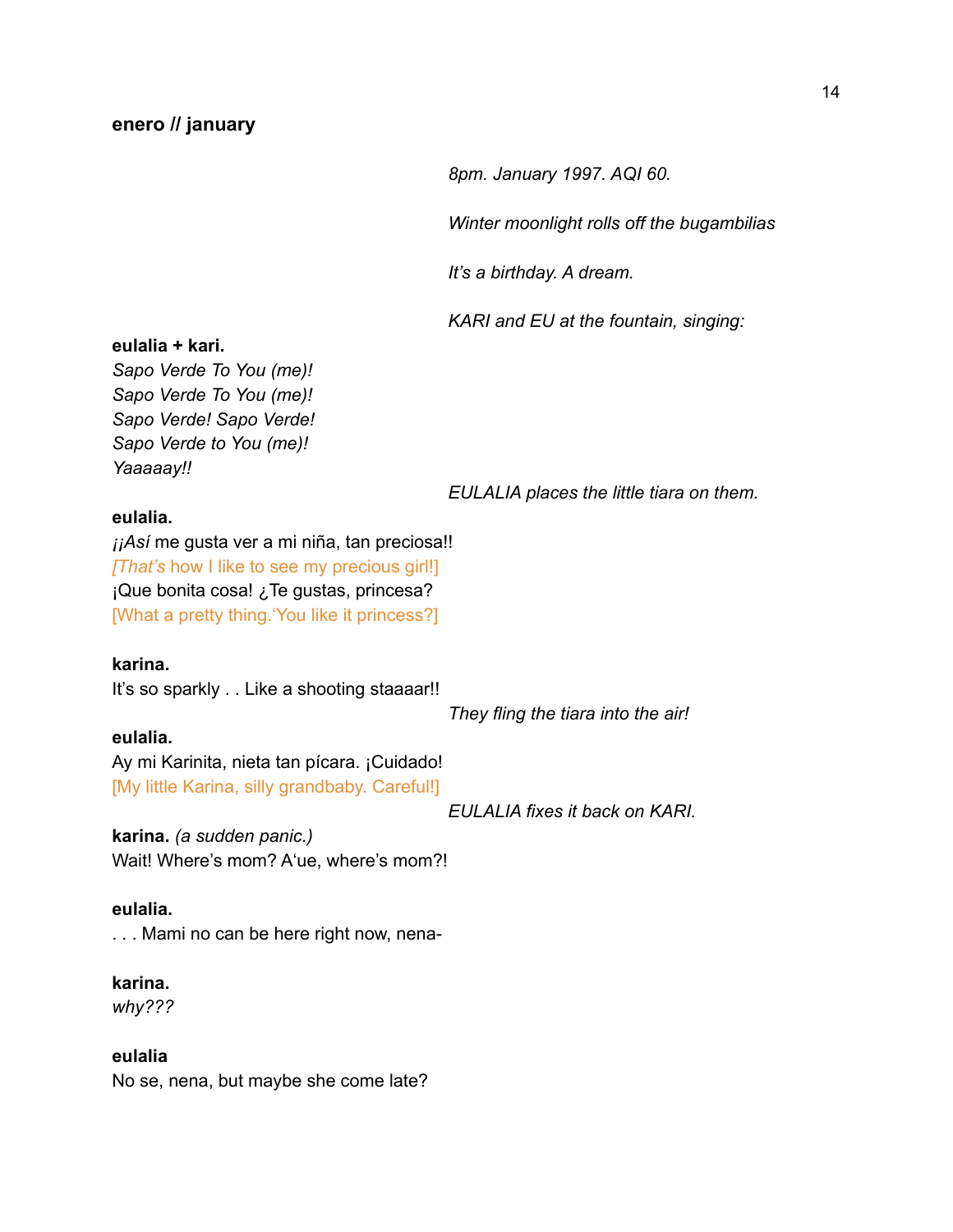**enero // january**

*8pm. January 1997. AQI 60.*

*Winter moonlight rolls off the bugambilias*

*It's a birthday. A dream.*

*KARI and EU at the fountain, singing:*

**eulalia + kari.**
*Sapo Verde To You (me)!*
*Sapo Verde To You (me)!*
*Sapo Verde! Sapo Verde!*
*Sapo Verde to You (me)!*
*Yaaaaay!!*

*EULALIA places the little tiara on them.*

**eulalia.**
¡¡*Así* me gusta ver a mi niña, tan preciosa!!
[*That's* how I like to see my precious girl!]
¡Que bonita cosa! ¿Te gustas, princesa?
[What a pretty thing.'You like it princess?]

**karina.**
It's so sparkly . . Like a shooting staaaar!!

*They fling the tiara into the air!*

**eulalia.**
Ay mi Karinita, nieta tan pícara. ¡Cuidado!
[My little Karina, silly grandbaby. Careful!]

*EULALIA fixes it back on KARI.*

**karina.** *(a sudden panic.)*
Wait! Where's mom? A'ue, where's mom?!

**eulalia.**
. . . Mami no can be here right now, nena-

**karina.**
*why???*

**eulalia**
No se, nena, but maybe she come late?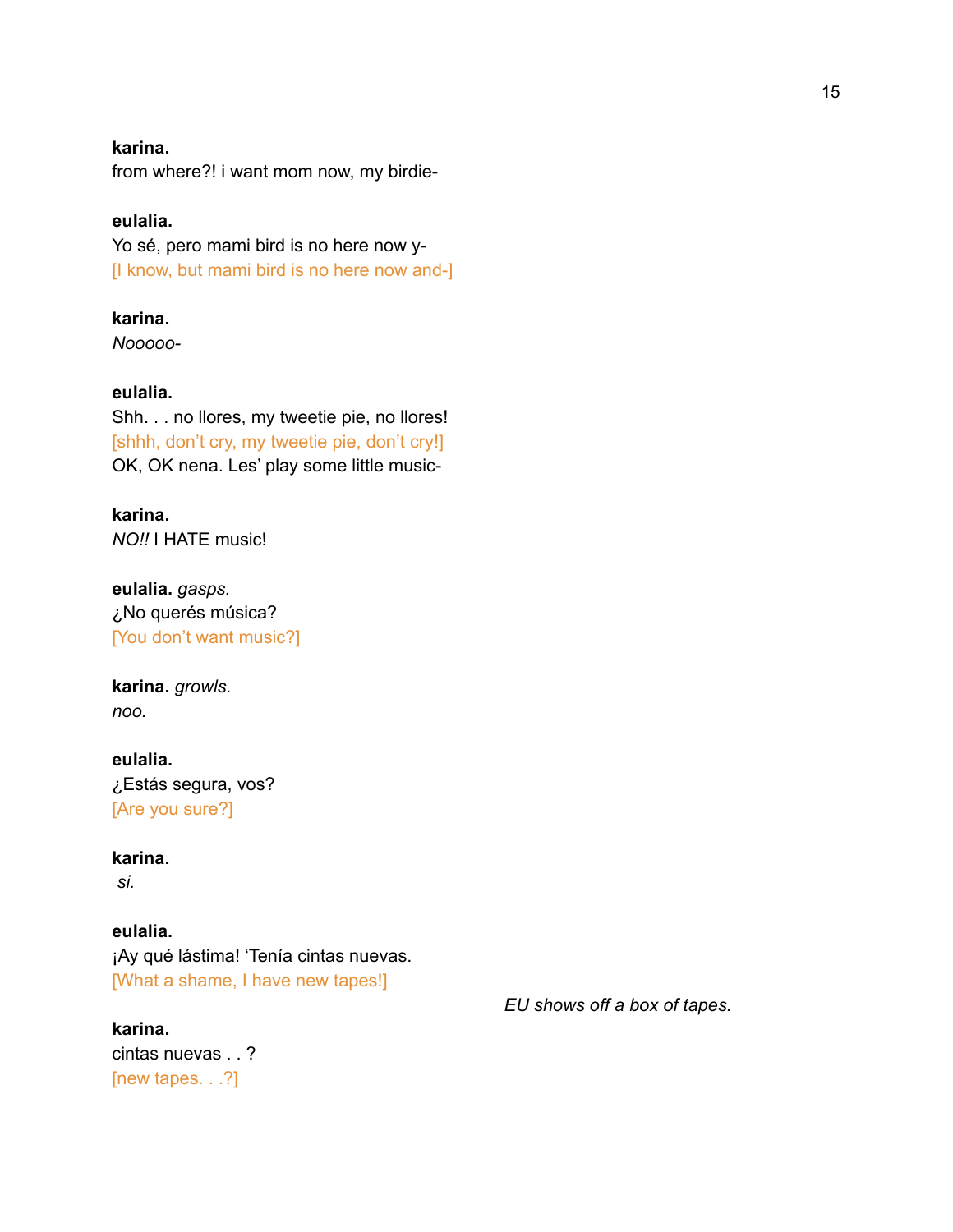**karina.**
from where?! i want mom now, my birdie-

**eulalia.**
Yo sé, pero mami bird is no here now y-
[I know, but mami bird is no here now and-]

**karina.**
*Nooooo-*

**eulalia.**
Shh. . . no llores, my tweetie pie, no llores!
[shhh, don't cry, my tweetie pie, don't cry!]
OK, OK nena. Les' play some little music-

**karina.**
*NO!!* I HATE music!

**eulalia.** *gasps.*
¿No querés música?
[You don't want music?]

**karina.** *growls.*
*noo.*

**eulalia.**
¿Estás segura, vos?
[Are you sure?]

**karina.**
*si.*

**eulalia.**
¡Ay qué lástima! 'Tenía cintas nuevas.
[What a shame, I have new tapes!]

*EU shows off a box of tapes.*

**karina.**
cintas nuevas . . ?
[new tapes. . .?]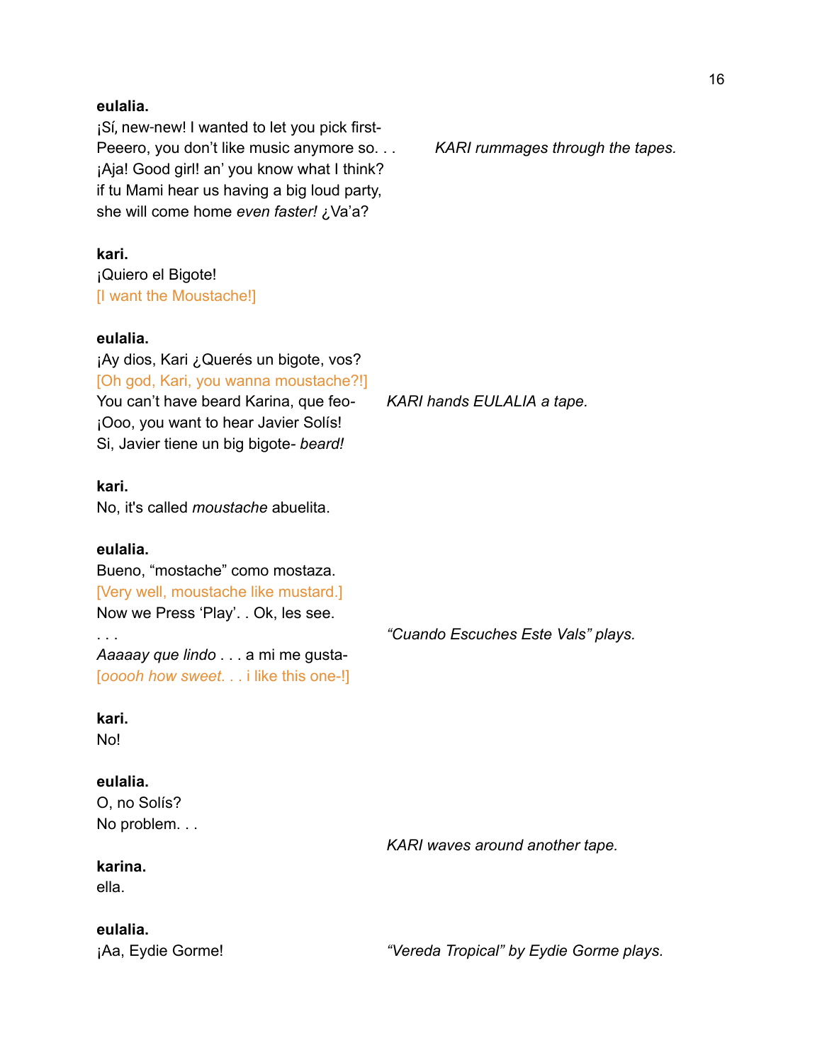**eulalia.**
¡Sí, new-new! I wanted to let you pick first-
Peeero, you don't like music anymore so. . .

*KARI rummages through the tapes.*

¡Aja! Good girl! an' you know what I think?
if tu Mami hear us having a big loud party,
she will come home *even faster!* ¿Va'a?

**kari.**
¡Quiero el Bigote!
[I want the Moustache!]

**eulalia.**
¡Ay dios, Kari ¿Querés un bigote, vos?
[Oh god, Kari, you wanna moustache?!]
You can't have beard Karina, que feo-

*KARI hands EULALIA a tape.*

¡Ooo, you want to hear Javier Solís!
Si, Javier tiene un big bigote- *beard!*

**kari.**
No, it's called *moustache* abuelita.

**eulalia.**
Bueno, "mostache" como mostaza.
[Very well, moustache like mustard.]
Now we Press 'Play'. . Ok, les see.
. . .

*"Cuando Escuches Este Vals" plays.*

*Aaaaay que lindo* . . . a mi me gusta-
[*ooooh how sweet*. . . i like this one-!]

**kari.**
No!

**eulalia.**
O, no Solís?
No problem. . .

*KARI waves around another tape.*

**karina.**
ella.

**eulalia.**
¡Aa, Eydie Gorme!

*"Vereda Tropical" by Eydie Gorme plays.*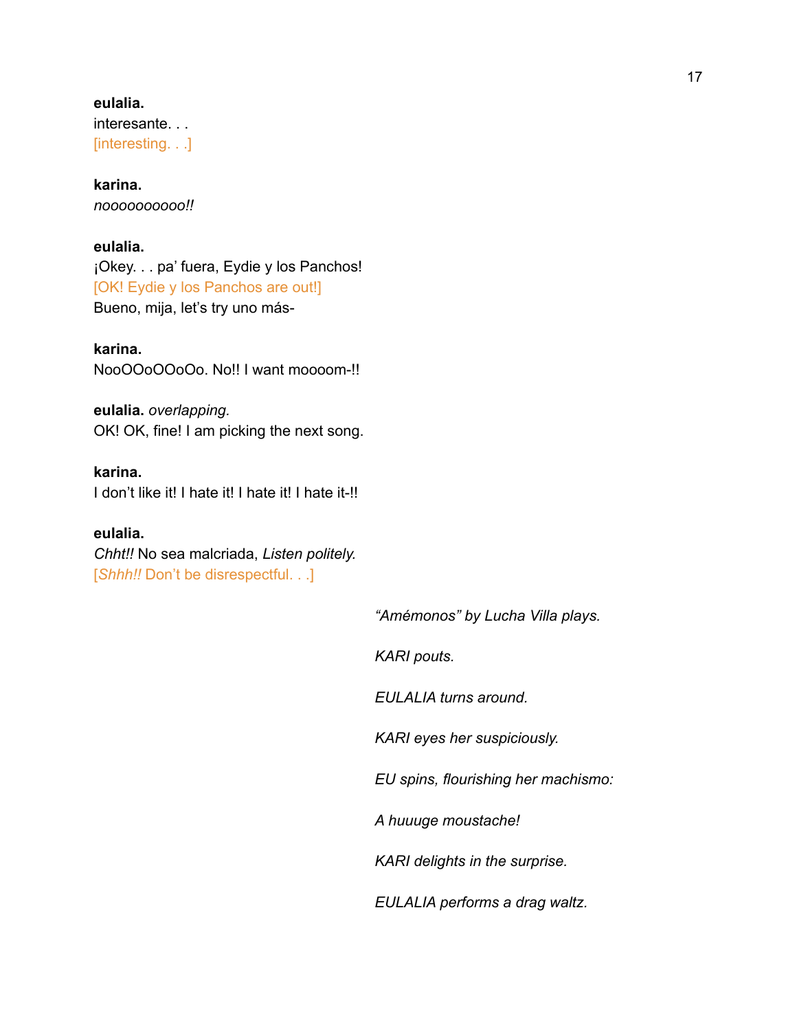**eulalia.**
interesante. . .
[interesting. . .]

**karina.**
*nooooooooooo!!*

**eulalia.**
¡Okey. . . pa' fuera, Eydie y los Panchos!
[OK! Eydie y los Panchos are out!]
Bueno, mija, let's try uno más-

**karina.**
NooOOoOOoOo. No!! I want moooom-!!

**eulalia.** *overlapping.*
OK! OK, fine! I am picking the next song.

**karina.**
I don't like it! I hate it! I hate it! I hate it-!!

**eulalia.**
*Chht!!* No sea malcriada, *Listen politely.*
[*Shhh!!* Don't be disrespectful. . .]

*"Amémonos" by Lucha Villa plays.*

*KARI pouts.*

*EULALIA turns around.*

*KARI eyes her suspiciously.*

*EU spins, flourishing her machismo:*

*A huuuge moustache!*

*KARI delights in the surprise.*

*EULALIA performs a drag waltz.*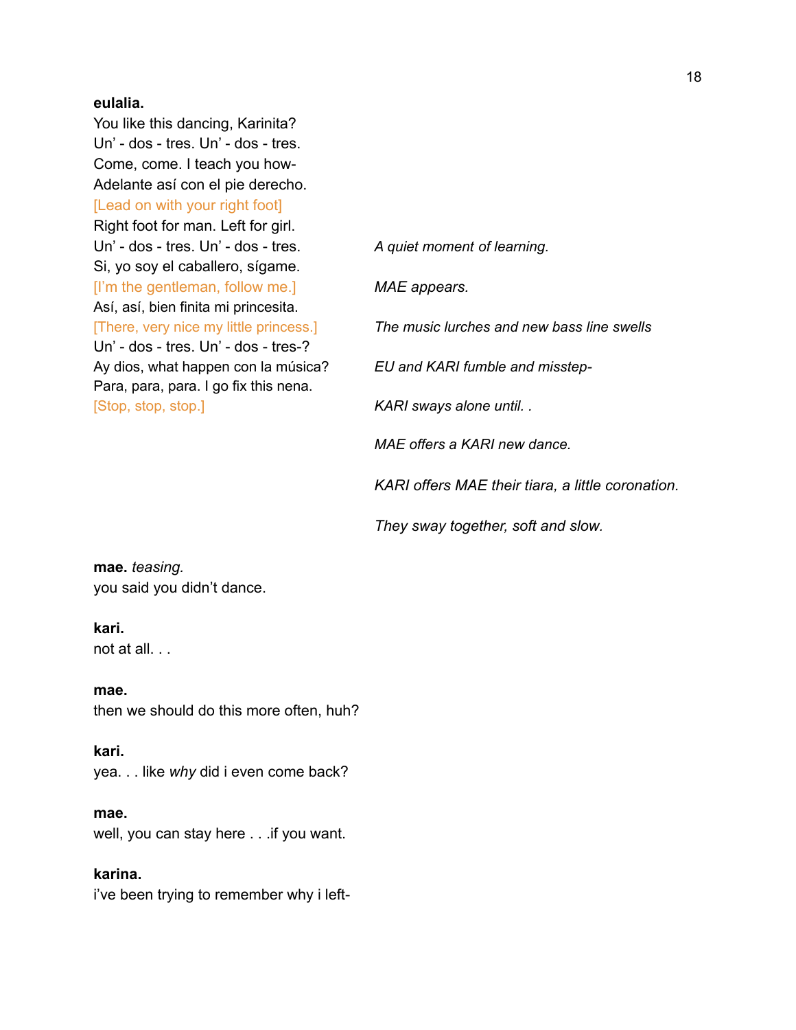**eulalia.**
You like this dancing, Karinita?
Un' - dos - tres. Un' - dos - tres.
Come, come. I teach you how-
Adelante así con el pie derecho.
[Lead on with your right foot]
Right foot for man. Left for girl.
Un' - dos - tres. Un' - dos - tres.
Si, yo soy el caballero, sígame.
[I'm the gentleman, follow me.]
Así, así, bien finita mi princesita.
[There, very nice my little princess.]
Un' - dos - tres. Un' - dos - tres-?
Ay dios, what happen con la música?
Para, para, para. I go fix this nena.
[Stop, stop, stop.]

*A quiet moment of learning.*

*MAE appears.*

*The music lurches and new bass line swells*

*EU and KARI fumble and misstep-*

*KARI sways alone until. .*

*MAE offers a KARI new dance.*

*KARI offers MAE their tiara, a little coronation.*

*They sway together, soft and slow.*

**mae.** *teasing.*
you said you didn't dance.

**kari.**
not at all. . .

**mae.**
then we should do this more often, huh?

**kari.**
yea. . . like *why* did i even come back?

**mae.**
well, you can stay here . . .if you want.

**karina.**
i've been trying to remember why i left-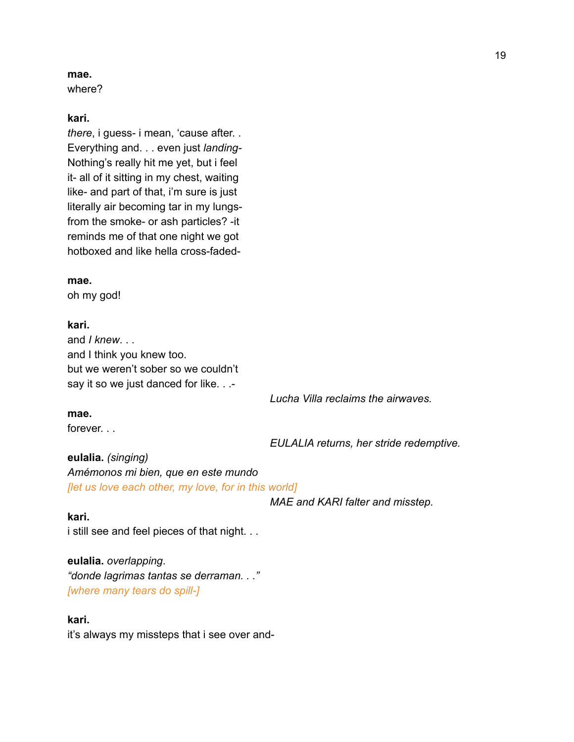**mae.**
where?

**kari.**
*there*, i guess- i mean, 'cause after. .
Everything and. . . even just *landing*-
Nothing's really hit me yet, but i feel
it- all of it sitting in my chest, waiting
like- and part of that, i'm sure is just
literally air becoming tar in my lungs-
from the smoke- or ash particles? -it
reminds me of that one night we got
hotboxed and like hella cross-faded-

**mae.**
oh my god!

**kari.**
and *I knew*. . .
and I think you knew too.
but we weren't sober so we couldn't
say it so we just danced for like. . .-

*Lucha Villa reclaims the airwaves.*

**mae.**
forever. . .

*EULALIA returns, her stride redemptive.*

**eulalia.** *(singing)*
*Amémonos mi bien, que en este mundo*
*[let us love each other, my love, for in this world]*

*MAE and KARI falter and misstep.*

**kari.**
i still see and feel pieces of that night. . .

**eulalia.** *overlapping*.
*"donde lagrimas tantas se derraman. . ."*
*[where many tears do spill-]*

**kari.**
it's always my missteps that i see over and-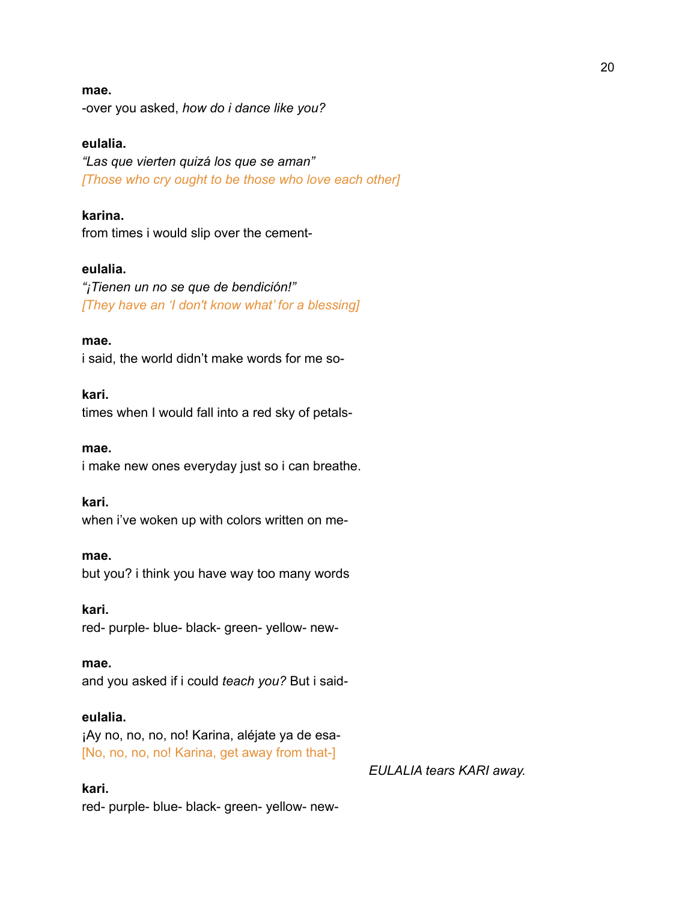**mae.**
-over you asked, *how do i dance like you?*

**eulalia.**
*"Las que vierten quizá los que se aman"*
*[Those who cry ought to be those who love each other]*

**karina.**
from times i would slip over the cement-

**eulalia.**
*"¡Tienen un no se que de bendición!"*
*[They have an 'I don't know what' for a blessing]*

**mae.**
i said, the world didn't make words for me so-

**kari.**
times when I would fall into a red sky of petals-

**mae.**
i make new ones everyday just so i can breathe.

**kari.**
when i've woken up with colors written on me-

**mae.**
but you? i think you have way too many words

**kari.**
red- purple- blue- black- green- yellow- new-

**mae.**
and you asked if i could *teach you?* But i said-

**eulalia.**
¡Ay no, no, no, no! Karina, aléjate ya de esa-
[No, no, no, no! Karina, get away from that-]

*EULALIA tears KARI away.*

**kari.**
red- purple- blue- black- green- yellow- new-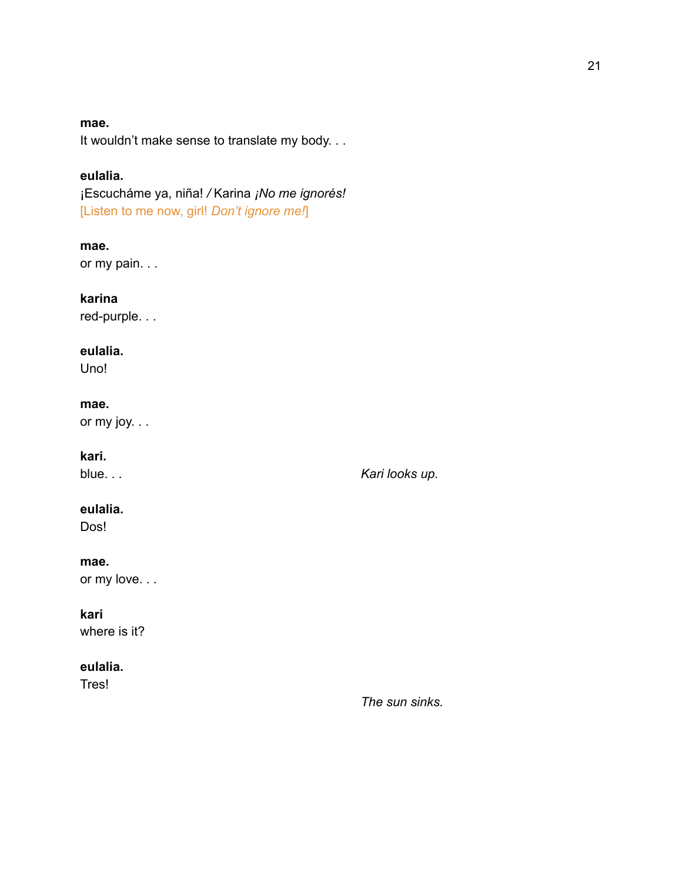**mae.**
It wouldn't make sense to translate my body. . .

**eulalia.**
¡Escucháme ya, niña! / Karina *¡No me ignorés!*
[Listen to me now, girl! *Don't ignore me!*]

**mae.**
or my pain. . .

**karina**
red-purple. . .

**eulalia.**
Uno!

**mae.**
or my joy. . .

**kari.**
blue. . .

*Kari looks up.*

**eulalia.**
Dos!

**mae.**
or my love. . .

**kari**
where is it?

**eulalia.**
Tres!

*The sun sinks.*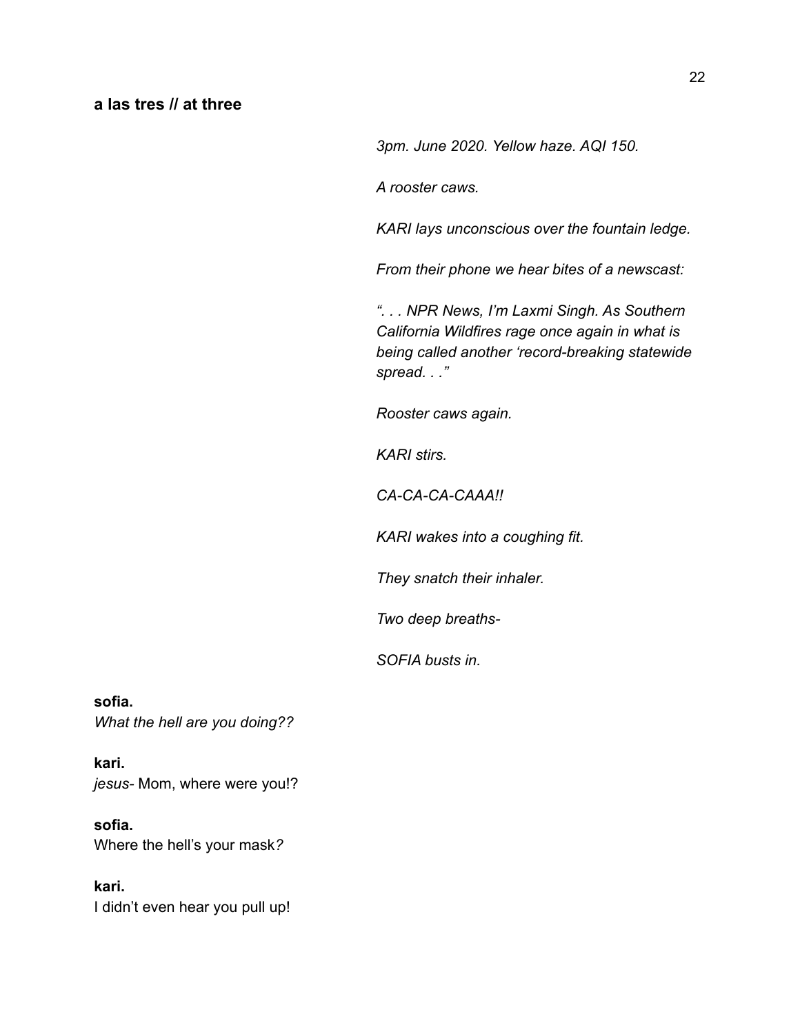**a las tres // at three**

*3pm. June 2020. Yellow haze. AQI 150.*

*A rooster caws.*

*KARI lays unconscious over the fountain ledge.*

*From their phone we hear bites of a newscast:*

*". . . NPR News, I'm Laxmi Singh. As Southern California Wildfires rage once again in what is being called another 'record-breaking statewide spread. . ."*

*Rooster caws again.*

*KARI stirs.*

*CA-CA-CA-CAAA!!*

*KARI wakes into a coughing fit.*

*They snatch their inhaler.*

*Two deep breaths-*

*SOFIA busts in.*

**sofia.**
*What the hell are you doing??*

**kari.**
*jesus-* Mom, where were you!?

**sofia.**
Where the hell's your mask*?*

**kari.**
I didn't even hear you pull up!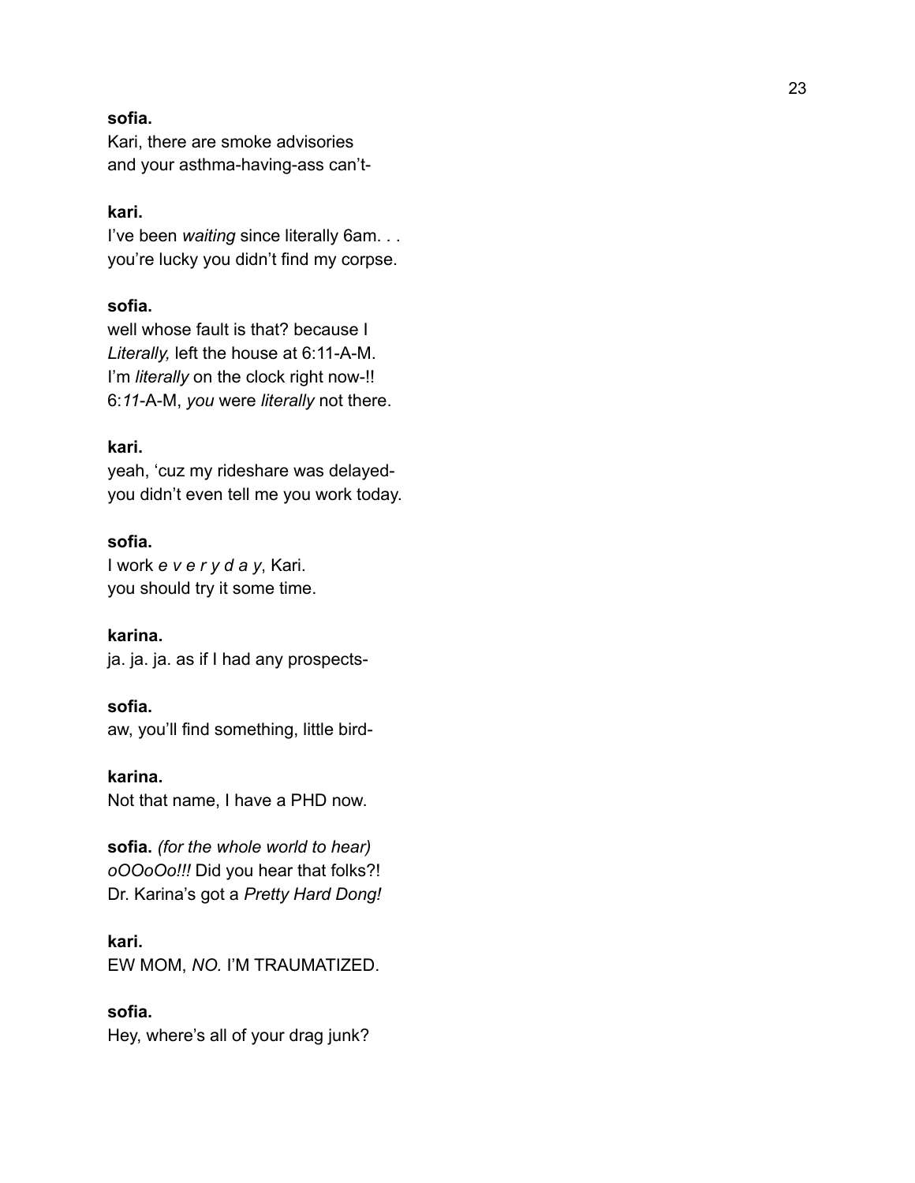**sofia.**
Kari, there are smoke advisories
and your asthma-having-ass can't-

**kari.**
I've been *waiting* since literally 6am. . .
you're lucky you didn't find my corpse.

**sofia.**
well whose fault is that? because I
*Literally,* left the house at 6:11-A-M.
I'm *literally* on the clock right now-!!
6:*11*-A-M, *you* were *literally* not there.

**kari.**
yeah, 'cuz my rideshare was delayed-
you didn't even tell me you work today.

**sofia.**
I work *e v e r y d a y*, Kari.
you should try it some time.

**karina.**
ja. ja. ja. as if I had any prospects-

**sofia.**
aw, you'll find something, little bird-

**karina.**
Not that name, I have a PHD now.

**sofia.** *(for the whole world to hear)*
*oOOoOo!!!* Did you hear that folks?!
Dr. Karina's got a *Pretty Hard Dong!*

**kari.**
EW MOM, *NO.* I'M TRAUMATIZED.

**sofia.**
Hey, where's all of your drag junk?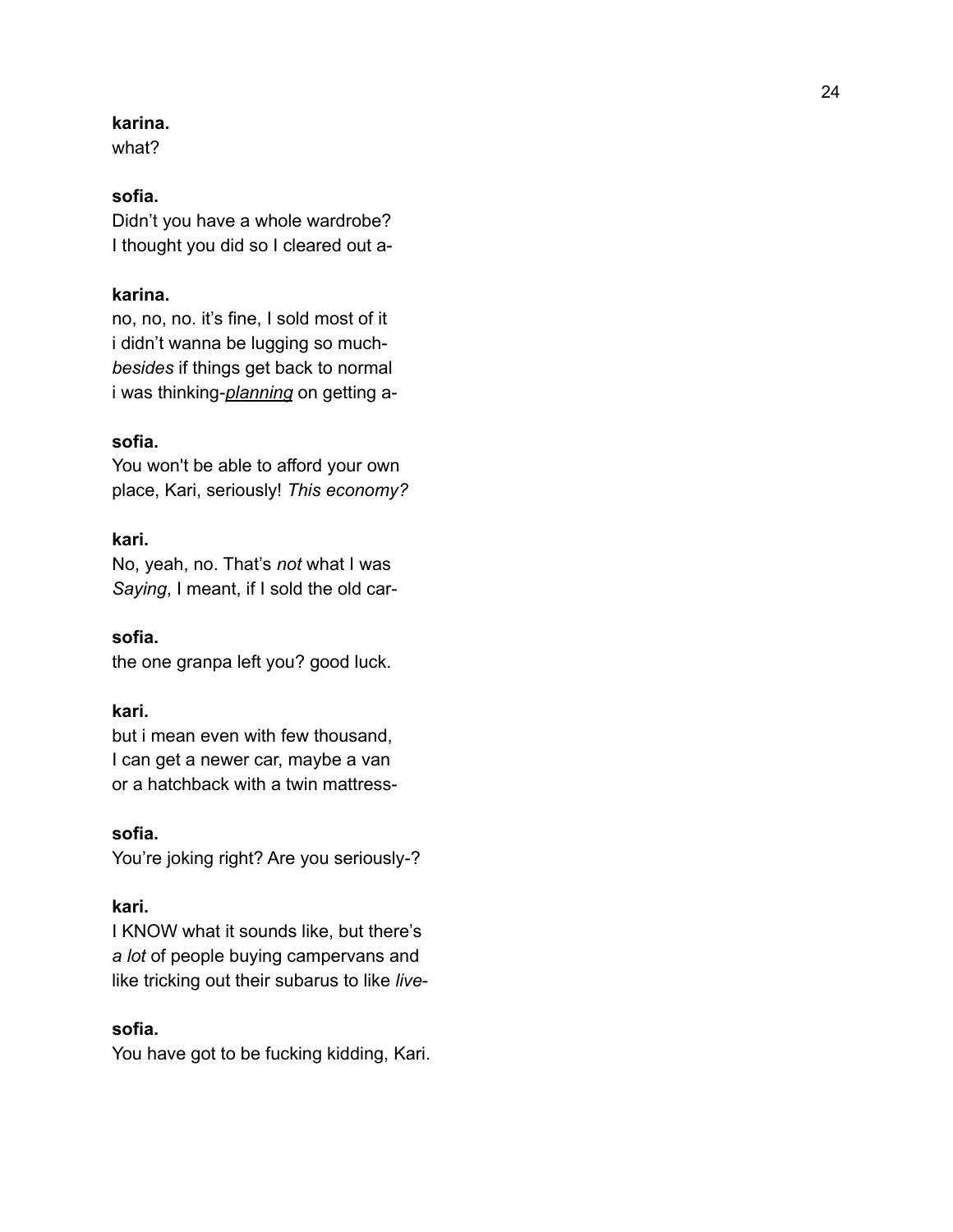**karina.**
what?

**sofia.**
Didn't you have a whole wardrobe?
I thought you did so I cleared out a-

**karina.**
no, no, no. it's fine, I sold most of it
i didn't wanna be lugging so much-
*besides* if things get back to normal
i was thinking-*<u>planning</u>* on getting a-

**sofia.**
You won't be able to afford your own
place, Kari, seriously! *This economy?*

**kari.**
No, yeah, no. That's *not* what I was
*Saying*, I meant, if I sold the old car-

**sofia.**
the one granpa left you? good luck.

**kari.**
but i mean even with few thousand,
I can get a newer car, maybe a van
or a hatchback with a twin mattress-

**sofia.**
You're joking right? Are you seriously-?

**kari.**
I KNOW what it sounds like, but there's
*a lot* of people buying campervans and
like tricking out their subarus to like *live*-

**sofia.**
You have got to be fucking kidding, Kari.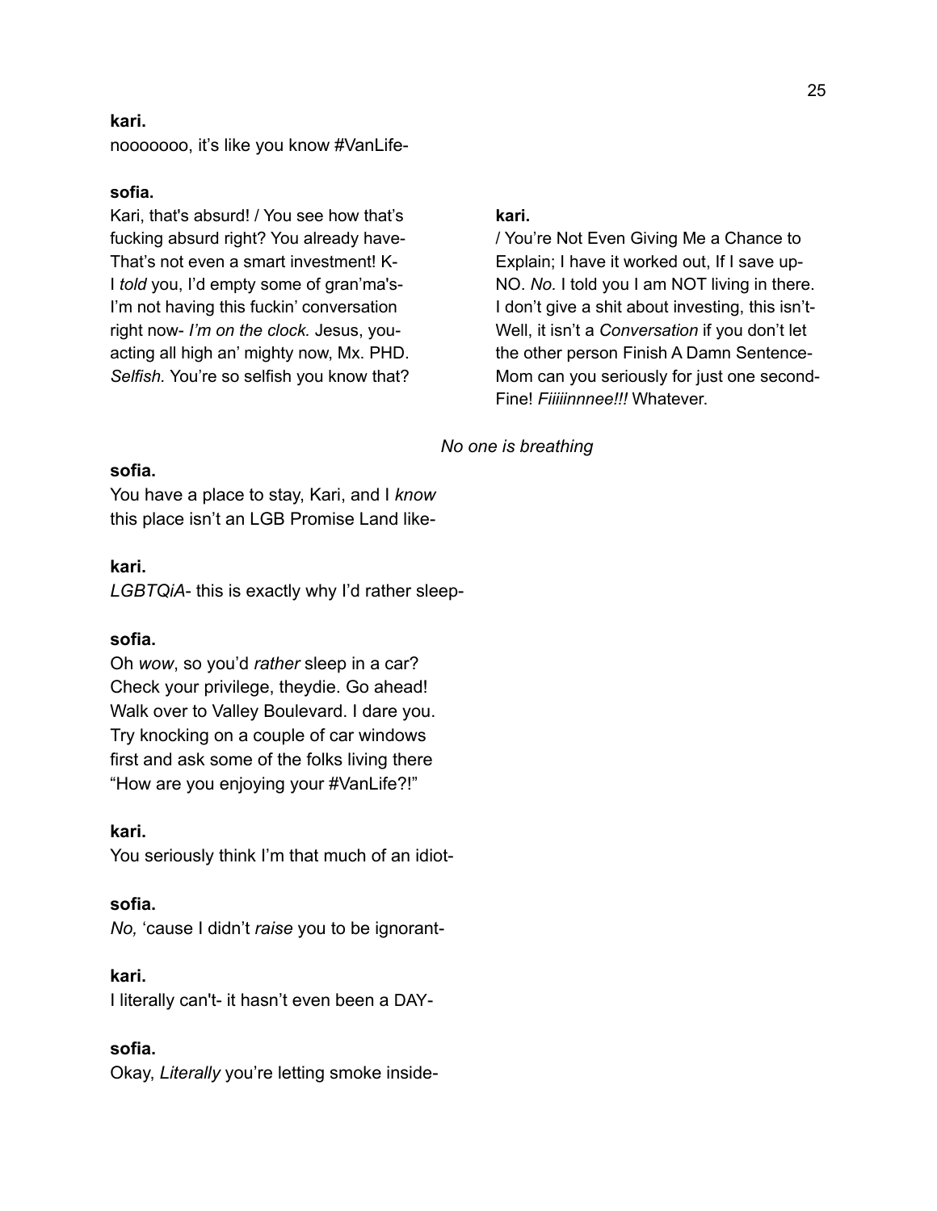**kari.**
nooooooo, it's like you know #VanLife-

**sofia.**
Kari, that's absurd! / You see how that's fucking absurd right? You already have- That's not even a smart investment! K- I *told* you, I'd empty some of gran'ma's- I'm not having this fuckin' conversation right now- *I'm on the clock.* Jesus, you- acting all high an' mighty now, Mx. PHD. *Selfish.* You're so selfish you know that?

**kari.**
/ You're Not Even Giving Me a Chance to Explain; I have it worked out, If I save up- NO. *No.* I told you I am NOT living in there. I don't give a shit about investing, this isn't- Well, it isn't a *Conversation* if you don't let the other person Finish A Damn Sentence- Mom can you seriously for just one second- Fine! *Fiiiiinnnee!!!* Whatever.

*No one is breathing*

**sofia.**
You have a place to stay, Kari, and I *know* this place isn't an LGB Promise Land like-

**kari.**
*LGBTQiA*- this is exactly why I'd rather sleep-

**sofia.**
Oh *wow*, so you'd *rather* sleep in a car? Check your privilege, theydie. Go ahead! Walk over to Valley Boulevard. I dare you. Try knocking on a couple of car windows first and ask some of the folks living there "How are you enjoying your #VanLife?!"

**kari.**
You seriously think I'm that much of an idiot-

**sofia.**
*No,* 'cause I didn't *raise* you to be ignorant-

**kari.**
I literally can't- it hasn't even been a DAY-

**sofia.**
Okay, *Literally* you're letting smoke inside-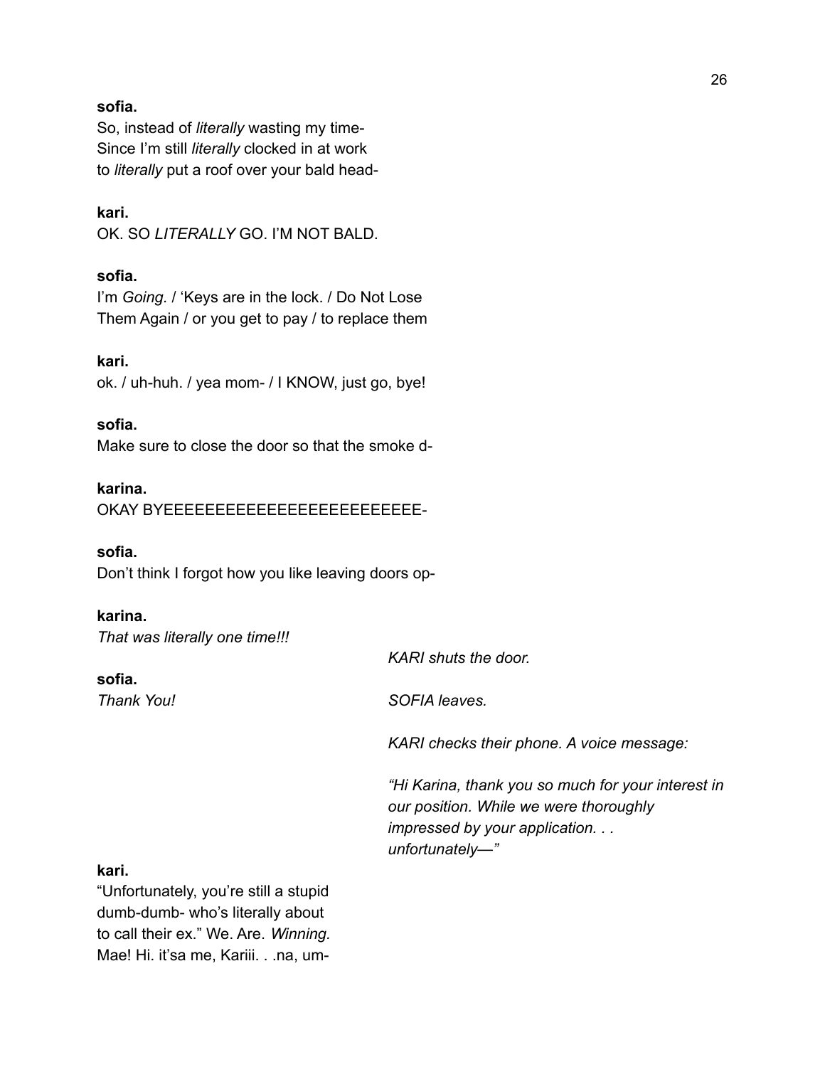**sofia.**
So, instead of *literally* wasting my time-
Since I'm still *literally* clocked in at work
to *literally* put a roof over your bald head-

**kari.**
OK. SO *LITERALLY* GO. I'M NOT BALD.

**sofia.**
I'm *Going.* / 'Keys are in the lock. / Do Not Lose
Them Again / or you get to pay / to replace them

**kari.**
ok. / uh-huh. / yea mom- / I KNOW, just go, bye!

**sofia.**
Make sure to close the door so that the smoke d-

**karina.**
OKAY BYEEEEEEEEEEEEEEEEEEEEEEEEEE-

**sofia.**
Don't think I forgot how you like leaving doors op-

**karina.**
*That was literally one time!!!*

*KARI shuts the door.*

**sofia.**
*Thank You!*

*SOFIA leaves.*

*KARI checks their phone. A voice message:*

*"Hi Karina, thank you so much for your interest in our position. While we were thoroughly impressed by your application. . . unfortunately—"*

**kari.**
"Unfortunately, you're still a stupid dumb-dumb- who's literally about to call their ex." We. Are. *Winning.* Mae! Hi. it'sa me, Kariii. . .na, um-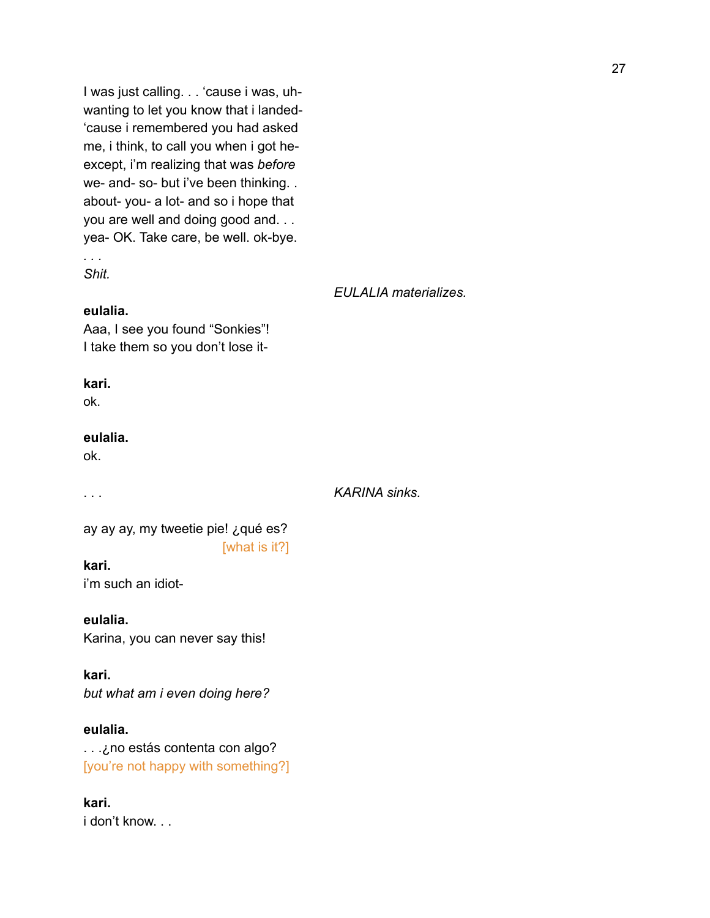I was just calling. . . 'cause i was, uh- wanting to let you know that i landed- 'cause i remembered you had asked me, i think, to call you when i got he- except, i'm realizing that was *before* we- and- so- but i've been thinking. . about- you- a lot- and so i hope that you are well and doing good and. . . yea- OK. Take care, be well. ok-bye.

. . .

*Shit.*

*EULALIA materializes.*

**eulalia.**
Aaa, I see you found "Sonkies"!
I take them so you don't lose it-

**kari.**
ok.

**eulalia.**
ok.

. . .

*KARINA sinks.*

ay ay ay, my tweetie pie! ¿qué es?
[what is it?]

**kari.**
i'm such an idiot-

**eulalia.**
Karina, you can never say this!

**kari.**
*but what am i even doing here?*

**eulalia.**
. . .¿no estás contenta con algo?
[you're not happy with something?]

**kari.**
i don't know. . .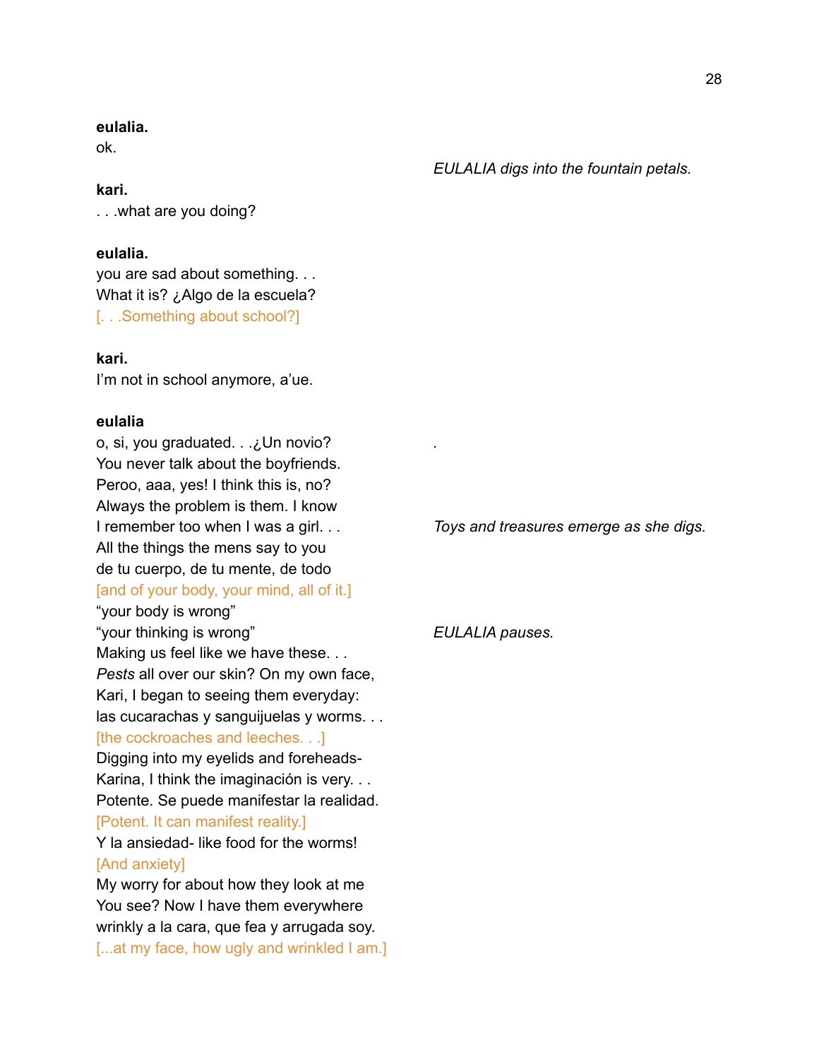**eulalia.**
ok.

*EULALIA digs into the fountain petals.*

**kari.**
. . .what are you doing?

**eulalia.**
you are sad about something. . .
What it is? ¿Algo de la escuela?
[. . .Something about school?]

**kari.**
I'm not in school anymore, a'ue.

**eulalia**
o, si, you graduated. . .¿Un novio?
You never talk about the boyfriends.
Peroo, aaa, yes! I think this is, no?
Always the problem is them. I know
I remember too when I was a girl. . .

*Toys and treasures emerge as she digs.*

All the things the mens say to you
de tu cuerpo, de tu mente, de todo
[and of your body, your mind, all of it.]
"your body is wrong"
"your thinking is wrong"

*EULALIA pauses.*

Making us feel like we have these. . .
*Pests* all over our skin? On my own face,
Kari, I began to seeing them everyday:
las cucarachas y sanguijuelas y worms. . .
[the cockroaches and leeches. . .]
Digging into my eyelids and foreheads-
Karina, I think the imaginación is very. . .
Potente. Se puede manifestar la realidad.
[Potent. It can manifest reality.]
Y la ansiedad- like food for the worms!
[And anxiety]
My worry for about how they look at me
You see? Now I have them everywhere
wrinkly a la cara, que fea y arrugada soy.
[...at my face, how ugly and wrinkled I am.]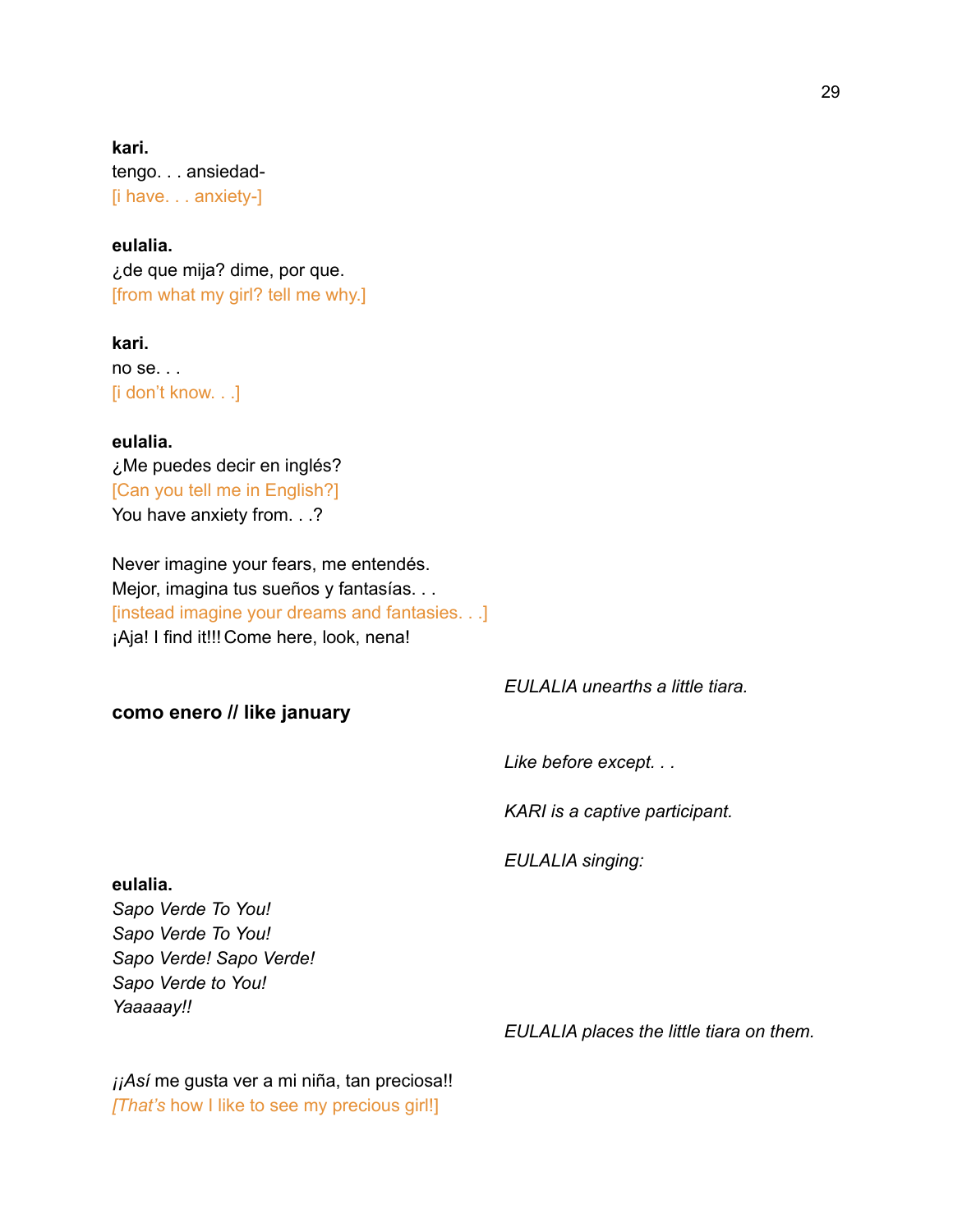**kari.**
tengo. . . ansiedad-
[i have. . . anxiety-]

**eulalia.**
¿de que mija? dime, por que.
[from what my girl? tell me why.]

**kari.**
no se. . .
[i don't know. . .]

**eulalia.**
¿Me puedes decir en inglés?
[Can you tell me in English?]
You have anxiety from. . .?

Never imagine your fears, me entendés.
Mejor, imagina tus sueños y fantasías. . .
[instead imagine your dreams and fantasies. . .]
¡Aja! I find it!!! Come here, look, nena!

*EULALIA unearths a little tiara.*

**como enero // like january**

*Like before except. . .*

*KARI is a captive participant.*

*EULALIA singing:*

**eulalia.**
*Sapo Verde To You!*
*Sapo Verde To You!*
*Sapo Verde! Sapo Verde!*
*Sapo Verde to You!*
*Yaaaaay!!*

*EULALIA places the little tiara on them.*

¡¡*Así* me gusta ver a mi niña, tan preciosa!!
[*That's* how I like to see my precious girl!]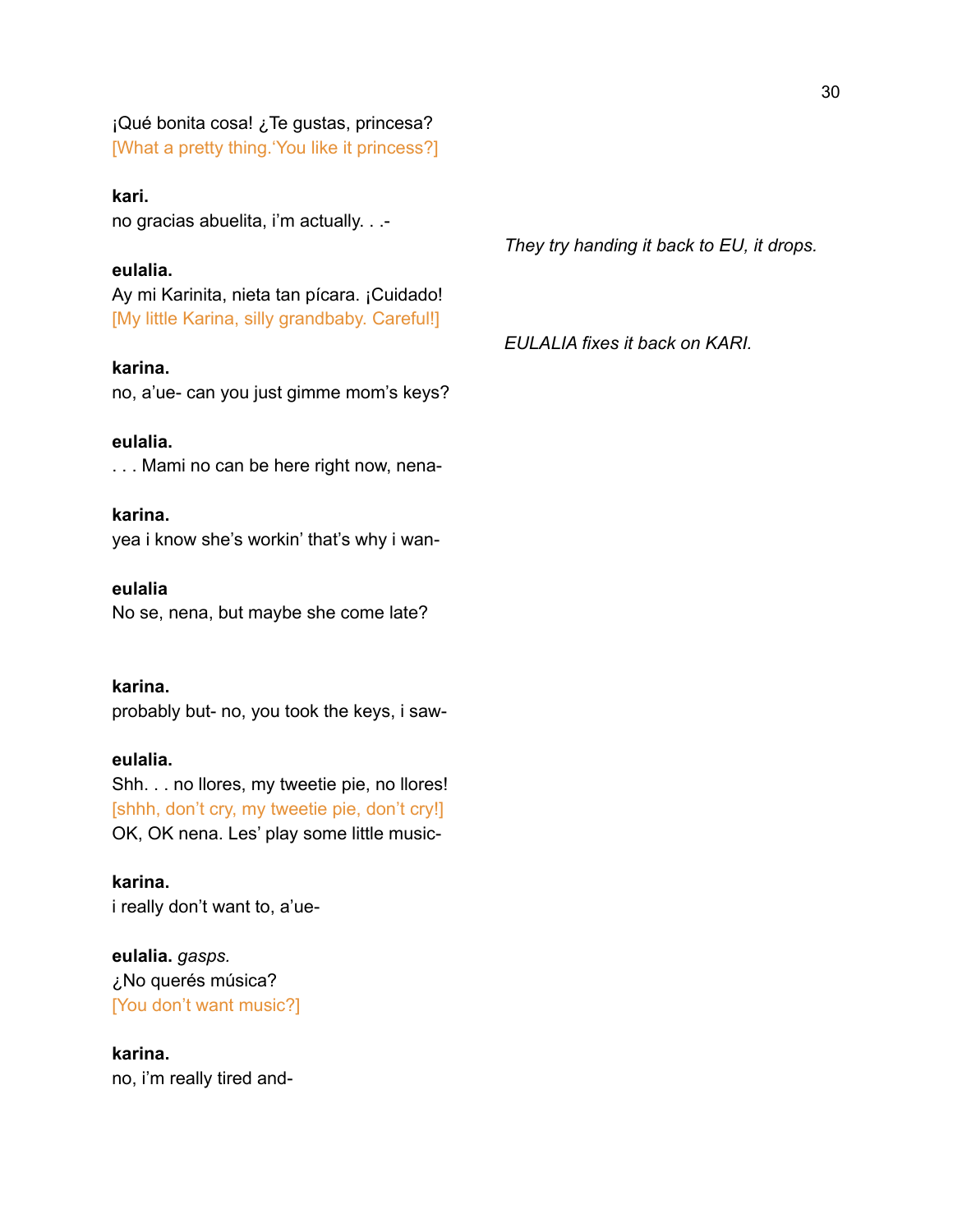¡Qué bonita cosa! ¿Te gustas, princesa?
[What a pretty thing.'You like it princess?]

**kari.**
no gracias abuelita, i'm actually. . .-

*They try handing it back to EU, it drops.*

**eulalia.**
Ay mi Karinita, nieta tan pícara. ¡Cuidado!
[My little Karina, silly grandbaby. Careful!]

*EULALIA fixes it back on KARI.*

**karina.**
no, a'ue- can you just gimme mom's keys?

**eulalia.**
. . . Mami no can be here right now, nena-

**karina.**
yea i know she's workin' that's why i wan-

**eulalia**
No se, nena, but maybe she come late?

**karina.**
probably but- no, you took the keys, i saw-

**eulalia.**
Shh. . . no llores, my tweetie pie, no llores!
[shhh, don't cry, my tweetie pie, don't cry!]
OK, OK nena. Les' play some little music-

**karina.**
i really don't want to, a'ue-

**eulalia.** *gasps.*
¿No querés música?
[You don't want music?]

**karina.**
no, i'm really tired and-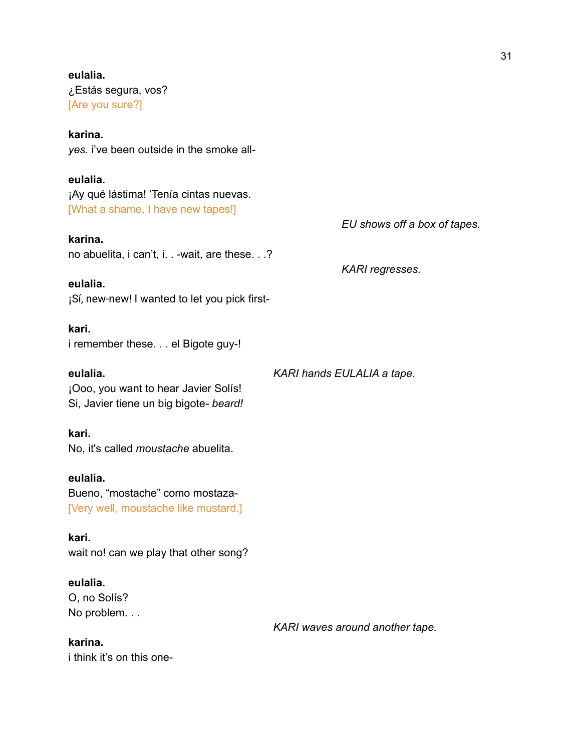**eulalia.**
¿Estás segura, vos?
[Are you sure?]

**karina.**
*yes.* i've been outside in the smoke all-

**eulalia.**
¡Ay qué lástima! 'Tenía cintas nuevas.
[What a shame, I have new tapes!]

*EU shows off a box of tapes.*

**karina.**
no abuelita, i can't, i. . -wait, are these. . .?

*KARI regresses.*

**eulalia.**
¡Sí, new-new! I wanted to let you pick first-

**kari.**
i remember these. . . el Bigote guy-!

*KARI hands EULALIA a tape.*

**eulalia.**
¡Ooo, you want to hear Javier Solís!
Si, Javier tiene un big bigote- *beard!*

**kari.**
No, it's called *moustache* abuelita.

**eulalia.**
Bueno, "mostache" como mostaza-
[Very well, moustache like mustard.]

**kari.**
wait no! can we play that other song?

**eulalia.**
O, no Solís?
No problem. . .

*KARI waves around another tape.*

**karina.**
i think it's on this one-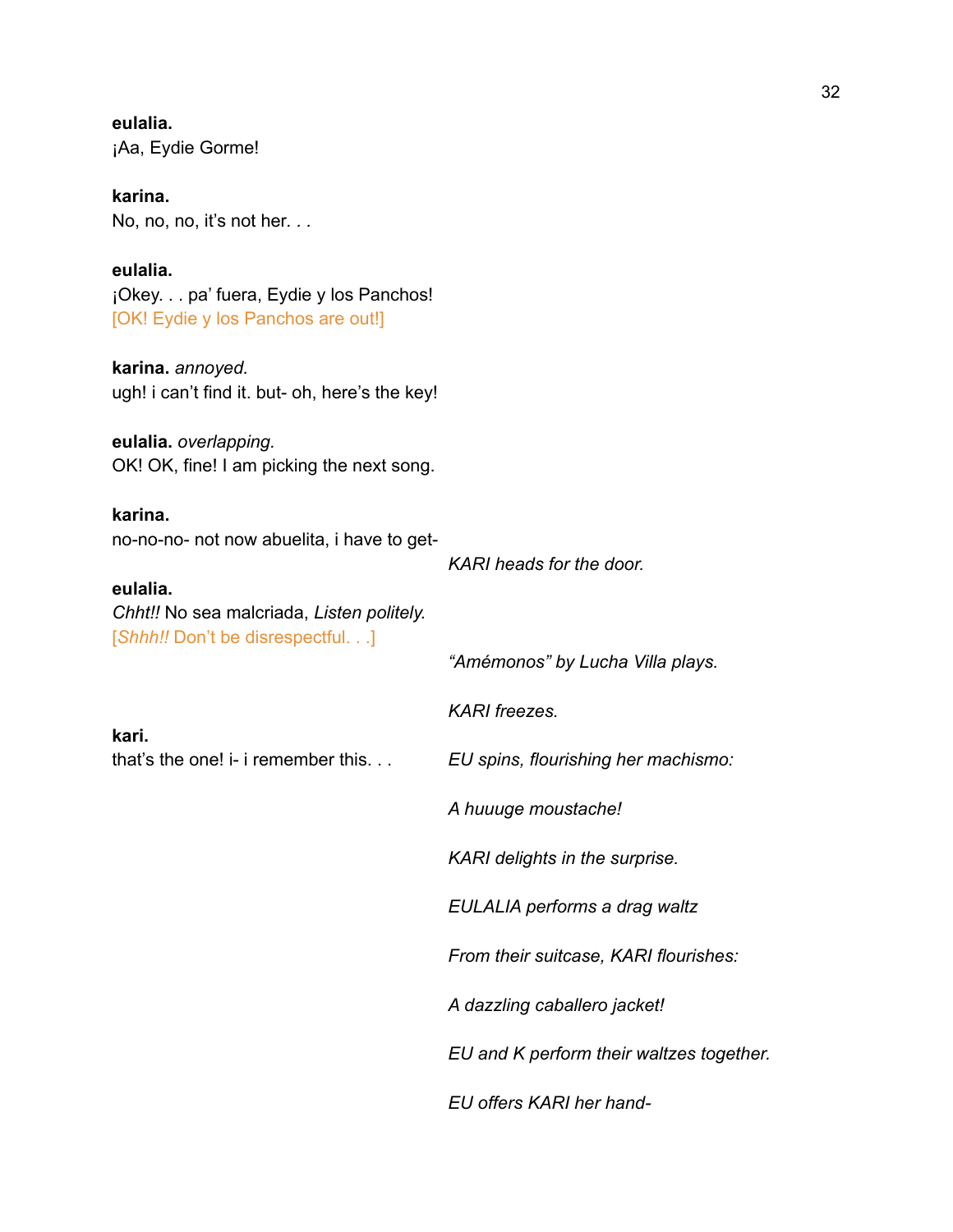**eulalia.**
¡Aa, Eydie Gorme!

**karina.**
No, no, no, it's not her*. . .*

**eulalia.**
¡Okey. . . pa' fuera, Eydie y los Panchos!
[OK! Eydie y los Panchos are out!]

**karina.** *annoyed.*
ugh! i can't find it. but- oh, here's the key!

**eulalia.** *overlapping.*
OK! OK, fine! I am picking the next song.

**karina.**
no-no-no- not now abuelita, i have to get-

*KARI heads for the door.*

**eulalia.**
*Chht!!* No sea malcriada, *Listen politely.*
[*Shhh!!* Don't be disrespectful. . .]

*"Amémonos" by Lucha Villa plays.*

*KARI freezes.*

**kari.**
that's the one! i- i remember this. . .

*EU spins, flourishing her machismo:*

*A huuuge moustache!*

*KARI delights in the surprise.*

*EULALIA performs a drag waltz*

*From their suitcase, KARI flourishes:*

*A dazzling caballero jacket!*

*EU and K perform their waltzes together.*

*EU offers KARI her hand-*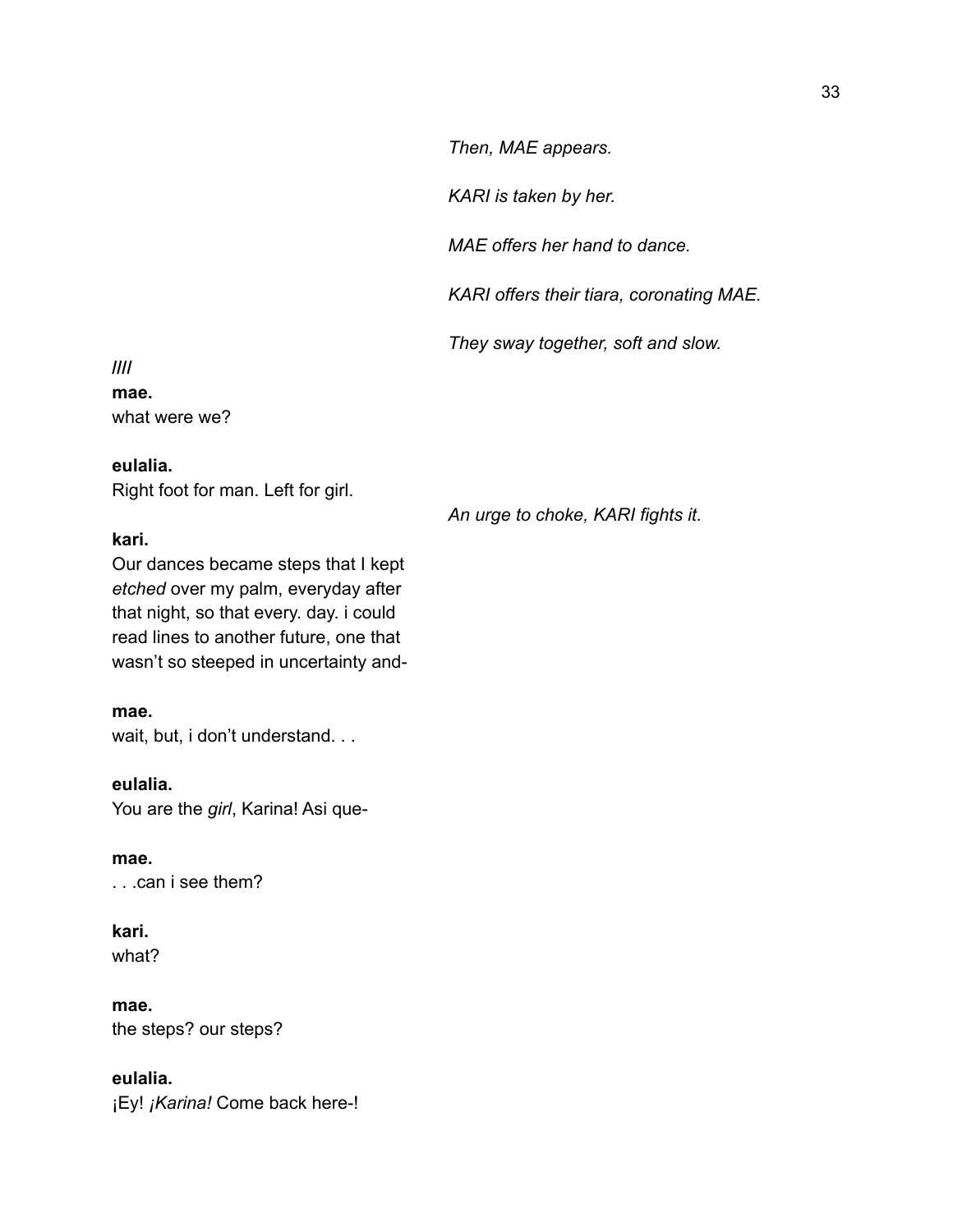*Then, MAE appears.*

*KARI is taken by her.*

*MAE offers her hand to dance.*

*KARI offers their tiara, coronating MAE.*

*They sway together, soft and slow.*

*////*

**mae.**
what were we?

**eulalia.**
Right foot for man. Left for girl.

*An urge to choke, KARI fights it.*

**kari.**
Our dances became steps that I kept *etched* over my palm, everyday after that night, so that every. day. i could read lines to another future, one that wasn't so steeped in uncertainty and-

**mae.**
wait, but, i don't understand. . .

**eulalia.**
You are the *girl*, Karina! Asi que-

**mae.**
. . .can i see them?

**kari.**
what?

**mae.**
the steps? our steps?

**eulalia.**
¡Ey! *¡Karina!* Come back here-!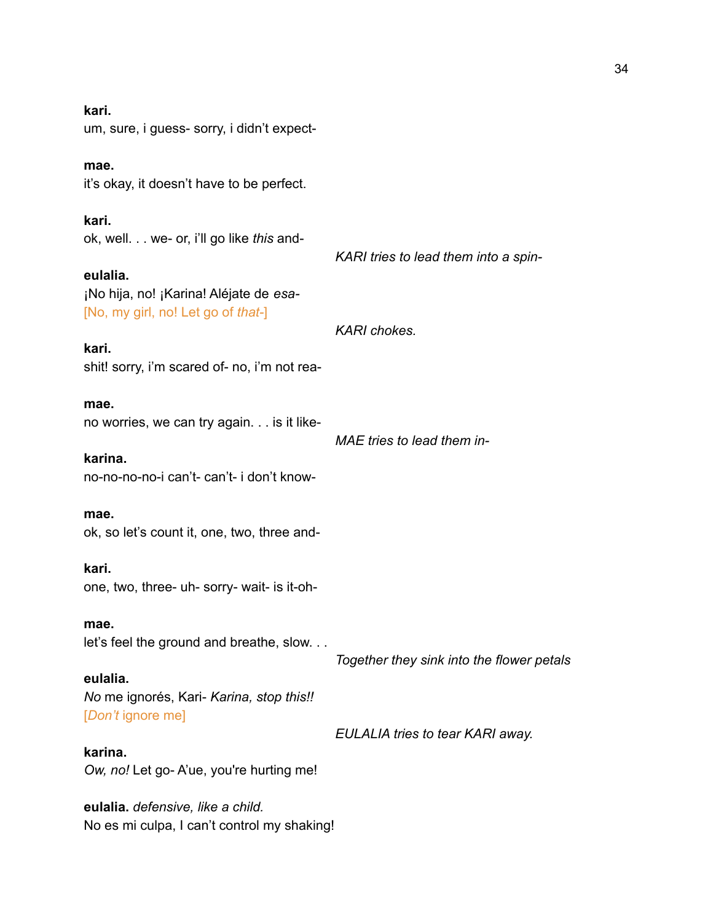**kari.**
um, sure, i guess- sorry, i didn't expect-

**mae.**
it's okay, it doesn't have to be perfect.

**kari.**
ok, well. . . we- or, i'll go like *this* and-

*KARI tries to lead them into a spin-*

**eulalia.**
¡No hija, no! ¡Karina! Aléjate de *esa*-
[No, my girl, no! Let go of *that*-]

*KARI chokes.*

**kari.**
shit! sorry, i'm scared of- no, i'm not rea-

**mae.**
no worries, we can try again. . . is it like-

*MAE tries to lead them in-*

**karina.**
no-no-no-no-i can't- can't- i don't know-

**mae.**
ok, so let's count it, one, two, three and-

**kari.**
one, two, three- uh- sorry- wait- is it-oh-

**mae.**
let's feel the ground and breathe, slow. . .

*Together they sink into the flower petals*

**eulalia.**
*No* me ignorés, Kari- *Karina, stop this!!*
[*Don't* ignore me]

*EULALIA tries to tear KARI away.*

**karina.**
*Ow, no!* Let go- A'ue, you're hurting me!

**eulalia.** *defensive, like a child.*
No es mi culpa, I can't control my shaking!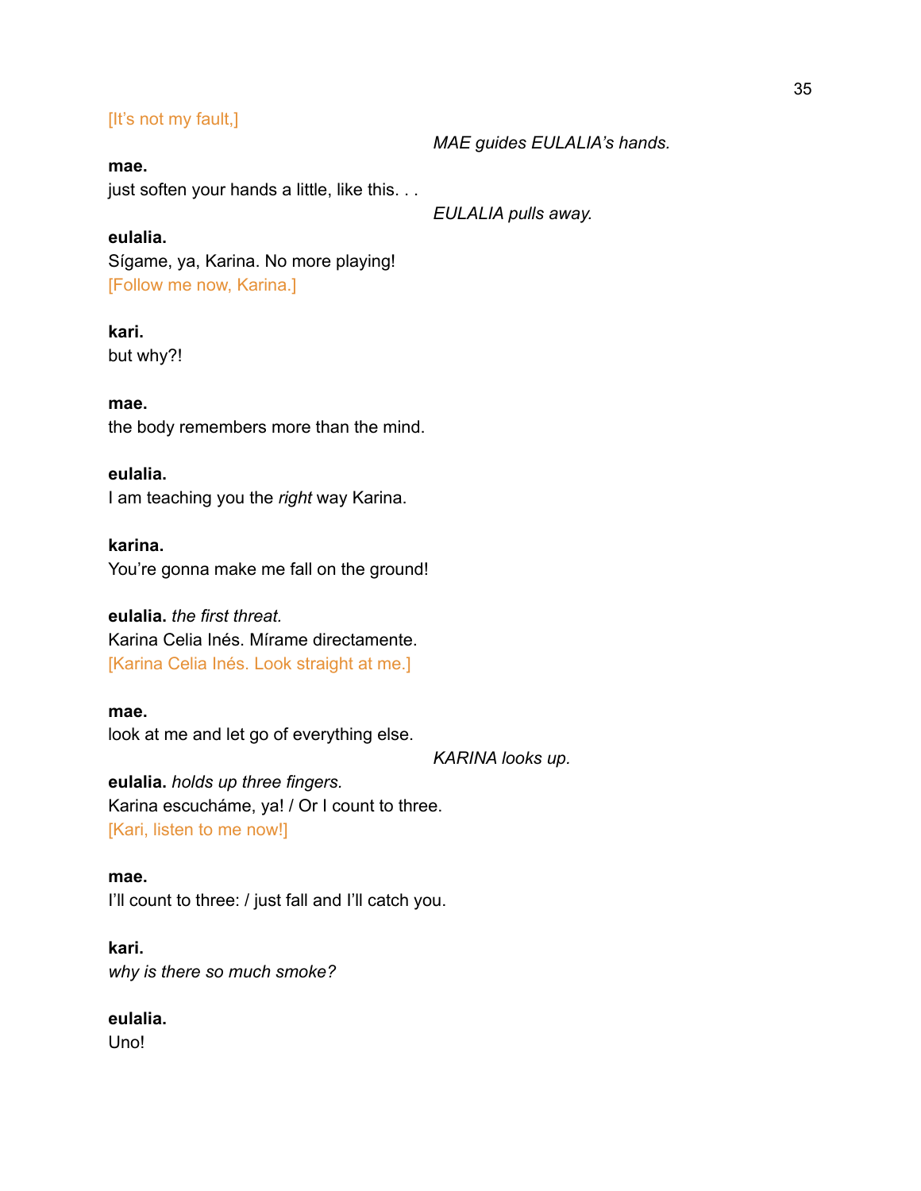[It's not my fault,]

*MAE guides EULALIA's hands.*

**mae.**
just soften your hands a little, like this. . .

*EULALIA pulls away.*

**eulalia.**
Sígame, ya, Karina. No more playing!
[Follow me now, Karina.]

**kari.**
but why?!

**mae.**
the body remembers more than the mind.

**eulalia.**
I am teaching you the *right* way Karina.

**karina.**
You're gonna make me fall on the ground!

**eulalia.** *the first threat.*
Karina Celia Inés. Mírame directamente.
[Karina Celia Inés. Look straight at me.]

**mae.**
look at me and let go of everything else.

*KARINA looks up.*

**eulalia.** *holds up three fingers.*
Karina escucháme, ya! / Or I count to three.
[Kari, listen to me now!]

**mae.**
I'll count to three: / just fall and I'll catch you.

**kari.**
*why is there so much smoke?*

**eulalia.**
Uno!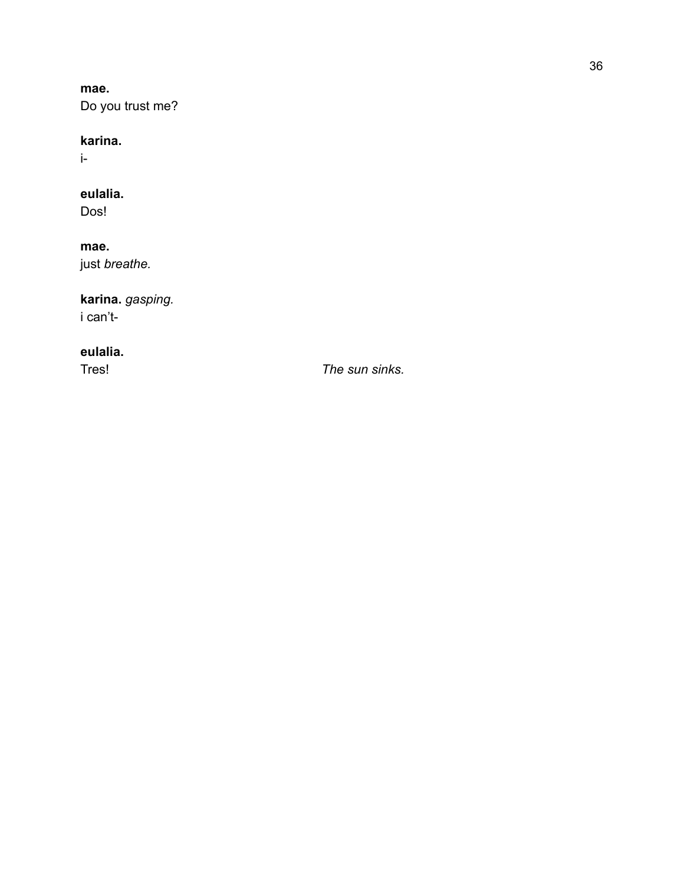**mae.**
Do you trust me?

**karina.**
i-

**eulalia.**
Dos!

**mae.**
just *breathe.*

**karina.** *gasping.*
i can't-

**eulalia.**
Tres!

*The sun sinks.*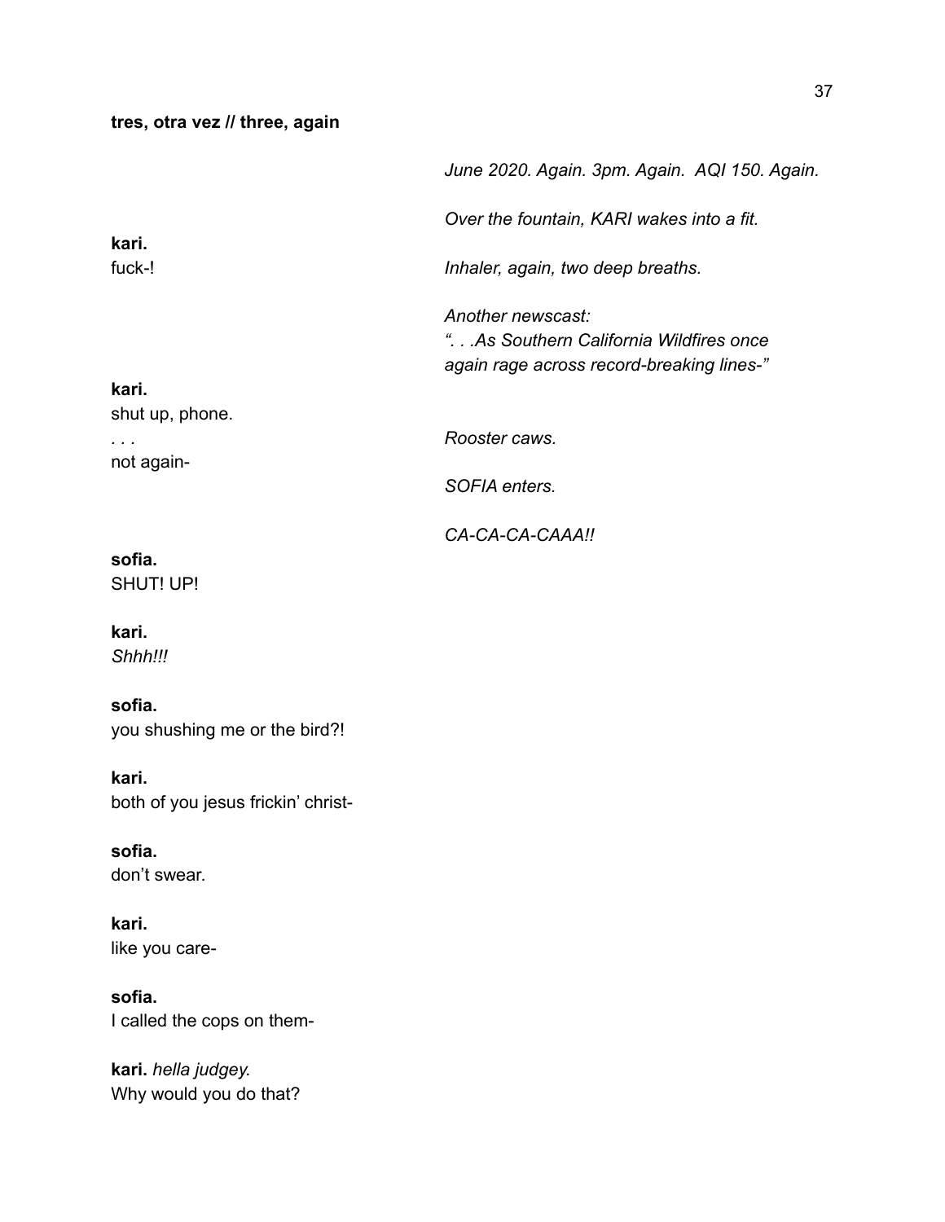**tres, otra vez // three, again**

*June 2020. Again. 3pm. Again. AQI 150. Again.*

*Over the fountain, KARI wakes into a fit.*

**kari.**
fuck-!

*Inhaler, again, two deep breaths.*

*Another newscast:*
*". . .As Southern California Wildfires once again rage across record-breaking lines-"*

**kari.**
shut up, phone.
. . .
not again-

*Rooster caws.*

*SOFIA enters.*

*CA-CA-CA-CAAA!!*

**sofia.**
SHUT! UP!

**kari.**
*Shhh!!!*

**sofia.**
you shushing me or the bird?!

**kari.**
both of you jesus frickin' christ-

**sofia.**
don't swear.

**kari.**
like you care-

**sofia.**
I called the cops on them-

**kari.** *hella judgey.*
Why would you do that?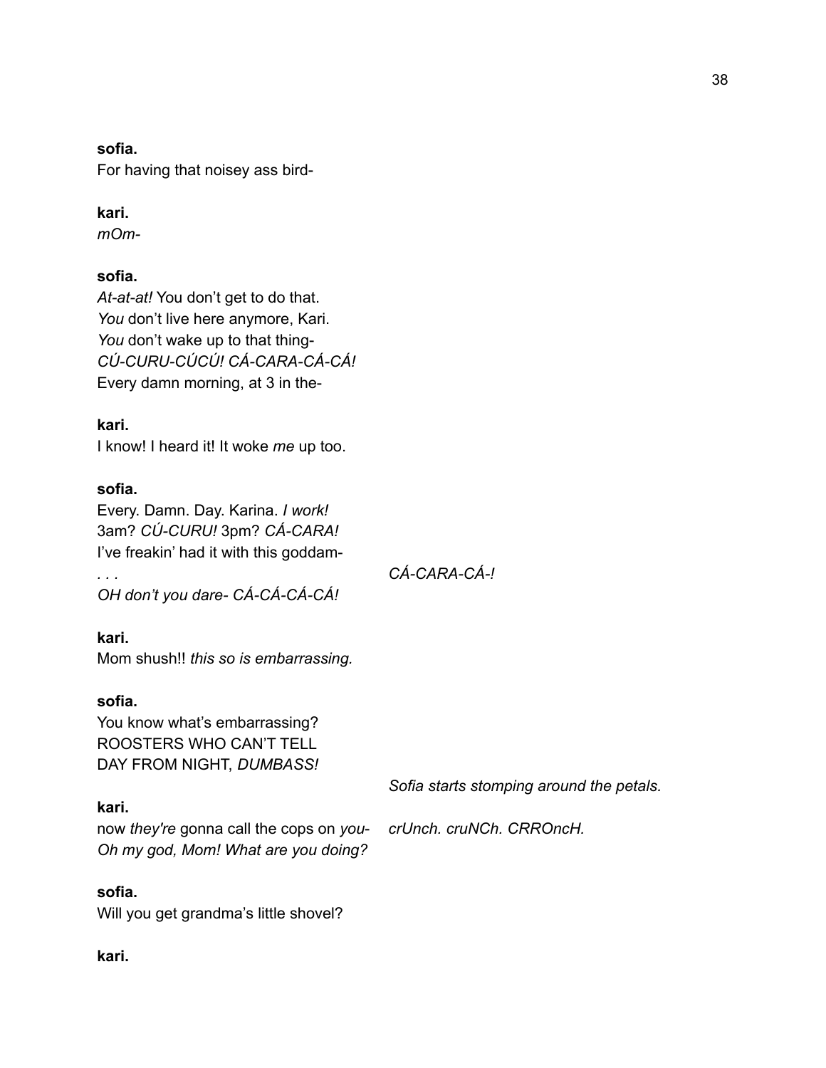**sofia.**
For having that noisey ass bird-

**kari.**
*mOm-*

**sofia.**
*At-at-at!* You don't get to do that.
*You* don't live here anymore, Kari.
*You* don't wake up to that thing-
*CÚ-CURU-CÚCÚ! CÁ-CARA-CÁ-CÁ!*
Every damn morning, at 3 in the-

**kari.**
I know! I heard it! It woke *me* up too.

**sofia.**
Every. Damn. Day. Karina. *I work!*
3am? *CÚ-CURU!* 3pm? *CÁ-CARA!*
I've freakin' had it with this goddam-
*. . .* *CÁ-CARA-CÁ-!*
*OH don't you dare- CÁ-CÁ-CÁ-CÁ!*

**kari.**
Mom shush!! *this so is embarrassing.*

**sofia.**
You know what's embarrassing?
ROOSTERS WHO CAN'T TELL
DAY FROM NIGHT, *DUMBASS!*

*Sofia starts stomping around the petals.*

**kari.**
now *they're* gonna call the cops on *you-* *crUnch. cruNCh. CRROncH.*
*Oh my god, Mom! What are you doing?*

**sofia.**
Will you get grandma's little shovel?

**kari.**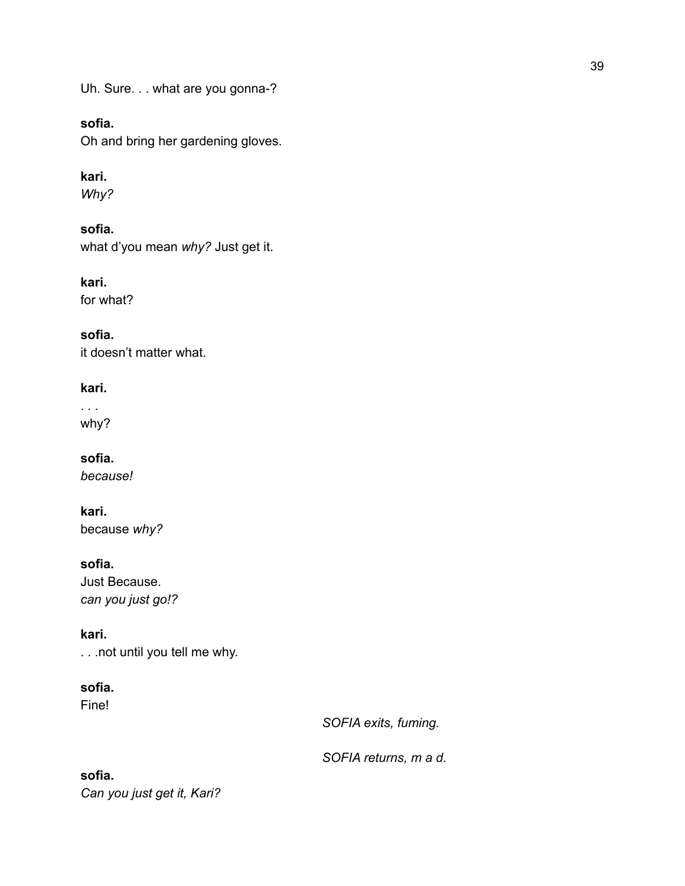Uh. Sure. . . what are you gonna-?

**sofia.**
Oh and bring her gardening gloves.

**kari.**
*Why?*

**sofia.**
what d'you mean *why?* Just get it.

**kari.**
for what?

**sofia.**
it doesn't matter what.

**kari.**
. . .
why?

**sofia.**
*because!*

**kari.**
because *why?*

**sofia.**
Just Because.
*can you just go!?*

**kari.**
. . .not until you tell me why.

**sofia.**
Fine!

*SOFIA exits, fuming.*

*SOFIA returns, m a d.*

**sofia.**
*Can you just get it, Kari?*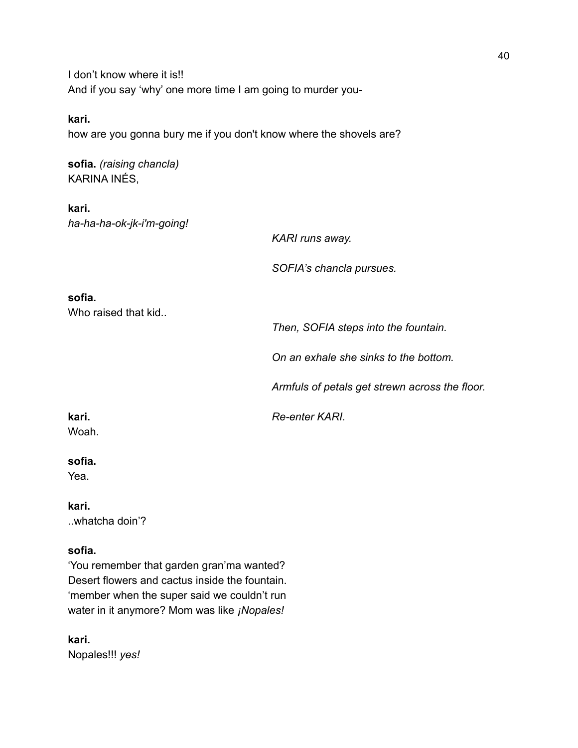I don't know where it is!!
And if you say 'why' one more time I am going to murder you-

**kari.**
how are you gonna bury me if you don't know where the shovels are?

**sofia.** *(raising chancla)*
KARINA INÉS,

**kari.**
*ha-ha-ha-ok-jk-i'm-going!*

*KARI runs away.*

*SOFIA's chancla pursues.*

**sofia.**
Who raised that kid..

*Then, SOFIA steps into the fountain.*

*On an exhale she sinks to the bottom.*

*Armfuls of petals get strewn across the floor.*

*Re-enter KARI.*

**kari.**
Woah.

**sofia.**
Yea.

**kari.**
..whatcha doin'?

**sofia.**
'You remember that garden gran'ma wanted?
Desert flowers and cactus inside the fountain.
'member when the super said we couldn't run
water in it anymore? Mom was like *¡Nopales!*

**kari.**
Nopales!!! *yes!*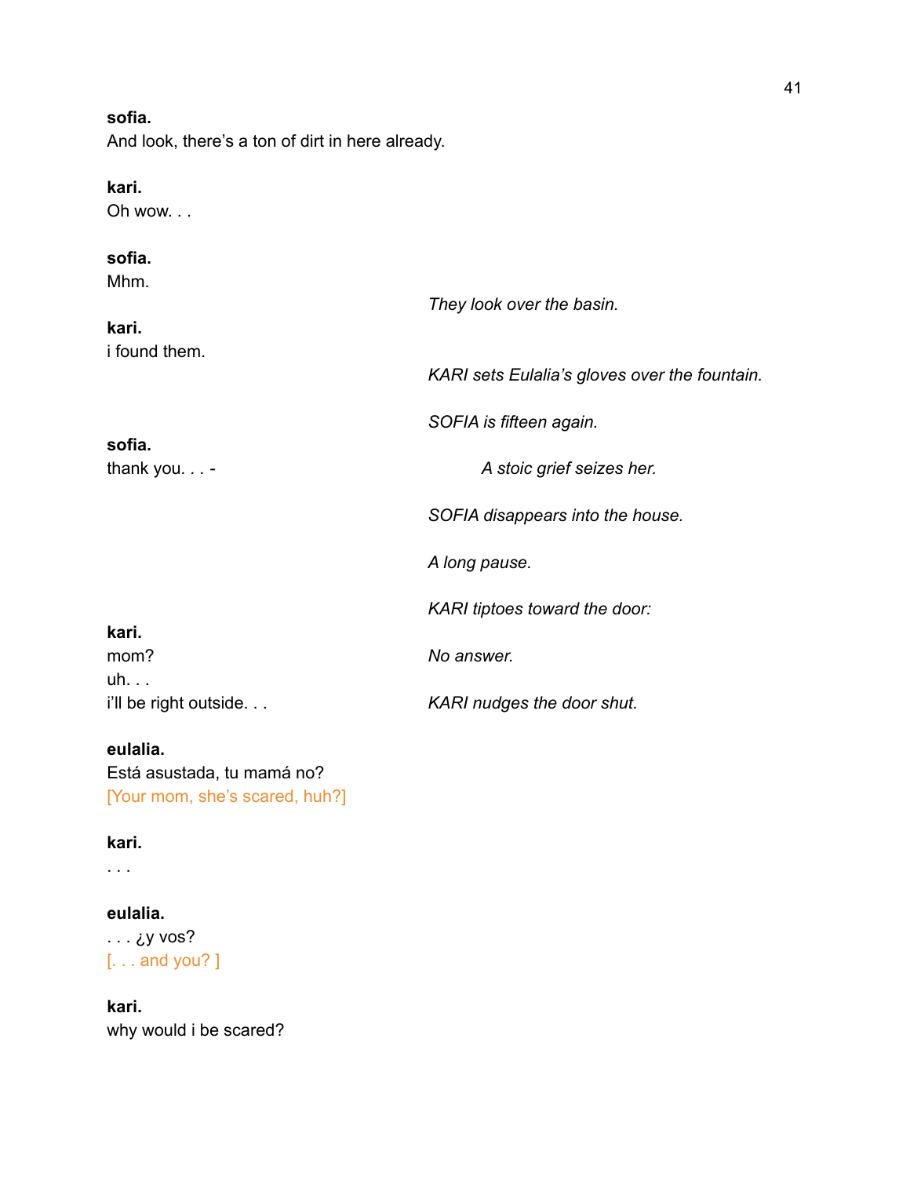**sofia.**
And look, there's a ton of dirt in here already.

**kari.**
Oh wow. . .

**sofia.**
Mhm.

*They look over the basin.*

**kari.**
i found them.

*KARI sets Eulalia's gloves over the fountain.*

*SOFIA is fifteen again.*

**sofia.**
thank you. . . -

*A stoic grief seizes her.*

*SOFIA disappears into the house.*

*A long pause.*

*KARI tiptoes toward the door:*

**kari.**
mom?

*No answer.*

uh. . .
i'll be right outside. . .

*KARI nudges the door shut.*

**eulalia.**
Está asustada, tu mamá no?
[Your mom, she's scared, huh?]

**kari.**
. . .

**eulalia.**
. . . ¿y vos?
[. . . and you? ]

**kari.**
why would i be scared?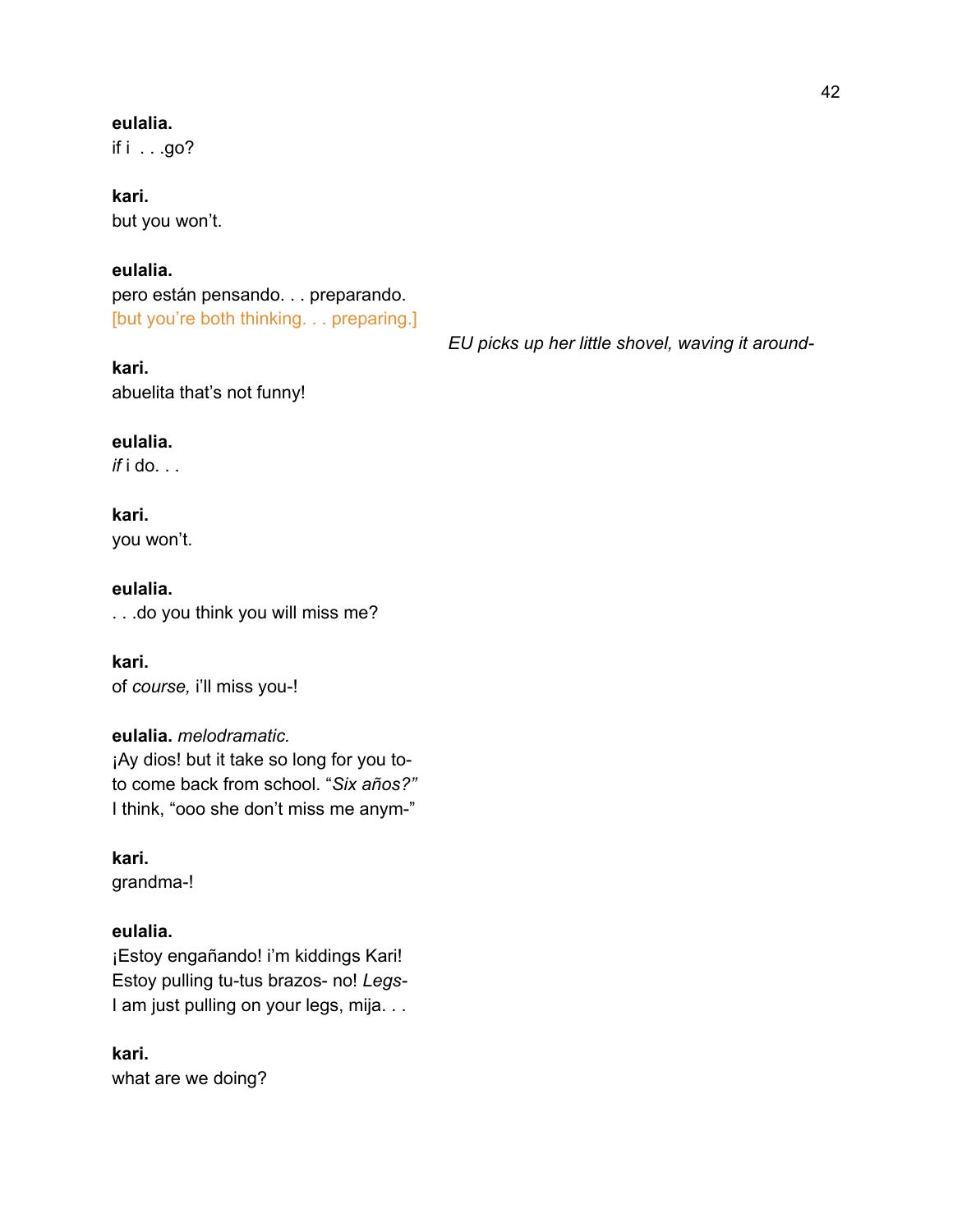**eulalia.**
if i . . .go?

**kari.**
but you won't.

**eulalia.**
pero están pensando. . . preparando.
[but you're both thinking. . . preparing.]

*EU picks up her little shovel, waving it around-*

**kari.**
abuelita that's not funny!

**eulalia.**
*if* i do. . .

**kari.**
you won't.

**eulalia.**
. . .do you think you will miss me?

**kari.**
of *course,* i'll miss you-!

**eulalia.** *melodramatic.*
¡Ay dios! but it take so long for you to-
to come back from school. "*Six años?"*
I think, "ooo she don't miss me anym-"

**kari.**
grandma-!

**eulalia.**
¡Estoy engañando! i'm kiddings Kari!
Estoy pulling tu-tus brazos- no! *Legs-*
I am just pulling on your legs, mija. . .

**kari.**
what are we doing?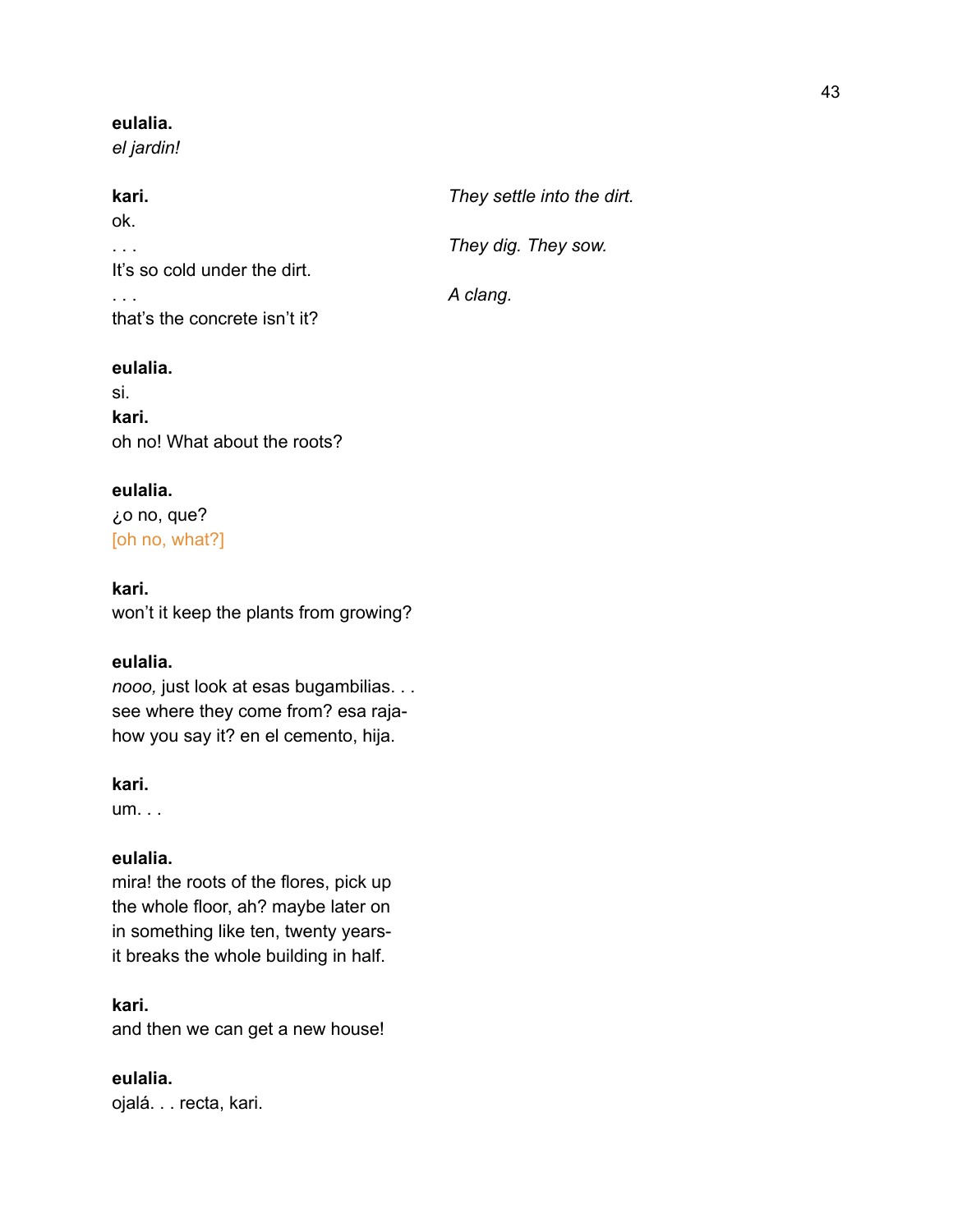**eulalia.**
*el jardin!*

**kari.**
ok.

*They settle into the dirt.*

. . .

*They dig. They sow.*

It's so cold under the dirt.

. . .

*A clang.*

that's the concrete isn't it?

**eulalia.**
si.

**kari.**
oh no! What about the roots?

**eulalia.**
¿o no, que?
[oh no, what?]

**kari.**
won't it keep the plants from growing?

**eulalia.**
*nooo,* just look at esas bugambilias. . .
see where they come from? esa raja-
how you say it? en el cemento, hija.

**kari.**
um. . .

**eulalia.**
mira! the roots of the flores, pick up
the whole floor, ah? maybe later on
in something like ten, twenty years-
it breaks the whole building in half.

**kari.**
and then we can get a new house!

**eulalia.**
ojalá. . . recta, kari.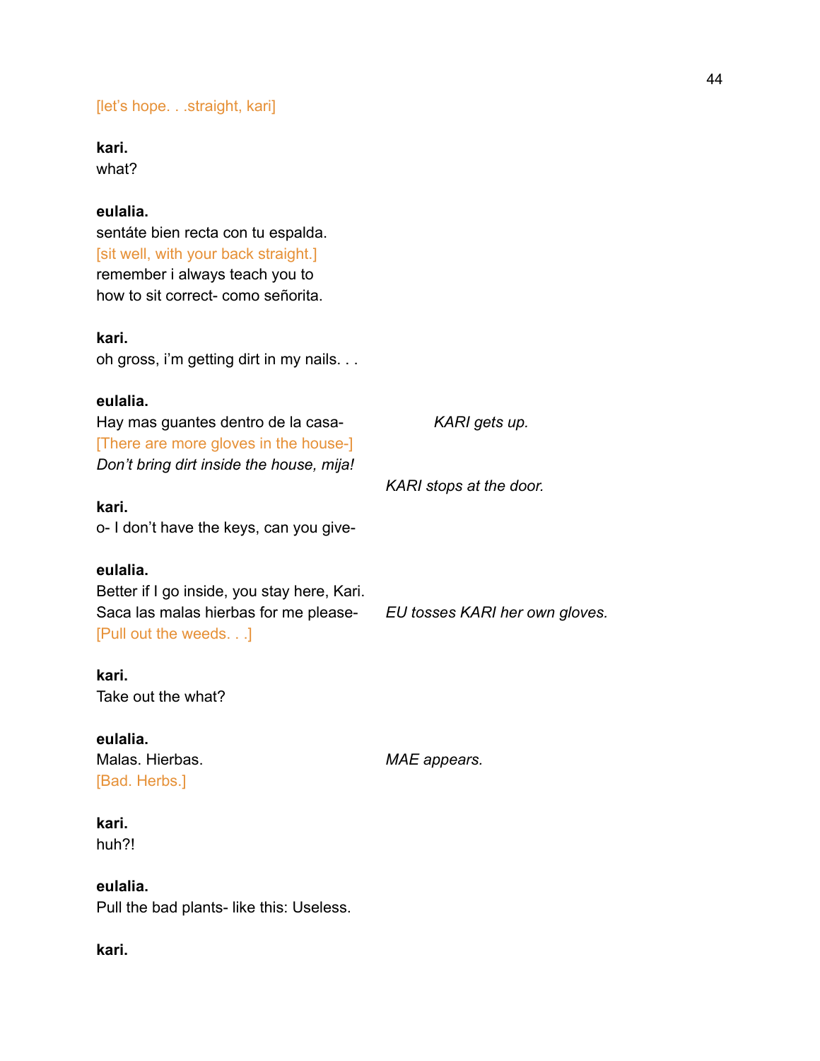[let's hope. . .straight, kari]

**kari.**
what?

**eulalia.**
sentáte bien recta con tu espalda.
[sit well, with your back straight.]
remember i always teach you to
how to sit correct- como señorita.

**kari.**
oh gross, i'm getting dirt in my nails. . .

**eulalia.**
Hay mas guantes dentro de la casa-
[There are more gloves in the house-]
*Don't bring dirt inside the house, mija!*

*KARI gets up.*

*KARI stops at the door.*

**kari.**
o- I don't have the keys, can you give-

**eulalia.**
Better if I go inside, you stay here, Kari.
Saca las malas hierbas for me please-
[Pull out the weeds. . .]

*EU tosses KARI her own gloves.*

**kari.**
Take out the what?

**eulalia.**
Malas. Hierbas.
[Bad. Herbs.]

*MAE appears.*

**kari.**
huh?!

**eulalia.**
Pull the bad plants- like this: Useless.

**kari.**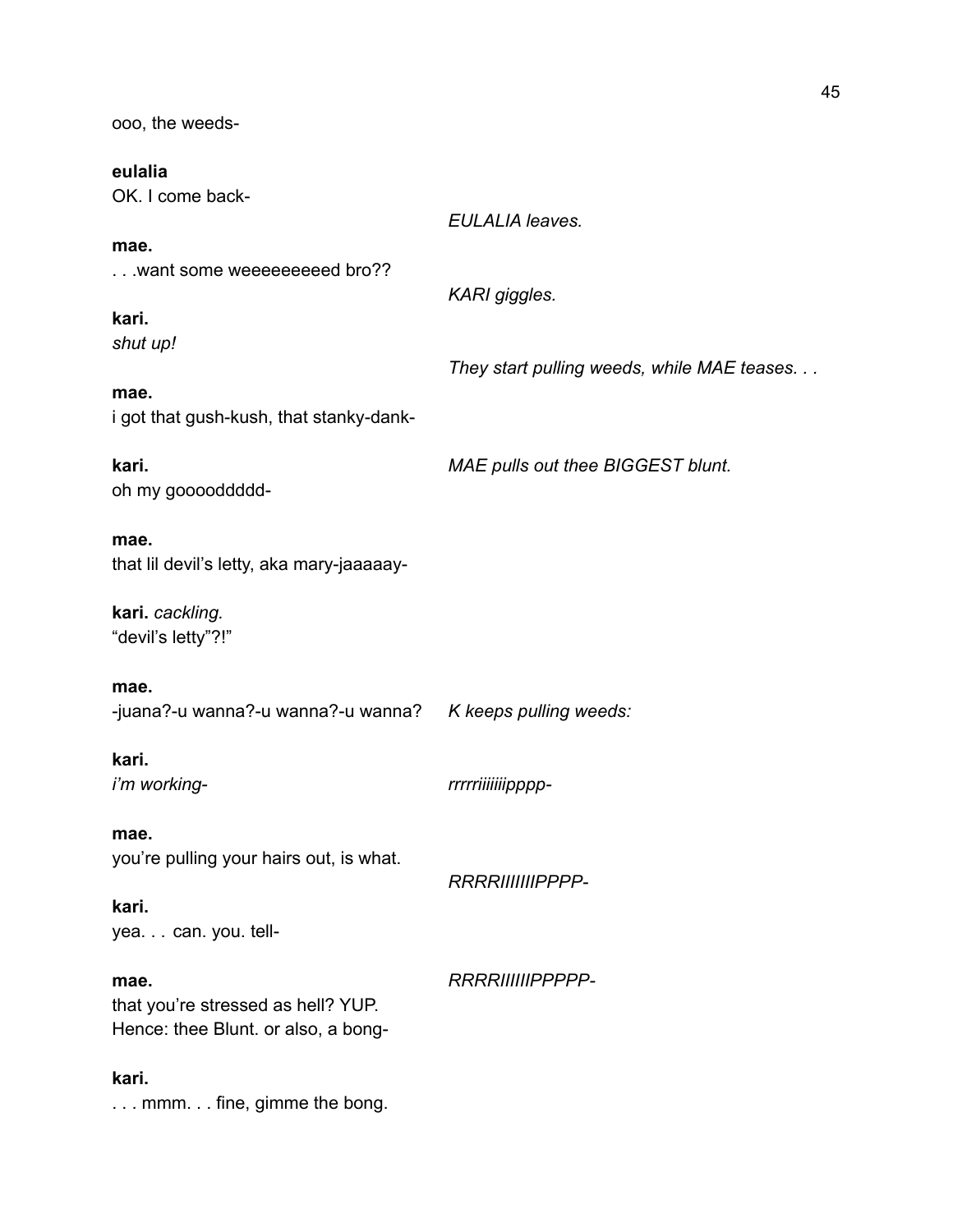ooo, the weeds-

**eulalia**
OK. I come back-

*EULALIA leaves.*

**mae.**
. . .want some weeeeeeeeed bro??

*KARI giggles.*

**kari.**
*shut up!*

*They start pulling weeds, while MAE teases. . .*

**mae.**
i got that gush-kush, that stanky-dank-

**kari.**
oh my gooooddddd-

*MAE pulls out thee BIGGEST blunt.*

**mae.**
that lil devil's letty, aka mary-jaaaaay-

**kari.** *cackling.*
"devil's letty"?!"

**mae.**
-juana?-u wanna?-u wanna?-u wanna?

*K keeps pulling weeds:*

**kari.**
*i'm working-*

*rrrrriiiiiiipppp-*

**mae.**
you're pulling your hairs out, is what.

*RRRRIIIIIIIPPPP-*

**kari.**
yea. . . can. you. tell-

**mae.**
that you're stressed as hell? YUP.
Hence: thee Blunt. or also, a bong-

*RRRRIIIIIIPPPPP-*

**kari.**
. . . mmm. . . fine, gimme the bong.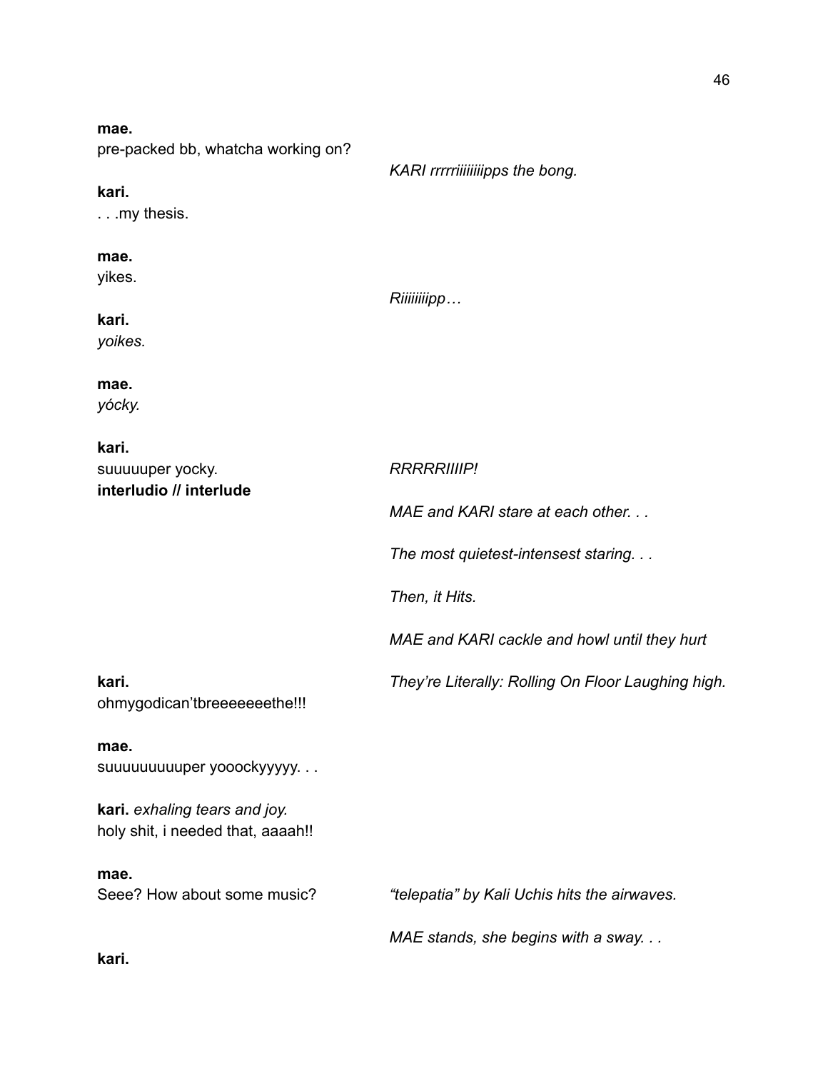**mae.**
pre-packed bb, whatcha working on?

*KARI rrrrriiiiiiiipps the bong.*

**kari.**
. . .my thesis.

**mae.**
yikes.

*Riiiiiiipp…*

**kari.**
*yoikes.*

**mae.**
*yócky.*

**kari.**
suuuuuper yocky.

*RRRRRIIIIP!*

**interludio // interlude**

*MAE and KARI stare at each other. . .*

*The most quietest-intensest staring. . .*

*Then, it Hits.*

*MAE and KARI cackle and howl until they hurt*

*They're Literally: Rolling On Floor Laughing high.*

**kari.**
ohmygodican'tbreeeeeeethe!!!

**mae.**
suuuuuuuuuper yooockyyyyy. . .

**kari.** *exhaling tears and joy.*
holy shit, i needed that, aaaah!!

**mae.**
Seee? How about some music?

*"telepatia" by Kali Uchis hits the airwaves.*

*MAE stands, she begins with a sway. . .*

**kari.**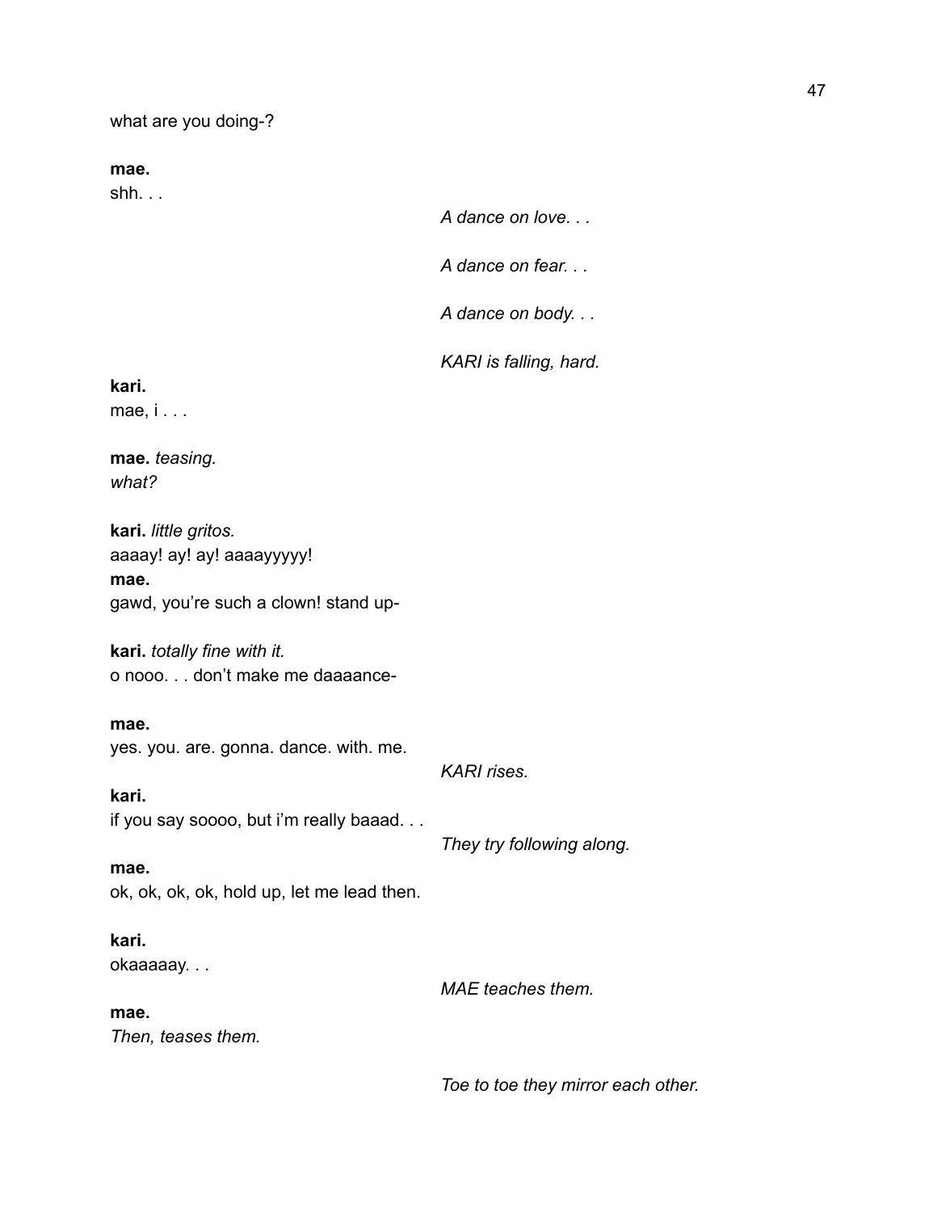what are you doing-?

**mae.**
shh. . .

*A dance on love. . .*

*A dance on fear. . .*

*A dance on body. . .*

*KARI is falling, hard.*

**kari.**
mae, i . . .

**mae.** *teasing.*
*what?*

**kari.** *little gritos.*
aaaay! ay! ay! aaaayyyyy!

**mae.**
gawd, you're such a clown! stand up-

**kari.** *totally fine with it.*
o nooo. . . don't make me daaaance-

**mae.**
yes. you. are. gonna. dance. with. me.

*KARI rises.*

**kari.**
if you say soooo, but i'm really baaad. . .

*They try following along.*

**mae.**
ok, ok, ok, ok, hold up, let me lead then.

**kari.**
okaaaaay. . .

*MAE teaches them.*

**mae.**
*Then, teases them.*

*Toe to toe they mirror each other.*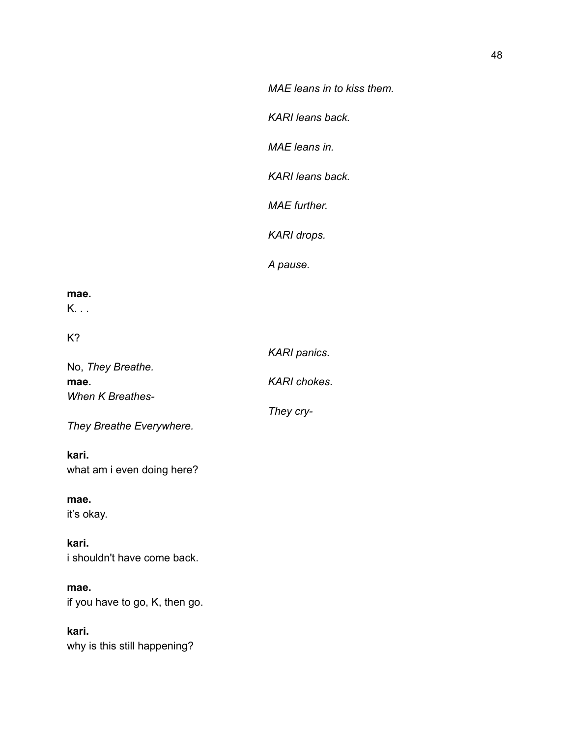*MAE leans in to kiss them.*

*KARI leans back.*

*MAE leans in.*

*KARI leans back.*

*MAE further.*

*KARI drops.*

*A pause.*

**mae.**
K. . .

K?

*KARI panics.*

No, *They Breathe.*

*KARI chokes.*

**mae.**
*When K Breathes-*

*They cry-*

*They Breathe Everywhere.*

**kari.**
what am i even doing here?

**mae.**
it's okay.

**kari.**
i shouldn't have come back.

**mae.**
if you have to go, K, then go.

**kari.**
why is this still happening?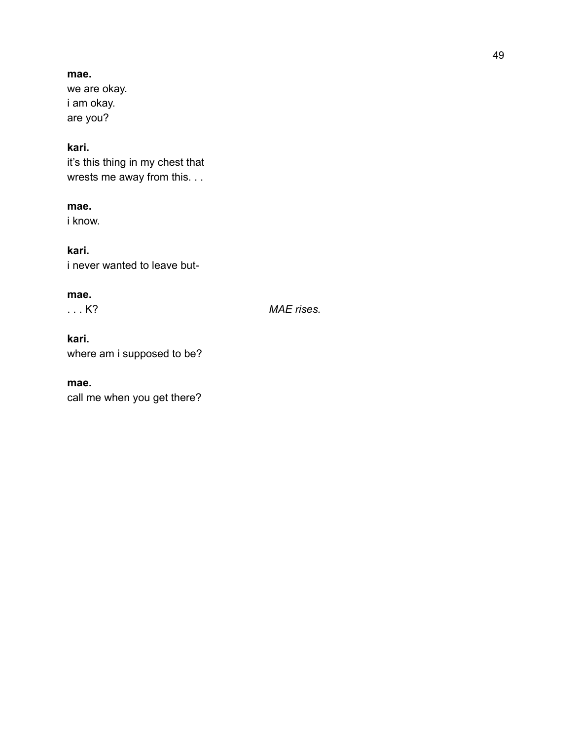**mae.**
we are okay.
i am okay.
are you?

**kari.**
it's this thing in my chest that
wrests me away from this. . .

**mae.**
i know.

**kari.**
i never wanted to leave but-

**mae.**
. . . K? *MAE rises.*

**kari.**
where am i supposed to be?

**mae.**
call me when you get there?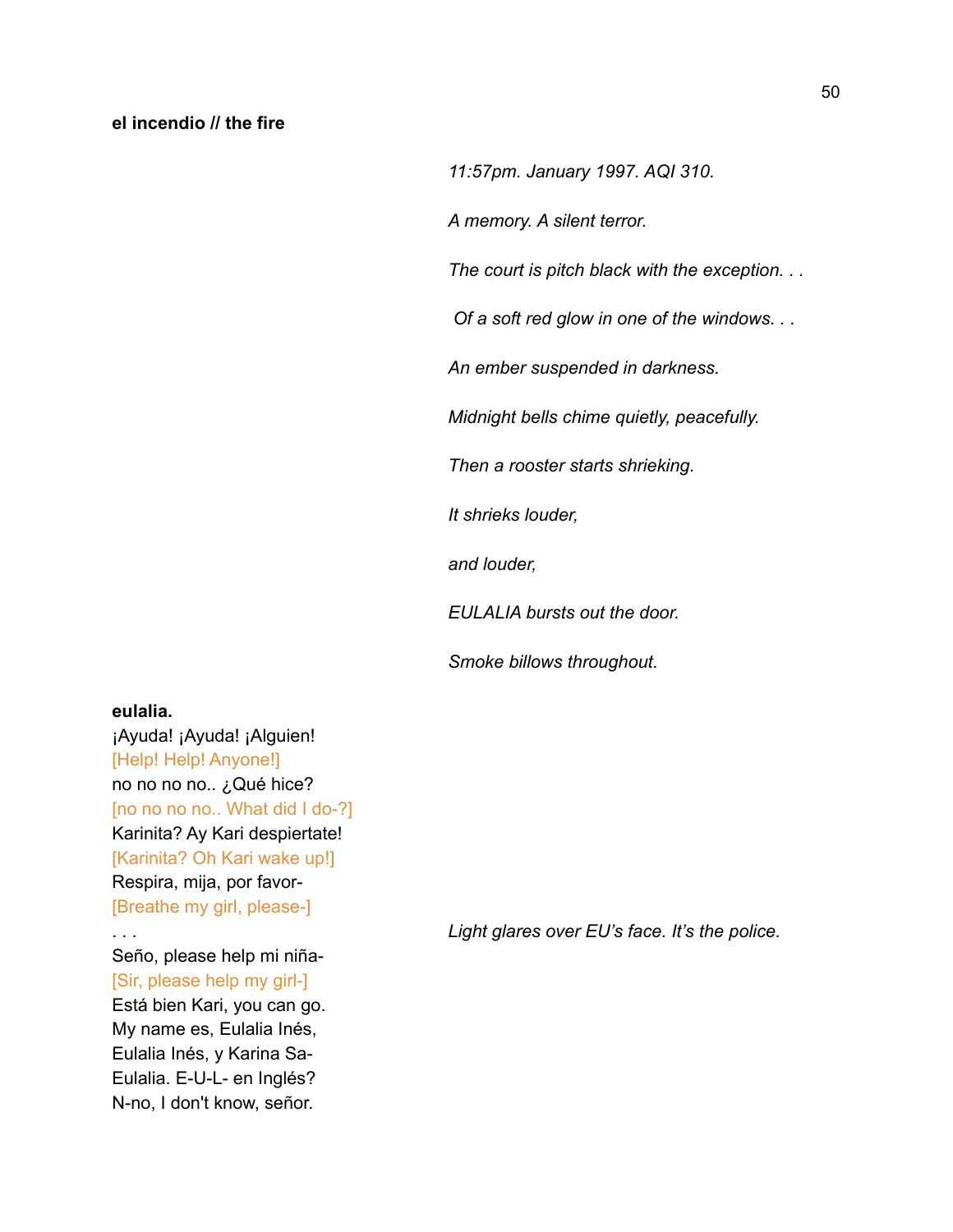**el incendio // the fire**

*11:57pm. January 1997. AQI 310.*

*A memory. A silent terror.*

*The court is pitch black with the exception. . .*

*Of a soft red glow in one of the windows. . .*

*An ember suspended in darkness.*

*Midnight bells chime quietly, peacefully.*

*Then a rooster starts shrieking.*

*It shrieks louder,*

*and louder,*

*EULALIA bursts out the door.*

*Smoke billows throughout.*

**eulalia.**
¡Ayuda! ¡Ayuda! ¡Alguien!
[Help! Help! Anyone!]
no no no no.. ¿Qué hice?
[no no no no.. What did I do-?]
Karinita? Ay Kari despiertate!
[Karinita? Oh Kari wake up!]
Respira, mija, por favor-
[Breathe my girl, please-]
. . .

*Light glares over EU's face. It's the police.*

Seño, please help mi niña-
[Sir, please help my girl-]
Está bien Kari, you can go.
My name es, Eulalia Inés,
Eulalia Inés, y Karina Sa-
Eulalia. E-U-L- en Inglés?
N-no, I don't know, señor.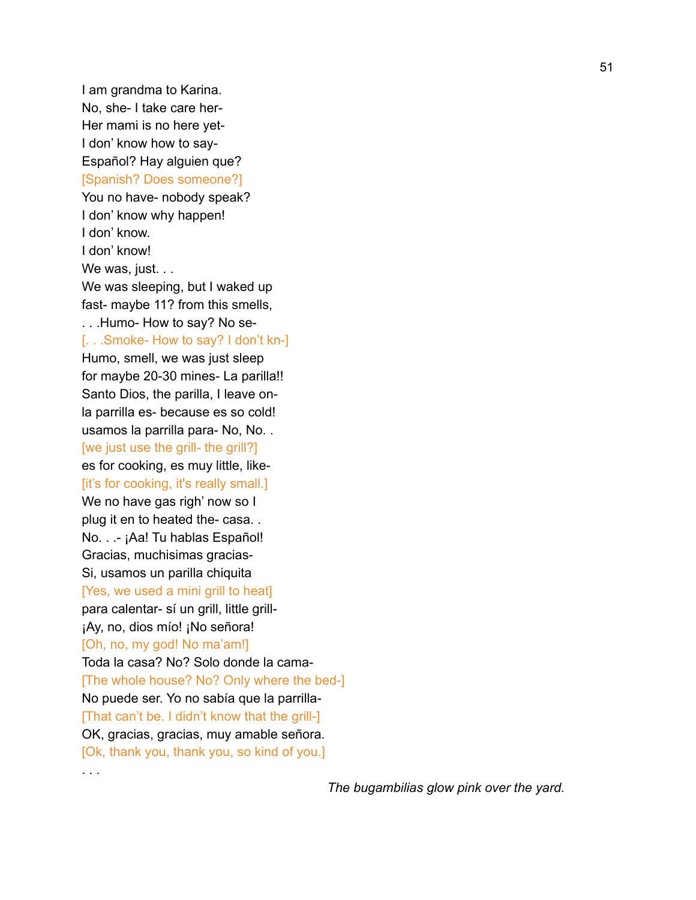I am grandma to Karina.
No, she- I take care her-
Her mami is no here yet-
I don' know how to say-
Español? Hay alguien que?
[Spanish? Does someone?]
You no have- nobody speak?
I don' know why happen!
I don' know.
I don' know!
We was, just. . .
We was sleeping, but I waked up
fast- maybe 11? from this smells,
. . .Humo- How to say? No se-
[. . .Smoke- How to say? I don't kn-]
Humo, smell, we was just sleep
for maybe 20-30 mines- La parilla!!
Santo Dios, the parilla, I leave on-
la parrilla es- because es so cold!
usamos la parrilla para- No, No. .
[we just use the grill- the grill?]
es for cooking, es muy little, like-
[it's for cooking, it's really small.]
We no have gas righ' now so I
plug it en to heated the- casa. .
No. . .- ¡Aa! Tu hablas Español!
Gracias, muchisimas gracias-
Si, usamos un parilla chiquita
[Yes, we used a mini grill to heat]
para calentar- sí un grill, little grill-
¡Ay, no, dios mío! ¡No señora!
[Oh, no, my god! No ma'am!]
Toda la casa? No? Solo donde la cama-
[The whole house? No? Only where the bed-]
No puede ser. Yo no sabía que la parrilla-
[That can't be. I didn't know that the grill-]
OK, gracias, gracias, muy amable señora.
[Ok, thank you, thank you, so kind of you.]
. . .

*The bugambilias glow pink over the yard.*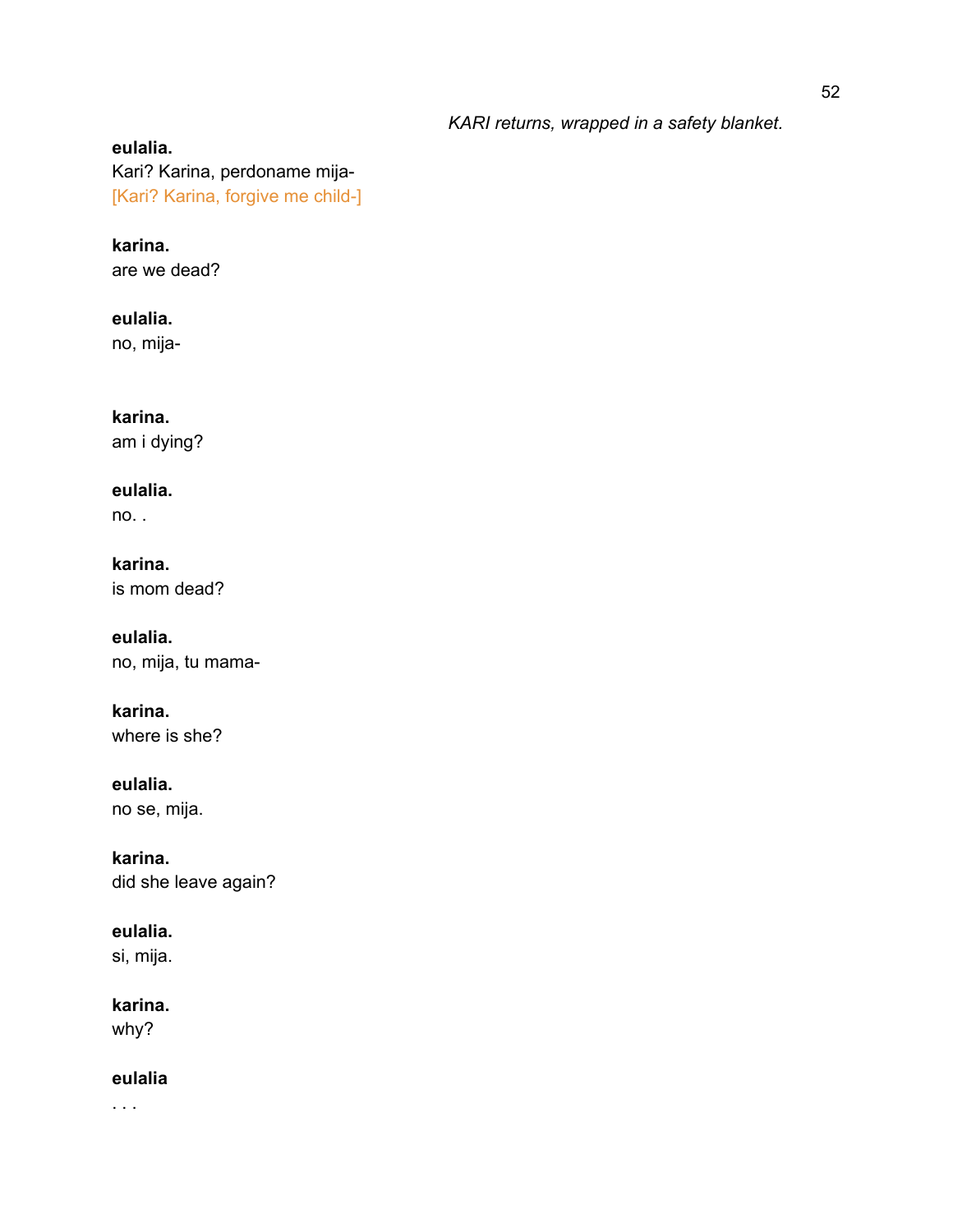*KARI returns, wrapped in a safety blanket.*

**eulalia.**
Kari? Karina, perdoname mija-
[Kari? Karina, forgive me child-]

**karina.**
are we dead?

**eulalia.**
no, mija-

**karina.**
am i dying?

**eulalia.**
no. .

**karina.**
is mom dead?

**eulalia.**
no, mija, tu mama-

**karina.**
where is she?

**eulalia.**
no se, mija.

**karina.**
did she leave again?

**eulalia.**
si, mija.

**karina.**
why?

**eulalia**
. . .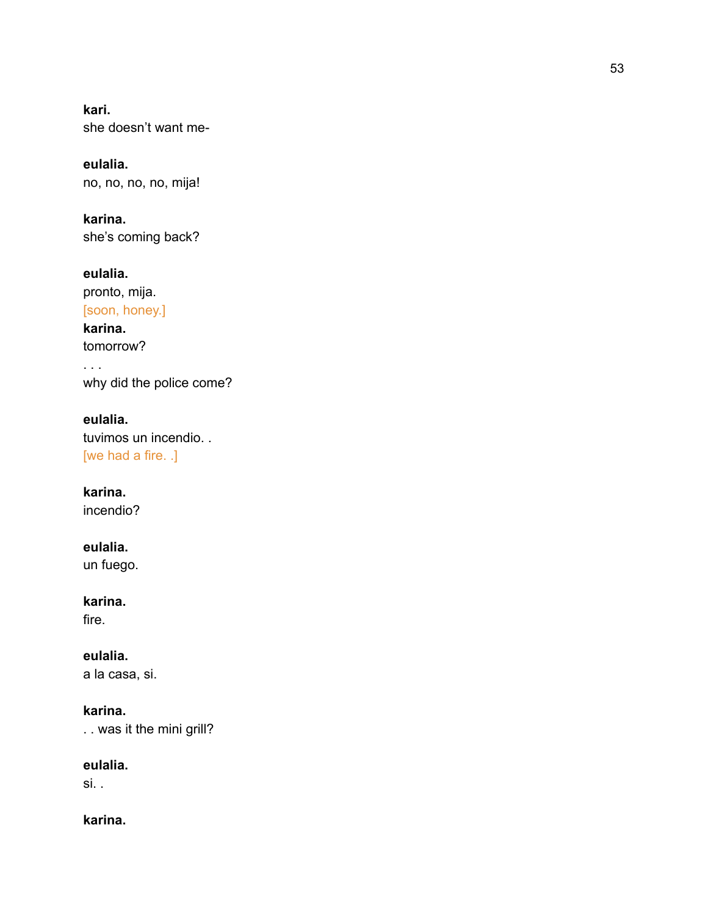**kari.**
she doesn't want me-

**eulalia.**
no, no, no, no, mija!

**karina.**
she's coming back?

**eulalia.**
pronto, mija.
[soon, honey.]

**karina.**
tomorrow?
. . .
why did the police come?

**eulalia.**
tuvimos un incendio. .
[we had a fire. .]

**karina.**
incendio?

**eulalia.**
un fuego.

**karina.**
fire.

**eulalia.**
a la casa, si.

**karina.**
. . was it the mini grill?

**eulalia.**
si. .

**karina.**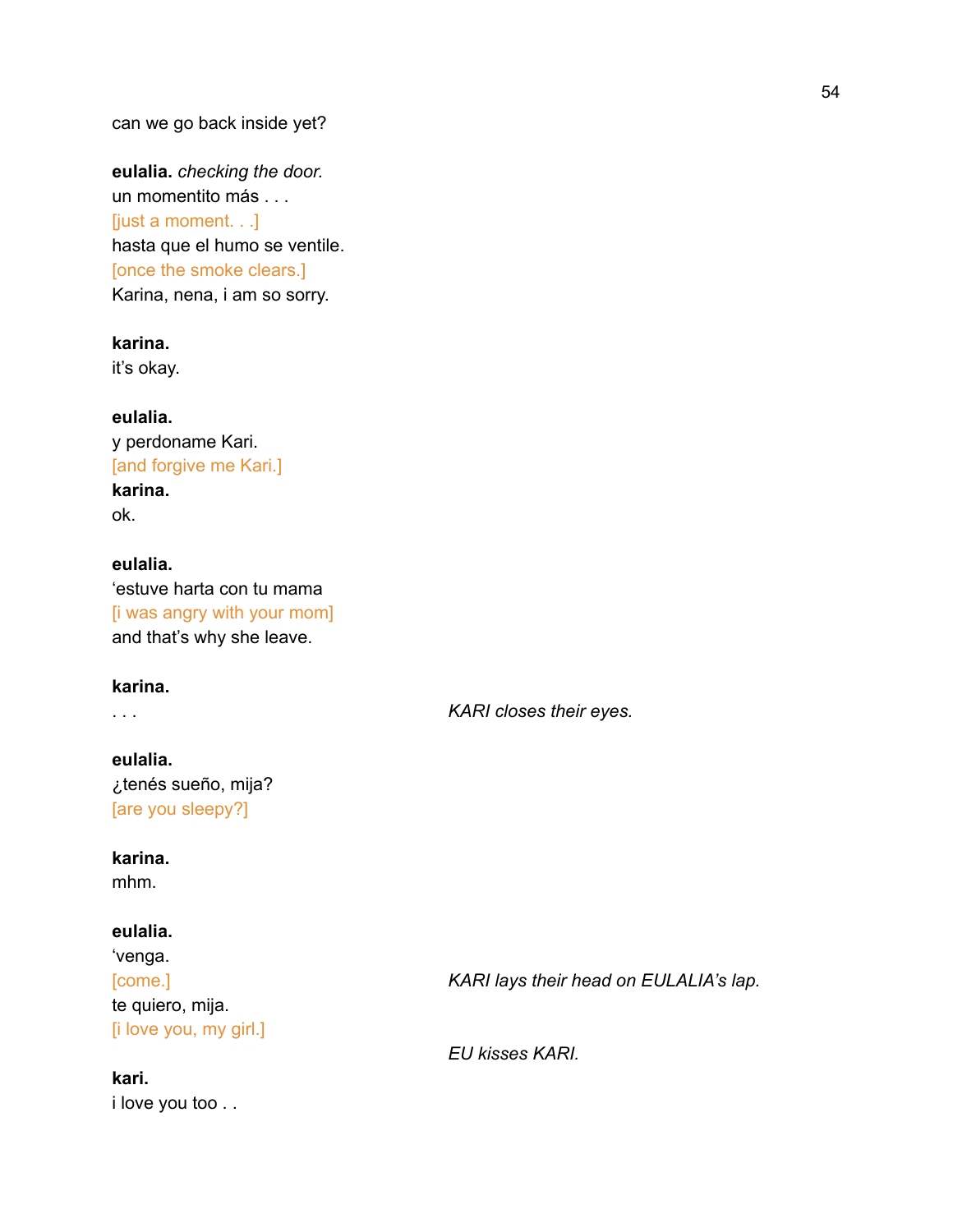can we go back inside yet?

**eulalia.** *checking the door.*
un momentito más . . .
[just a moment. . .]
hasta que el humo se ventile.
[once the smoke clears.]
Karina, nena, i am so sorry.

**karina.**
it's okay.

**eulalia.**
y perdoname Kari.
[and forgive me Kari.]

**karina.**
ok.

**eulalia.**
'estuve harta con tu mama
[i was angry with your mom]
and that's why she leave.

**karina.**
. . .

*KARI closes their eyes.*

**eulalia.**
¿tenés sueño, mija?
[are you sleepy?]

**karina.**
mhm.

**eulalia.**
'venga.
[come.]

*KARI lays their head on EULALIA's lap.*

te quiero, mija.
[i love you, my girl.]

*EU kisses KARI.*

**kari.**
i love you too . .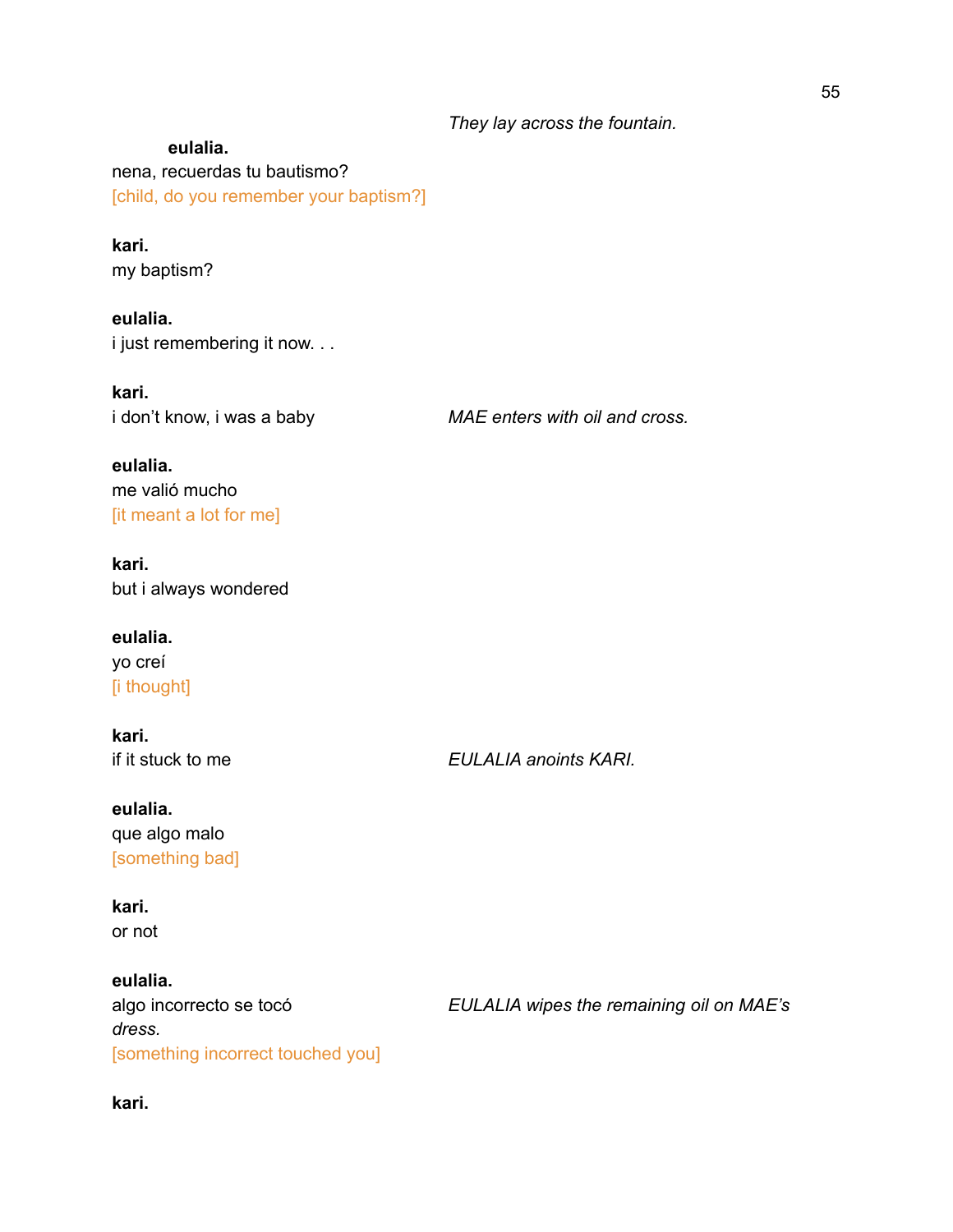*They lay across the fountain.*

**eulalia.**
nena, recuerdas tu bautismo?
[child, do you remember your baptism?]

**kari.**
my baptism?

**eulalia.**
i just remembering it now. . .

**kari.**
i don't know, i was a baby

*MAE enters with oil and cross.*

**eulalia.**
me valió mucho
[it meant a lot for me]

**kari.**
but i always wondered

**eulalia.**
yo creí
[i thought]

**kari.**
if it stuck to me

*EULALIA anoints KARI.*

**eulalia.**
que algo malo
[something bad]

**kari.**
or not

**eulalia.**
algo incorrecto se tocó
[something incorrect touched you]

*EULALIA wipes the remaining oil on MAE's dress.*

**kari.**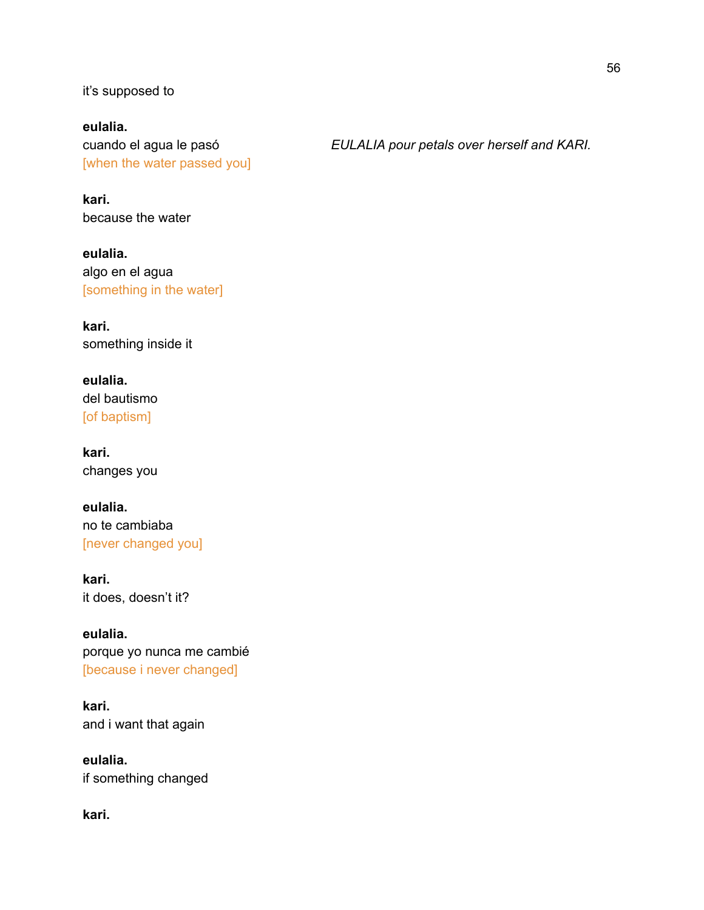it's supposed to

**eulalia.**
cuando el agua le pasó
[when the water passed you]

*EULALIA pour petals over herself and KARI.*

**kari.**
because the water

**eulalia.**
algo en el agua
[something in the water]

**kari.**
something inside it

**eulalia.**
del bautismo
[of baptism]

**kari.**
changes you

**eulalia.**
no te cambiaba
[never changed you]

**kari.**
it does, doesn't it?

**eulalia.**
porque yo nunca me cambié
[because i never changed]

**kari.**
and i want that again

**eulalia.**
if something changed

**kari.**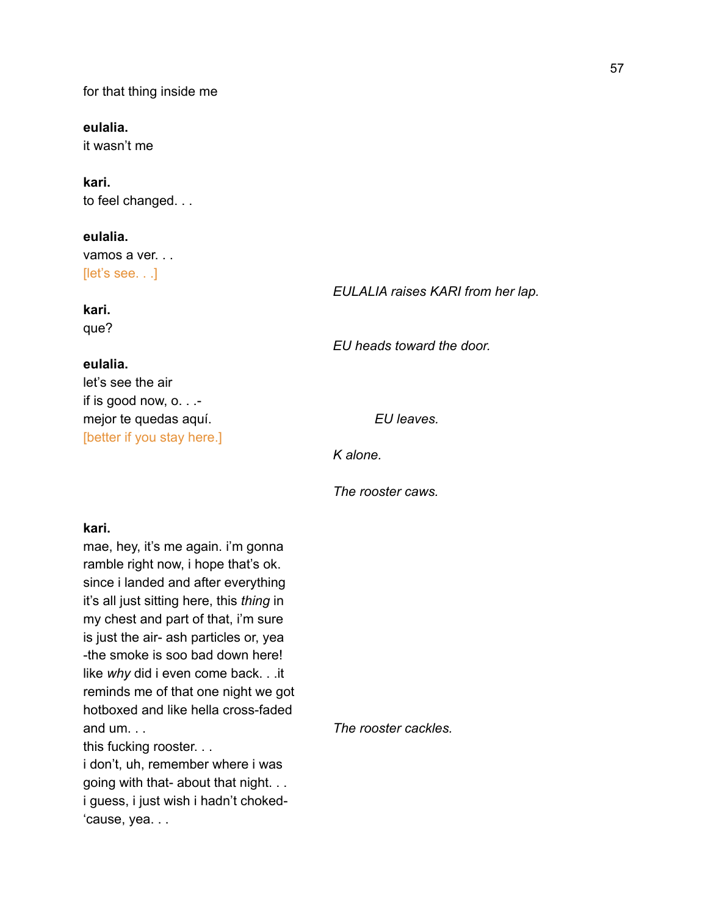for that thing inside me

**eulalia.**
it wasn't me

**kari.**
to feel changed. . .

**eulalia.**
vamos a ver. . .
[let's see. . .]

*EULALIA raises KARI from her lap.*

**kari.**
que?

*EU heads toward the door.*

**eulalia.**
let's see the air
if is good now, o. . .-
mejor te quedas aquí.
[better if you stay here.]

*EU leaves.*

*K alone.*

*The rooster caws.*

**kari.**
mae, hey, it's me again. i'm gonna
ramble right now, i hope that's ok.
since i landed and after everything
it's all just sitting here, this *thing* in
my chest and part of that, i'm sure
is just the air- ash particles or, yea
-the smoke is soo bad down here!
like *why* did i even come back. . .it
reminds me of that one night we got
hotboxed and like hella cross-faded
and um. . .

*The rooster cackles.*

this fucking rooster. . .
i don't, uh, remember where i was
going with that- about that night. . .
i guess, i just wish i hadn't choked-
'cause, yea. . .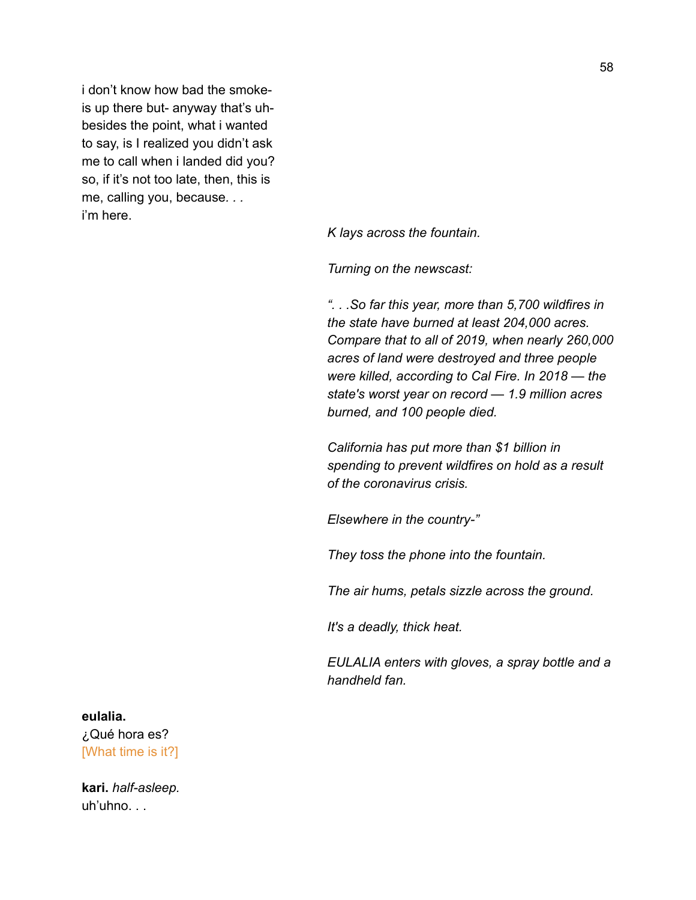i don't know how bad the smoke-
is up there but- anyway that's uh-
besides the point, what i wanted
to say, is I realized you didn't ask
me to call when i landed did you?
so, if it's not too late, then, this is
me, calling you, because. . .
i'm here.

*K lays across the fountain.*

*Turning on the newscast:*

*". . .So far this year, more than 5,700 wildfires in the state have burned at least 204,000 acres. Compare that to all of 2019, when nearly 260,000 acres of land were destroyed and three people were killed, according to Cal Fire. In 2018 — the state's worst year on record — 1.9 million acres burned, and 100 people died.*

*California has put more than $1 billion in spending to prevent wildfires on hold as a result of the coronavirus crisis.*

*Elsewhere in the country-"*

*They toss the phone into the fountain.*

*The air hums, petals sizzle across the ground.*

*It's a deadly, thick heat.*

*EULALIA enters with gloves, a spray bottle and a handheld fan.*

**eulalia.**
¿Qué hora es?
[What time is it?]

**kari.** *half-asleep.*
uh'uhno. . .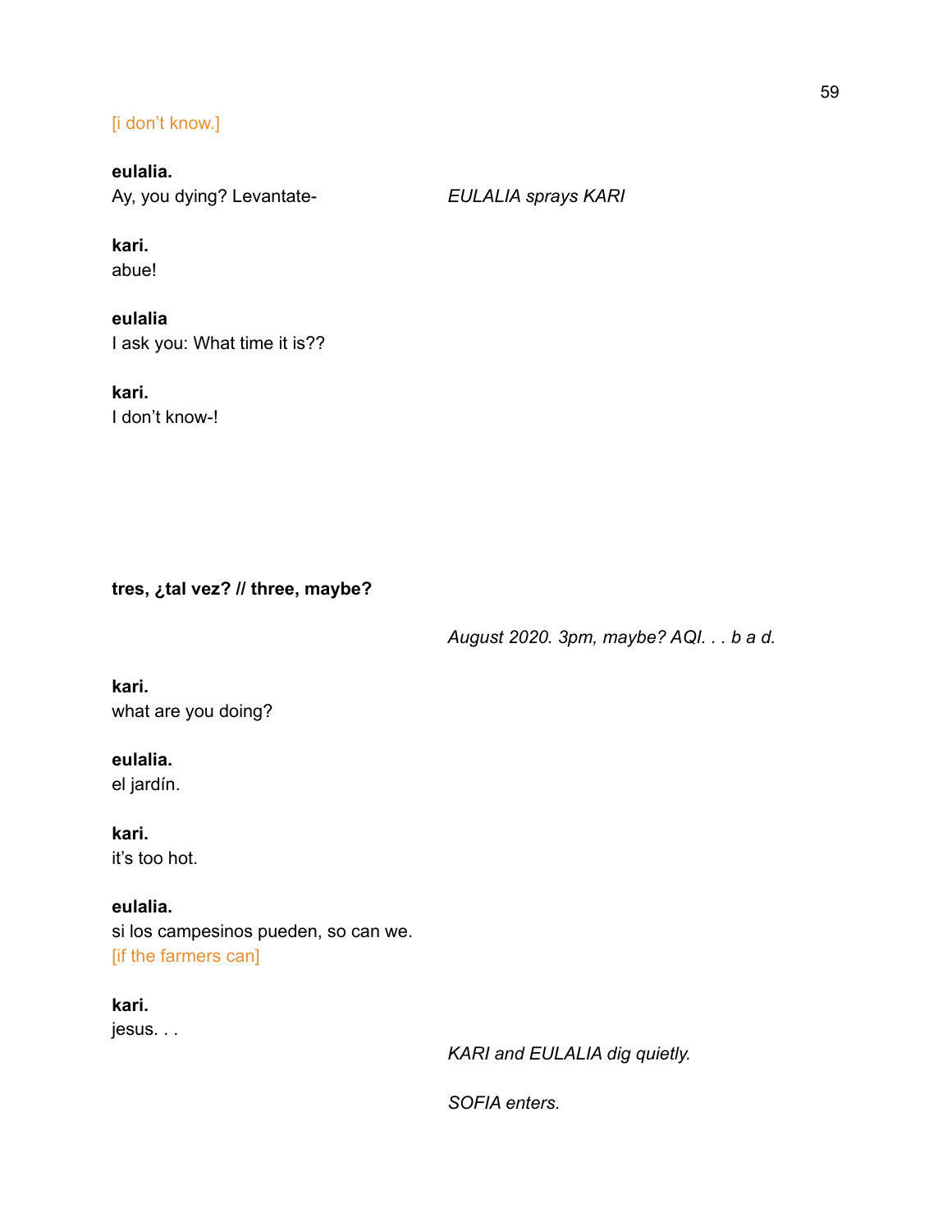[i don't know.]

**eulalia.**
Ay, you dying? Levantate-

*EULALIA sprays KARI*

**kari.**
abue!

**eulalia**
I ask you: What time it is??

**kari.**
I don't know-!

**tres, ¿tal vez? // three, maybe?**

*August 2020. 3pm, maybe? AQI. . . b a d.*

**kari.**
what are you doing?

**eulalia.**
el jardín.

**kari.**
it's too hot.

**eulalia.**
si los campesinos pueden, so can we.
[if the farmers can]

**kari.**
jesus. . .

*KARI and EULALIA dig quietly.*

*SOFIA enters.*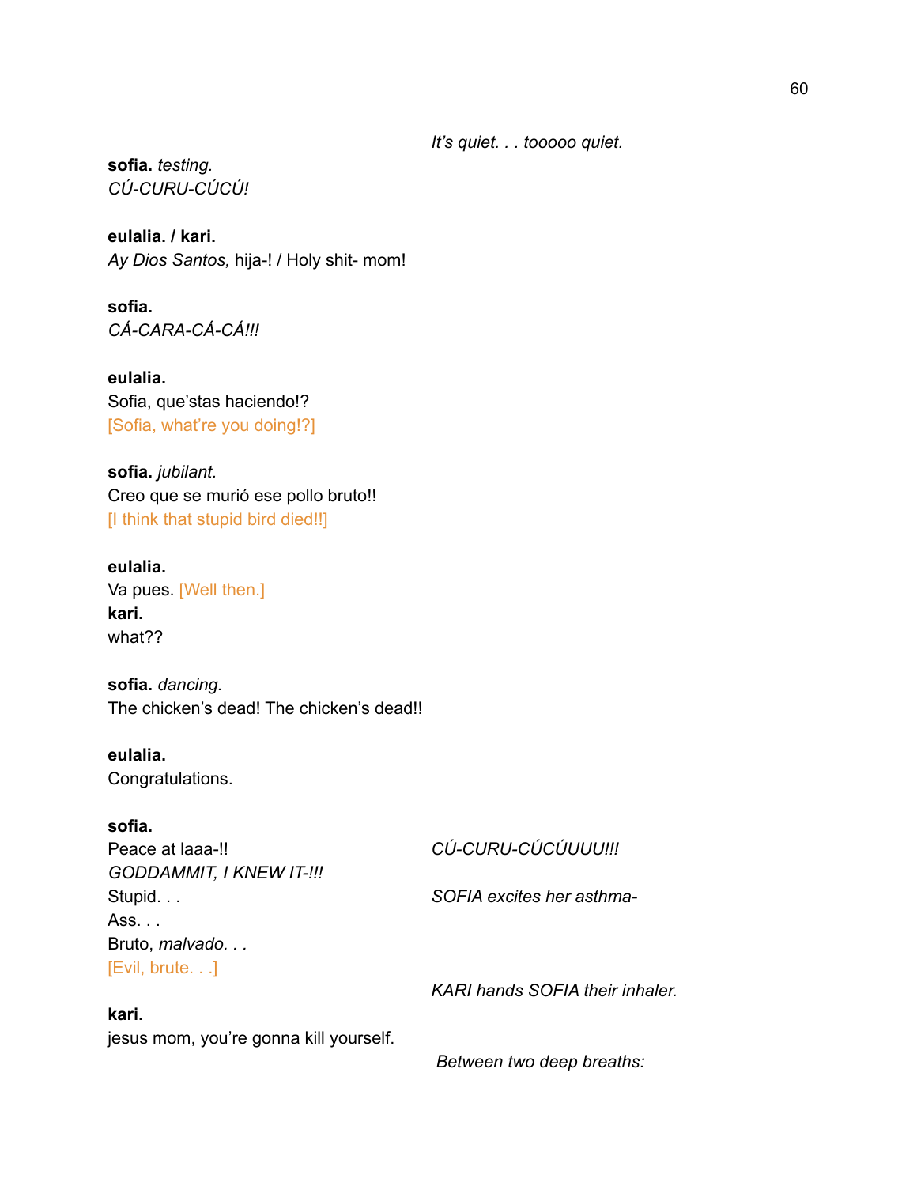*It's quiet. . . tooooo quiet.*

**sofia.** *testing.*
*CÚ-CURU-CÚCÚ!*

**eulalia. / kari.**
*Ay Dios Santos,* hija-! / Holy shit- mom!

**sofia.**
*CÁ-CARA-CÁ-CÁ!!!*

**eulalia.**
Sofia, que'stas haciendo!?
[Sofia, what're you doing!?]

**sofia.** *jubilant.*
Creo que se murió ese pollo bruto!!
[I think that stupid bird died!!]

**eulalia.**
Va pues. [Well then.]

**kari.**
what??

**sofia.** *dancing.*
The chicken's dead! The chicken's dead!!

**eulalia.**
Congratulations.

**sofia.**
Peace at laaa-!!

*CÚ-CURU-CÚCÚUUU!!!*

*GODDAMMIT, I KNEW IT-!!!*
Stupid. . .

*SOFIA excites her asthma-*

Ass. . .
Bruto, *malvado. . .*
[Evil, brute. . .]

*KARI hands SOFIA their inhaler.*

**kari.**
jesus mom, you're gonna kill yourself.

*Between two deep breaths:*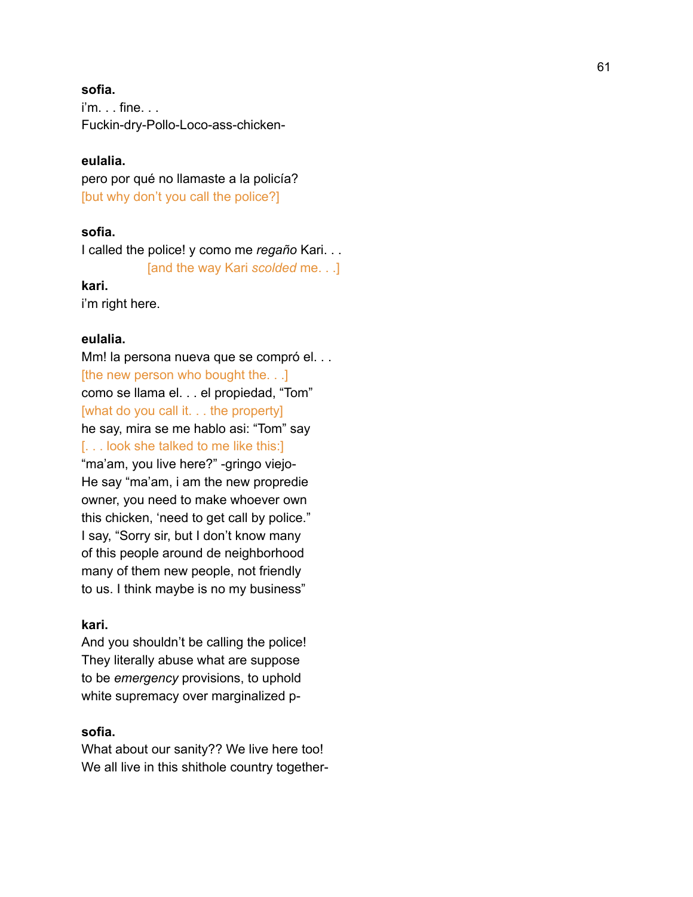**sofia.**
i'm. . . fine. . .
Fuckin-dry-Pollo-Loco-ass-chicken-

**eulalia.**
pero por qué no llamaste a la policía?
[but why don't you call the police?]

**sofia.**
I called the police! y como me *regaño* Kari. . .
[and the way Kari *scolded* me. . .]

**kari.**
i'm right here.

**eulalia.**
Mm! la persona nueva que se compró el. . .
[the new person who bought the. . .]
como se llama el. . . el propiedad, "Tom"
[what do you call it. . . the property]
he say, mira se me hablo asi: "Tom" say
[. . . look she talked to me like this:]
"ma'am, you live here?" -gringo viejo-
He say "ma'am, i am the new propredie
owner, you need to make whoever own
this chicken, 'need to get call by police."
I say, "Sorry sir, but I don't know many
of this people around de neighborhood
many of them new people, not friendly
to us. I think maybe is no my business"

**kari.**
And you shouldn't be calling the police!
They literally abuse what are suppose
to be *emergency* provisions, to uphold
white supremacy over marginalized p-

**sofia.**
What about our sanity?? We live here too!
We all live in this shithole country together-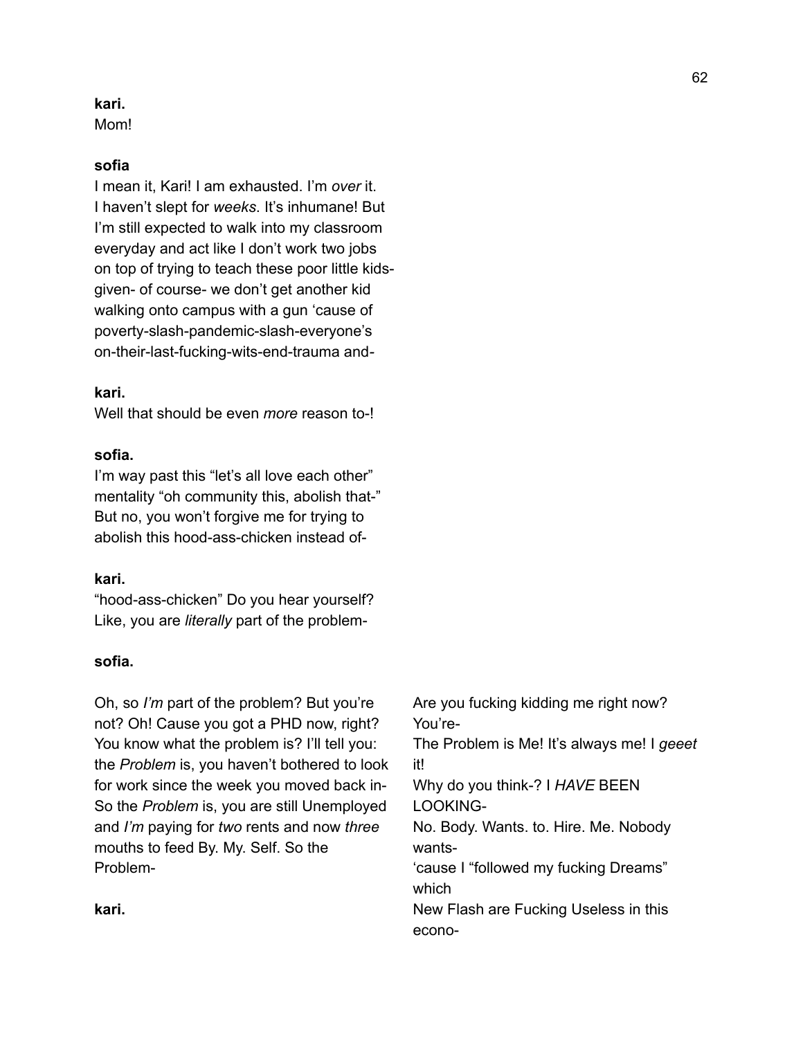**kari.**
Mom!

**sofia**
I mean it, Kari! I am exhausted. I'm *over* it. I haven't slept for *weeks*. It's inhumane! But I'm still expected to walk into my classroom everyday and act like I don't work two jobs on top of trying to teach these poor little kids- given- of course- we don't get another kid walking onto campus with a gun 'cause of poverty-slash-pandemic-slash-everyone's on-their-last-fucking-wits-end-trauma and-

**kari.**
Well that should be even *more* reason to-!

**sofia.**
I'm way past this "let's all love each other" mentality "oh community this, abolish that-" But no, you won't forgive me for trying to abolish this hood-ass-chicken instead of-

**kari.**
"hood-ass-chicken" Do you hear yourself? Like, you are *literally* part of the problem-

**sofia.**

Oh, so *I'm* part of the problem? But you're not? Oh! Cause you got a PHD now, right? You know what the problem is? I'll tell you: the *Problem* is, you haven't bothered to look for work since the week you moved back in- So the *Problem* is, you are still Unemployed and *I'm* paying for *two* rents and now *three* mouths to feed By. My. Self. So the Problem-

**kari.**

Are you fucking kidding me right now? You're-
The Problem is Me! It's always me! I *geeet* it!
Why do you think-? I *HAVE* BEEN LOOKING-
No. Body. Wants. to. Hire. Me. Nobody wants-
'cause I "followed my fucking Dreams" which
New Flash are Fucking Useless in this econo-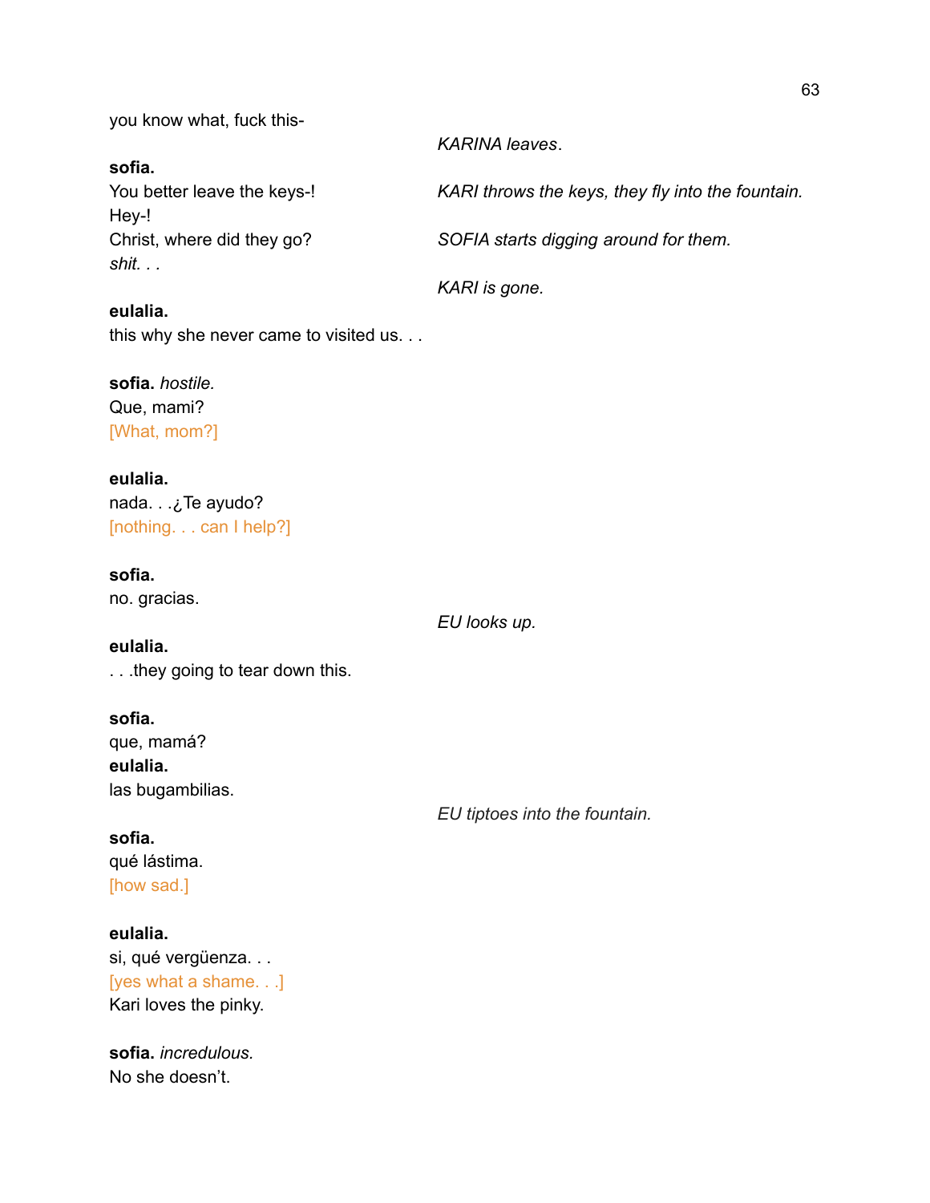you know what, fuck this-

*KARINA leaves.*

**sofia.**
You better leave the keys-!

*KARI throws the keys, they fly into the fountain.*

Hey-!
Christ, where did they go?

*SOFIA starts digging around for them.*

*shit. . .*

*KARI is gone.*

**eulalia.**
this why she never came to visited us. . .

**sofia.** *hostile.*
Que, mami?
[What, mom?]

**eulalia.**
nada. . .¿Te ayudo?
[nothing. . . can I help?]

**sofia.**
no. gracias.

*EU looks up.*

**eulalia.**
. . .they going to tear down this.

**sofia.**
que, mamá?

**eulalia.**
las bugambilias.

*EU tiptoes into the fountain.*

**sofia.**
qué lástima.
[how sad.]

**eulalia.**
si, qué vergüenza. . .
[yes what a shame. . .]
Kari loves the pinky.

**sofia.** *incredulous.*
No she doesn't.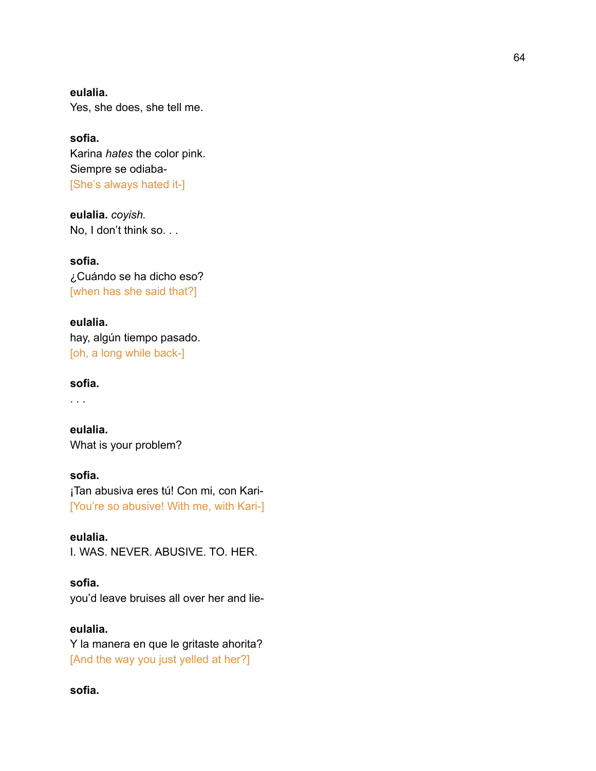**eulalia.**
Yes, she does, she tell me.

**sofia.**
Karina *hates* the color pink.
Siempre se odiaba-
[She's always hated it-]

**eulalia.** *coyish.*
No, I don't think so. . .

**sofia.**
¿Cuándo se ha dicho eso?
[when has she said that?]

**eulalia.**
hay, algún tiempo pasado.
[oh, a long while back-]

**sofia.**
. . .

**eulalia.**
What is your problem?

**sofia.**
¡Tan abusiva eres tú! Con mi, con Kari-
[You're so abusive! With me, with Kari-]

**eulalia.**
I. WAS. NEVER. ABUSIVE. TO. HER.

**sofia.**
you'd leave bruises all over her and lie-

**eulalia.**
Y la manera en que le gritaste ahorita?
[And the way you just yelled at her?]

**sofia.**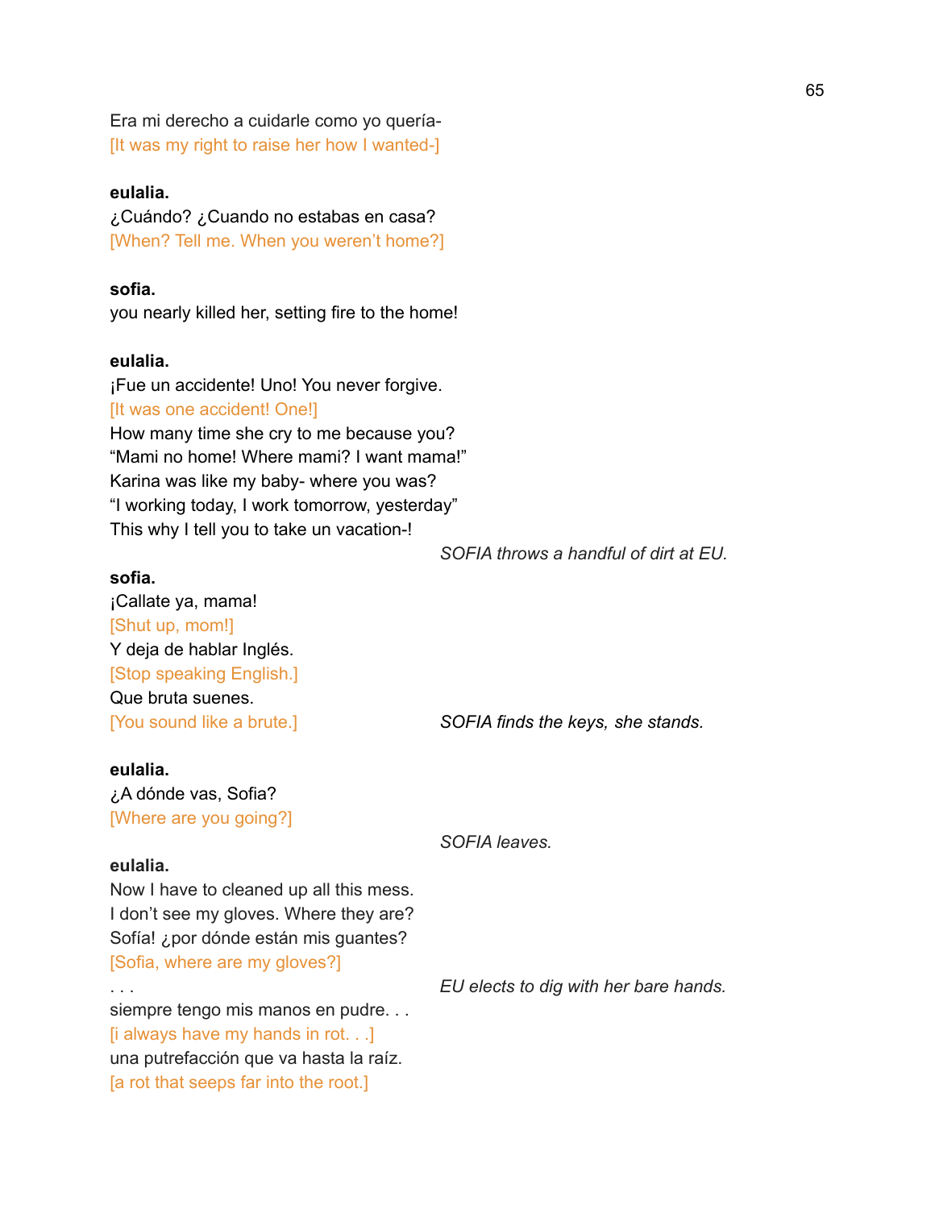Era mi derecho a cuidarle como yo quería-
[It was my right to raise her how I wanted-]

**eulalia.**
¿Cuándo? ¿Cuando no estabas en casa?
[When? Tell me. When you weren't home?]

**sofia.**
you nearly killed her, setting fire to the home!

**eulalia.**
¡Fue un accidente! Uno! You never forgive.
[It was one accident! One!]
How many time she cry to me because you?
"Mami no home! Where mami? I want mama!"
Karina was like my baby- where you was?
"I working today, I work tomorrow, yesterday"
This why I tell you to take un vacation-!

*SOFIA throws a handful of dirt at EU.*

**sofia.**
¡Callate ya, mama!
[Shut up, mom!]
Y deja de hablar Inglés.
[Stop speaking English.]
Que bruta suenes.
[You sound like a brute.]

*SOFIA finds the keys, she stands.*

**eulalia.**
¿A dónde vas, Sofia?
[Where are you going?]

*SOFIA leaves.*

**eulalia.**
Now I have to cleaned up all this mess.
I don't see my gloves. Where they are?
Sofía! ¿por dónde están mis guantes?
[Sofia, where are my gloves?]
. . .

*EU elects to dig with her bare hands.*

siempre tengo mis manos en pudre. . .
[i always have my hands in rot. . .]
una putrefacción que va hasta la raíz.
[a rot that seeps far into the root.]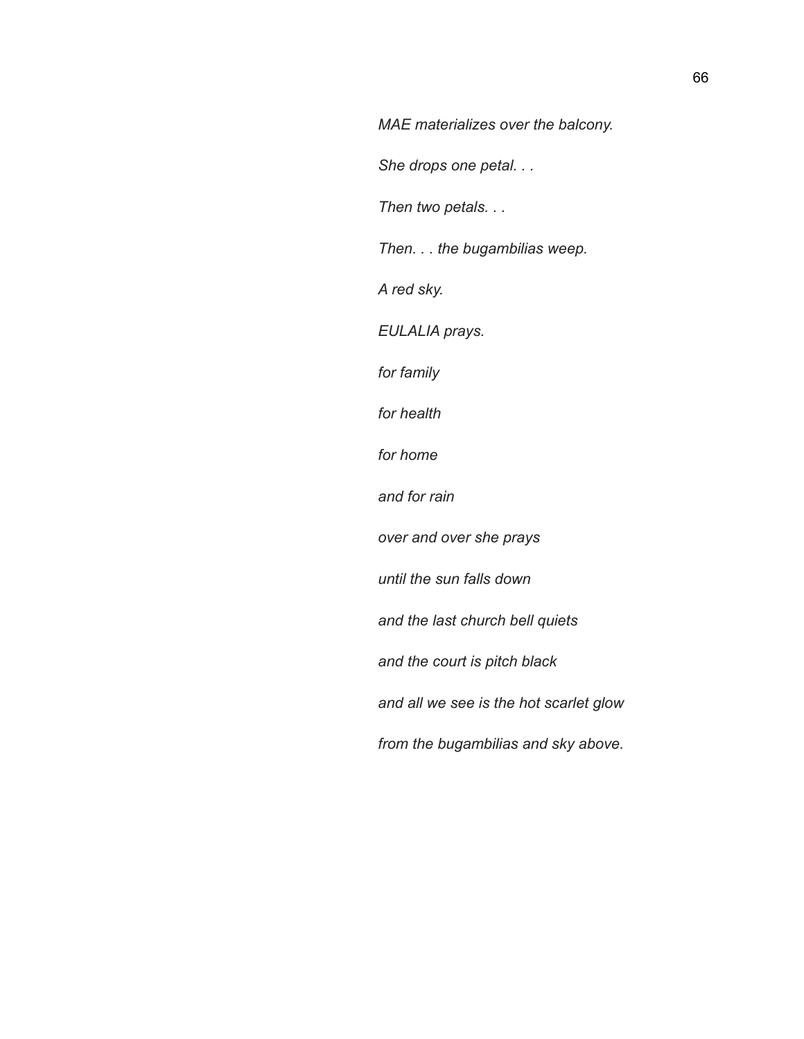*MAE materializes over the balcony.*

*She drops one petal. . .*

*Then two petals. . .*

*Then. . . the bugambilias weep.*

*A red sky.*

*EULALIA prays.*

*for family*

*for health*

*for home*

*and for rain*

*over and over she prays*

*until the sun falls down*

*and the last church bell quiets*

*and the court is pitch black*

*and all we see is the hot scarlet glow*

*from the bugambilias and sky above.*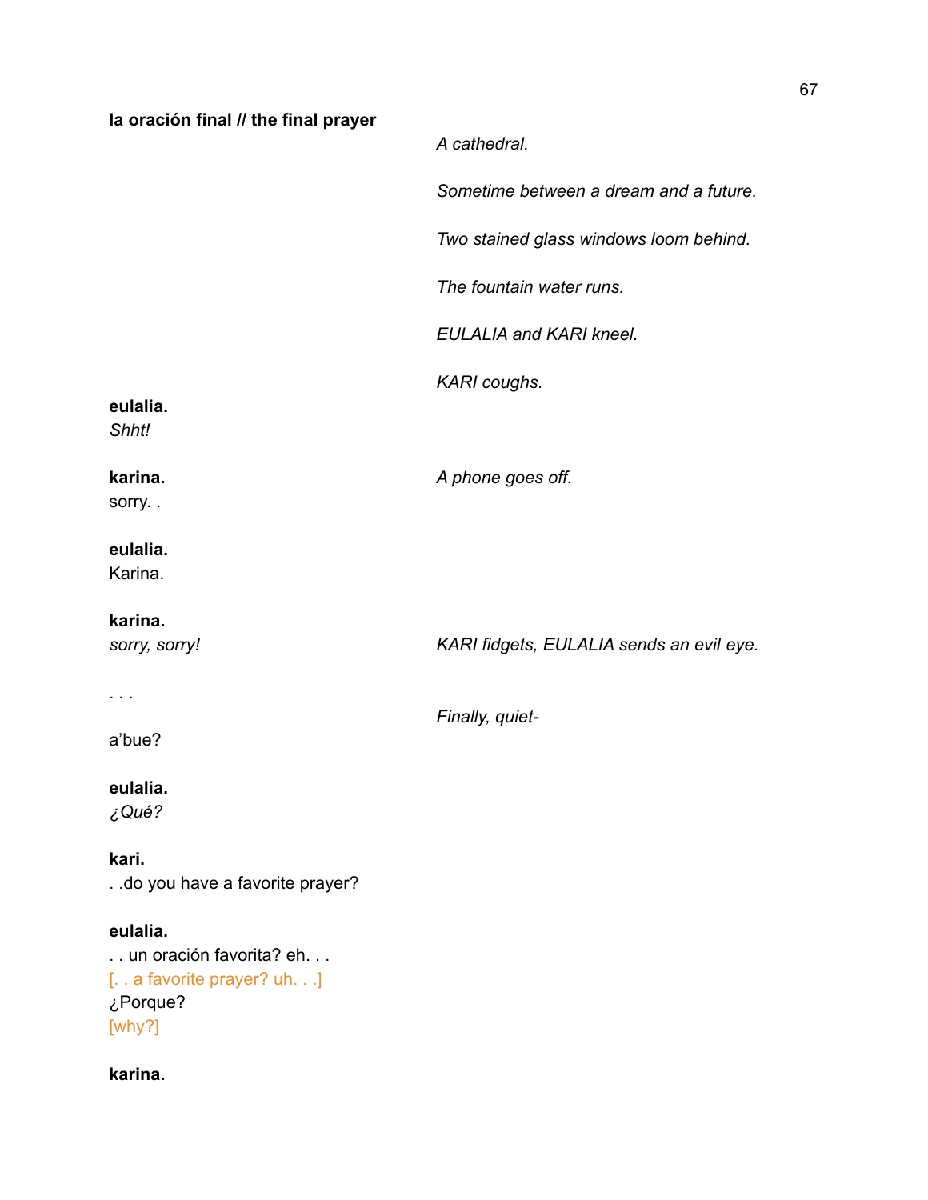**la oración final // the final prayer**

*A cathedral.*

*Sometime between a dream and a future.*

*Two stained glass windows loom behind.*

*The fountain water runs.*

*EULALIA and KARI kneel.*

*KARI coughs.*

**eulalia.**
*Shht!*

**karina.**
sorry. .

*A phone goes off.*

**eulalia.**
Karina.

**karina.**
*sorry, sorry!*

*KARI fidgets, EULALIA sends an evil eye.*

. . .

*Finally, quiet-*

a'bue?

**eulalia.**
*¿Qué?*

**kari.**
. .do you have a favorite prayer?

**eulalia.**
. . un oración favorita? eh. . .
[. . a favorite prayer? uh. . .]
¿Porque?
[why?]

**karina.**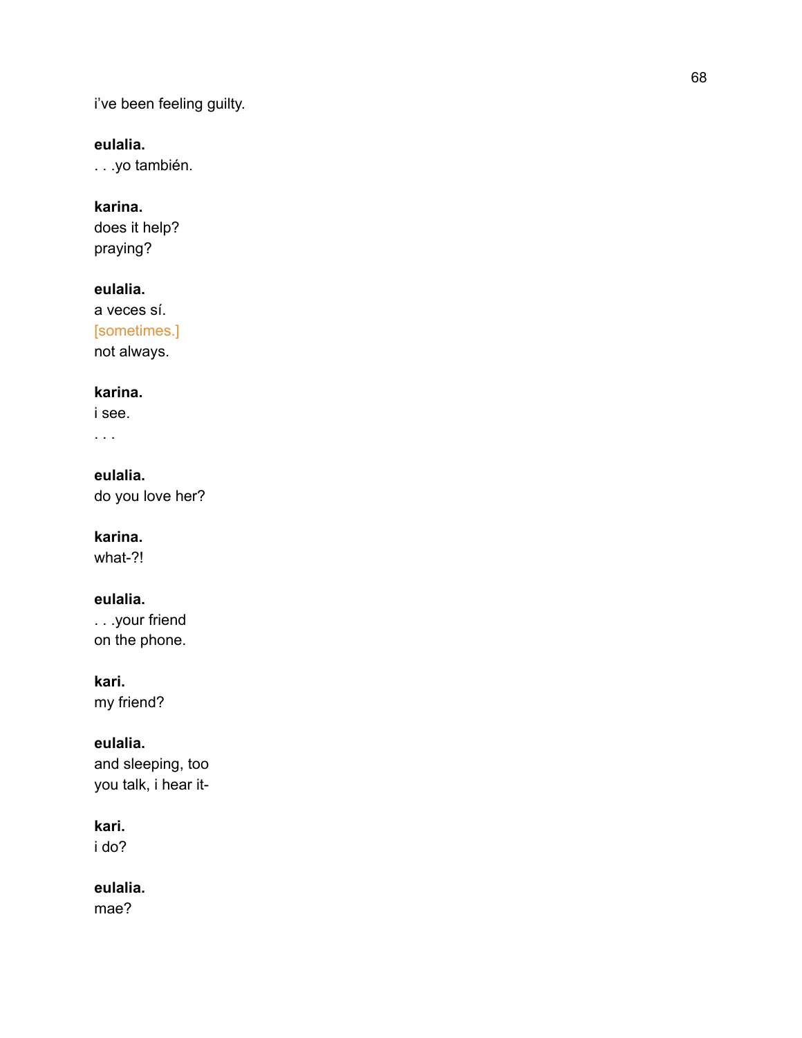i've been feeling guilty.

**eulalia.**
. . .yo también.

**karina.**
does it help?
praying?

**eulalia.**
a veces sí.
[sometimes.]
not always.

**karina.**
i see.
. . .

**eulalia.**
do you love her?

**karina.**
what-?!

**eulalia.**
. . .your friend
on the phone.

**kari.**
my friend?

**eulalia.**
and sleeping, too
you talk, i hear it-

**kari.**
i do?

**eulalia.**
mae?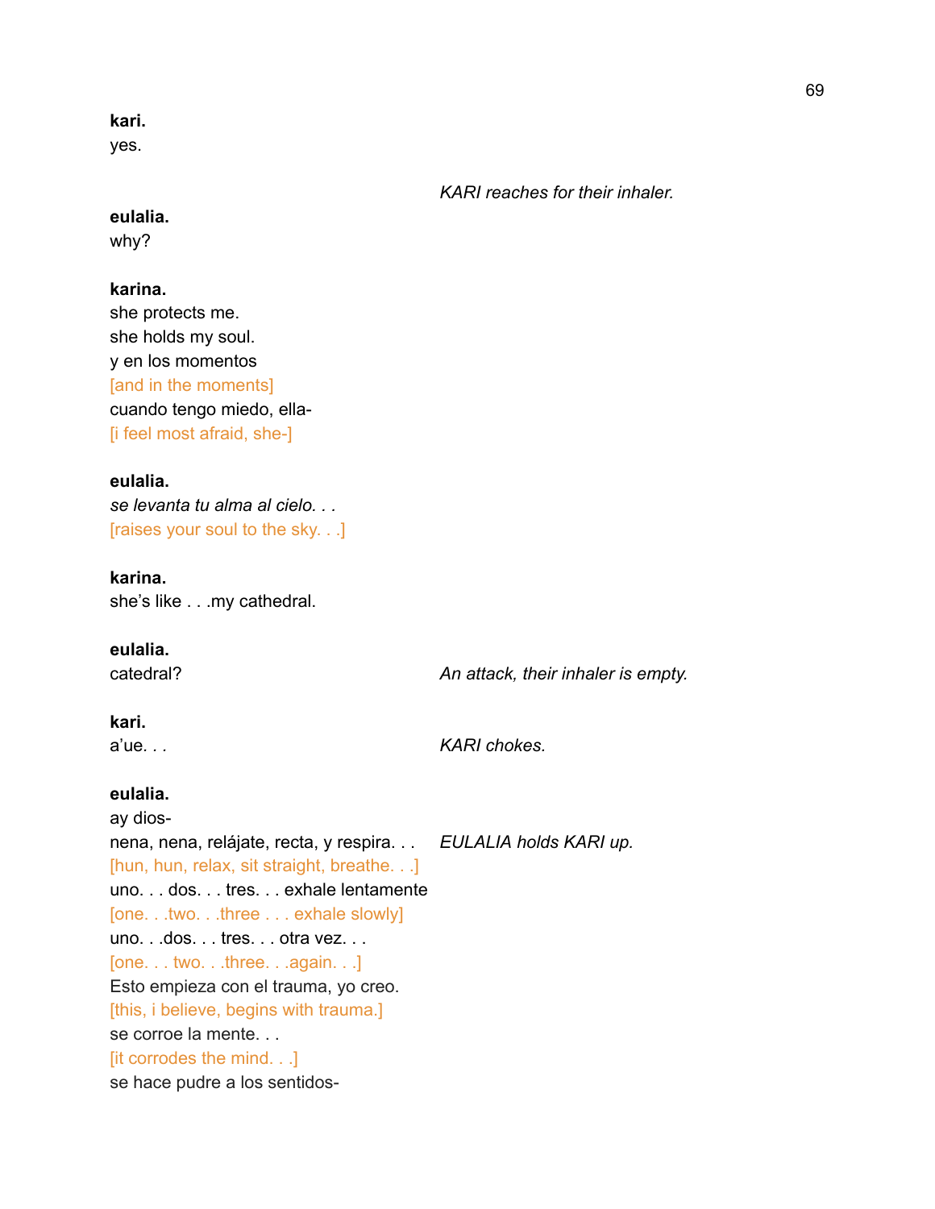**kari.**
yes.

*KARI reaches for their inhaler.*

**eulalia.**
why?

**karina.**
she protects me.
she holds my soul.
y en los momentos
[and in the moments]
cuando tengo miedo, ella-
[i feel most afraid, she-]

**eulalia.**
*se levanta tu alma al cielo. . .*
[raises your soul to the sky. . .]

**karina.**
she's like . . .my cathedral.

**eulalia.**
catedral?

*An attack, their inhaler is empty.*

**kari.**
a'ue. . .

*KARI chokes.*

**eulalia.**
ay dios-
nena, nena, relájate, recta, y respira. . .

*EULALIA holds KARI up.*

[hun, hun, relax, sit straight, breathe. . .]
uno. . . dos. . . tres. . . exhale lentamente
[one. . .two. . .three . . . exhale slowly]
uno. . .dos. . . tres. . . otra vez. . .
[one. . . two. . .three. . .again. . .]
Esto empieza con el trauma, yo creo.
[this, i believe, begins with trauma.]
se corroe la mente. . .
[it corrodes the mind. . .]
se hace pudre a los sentidos-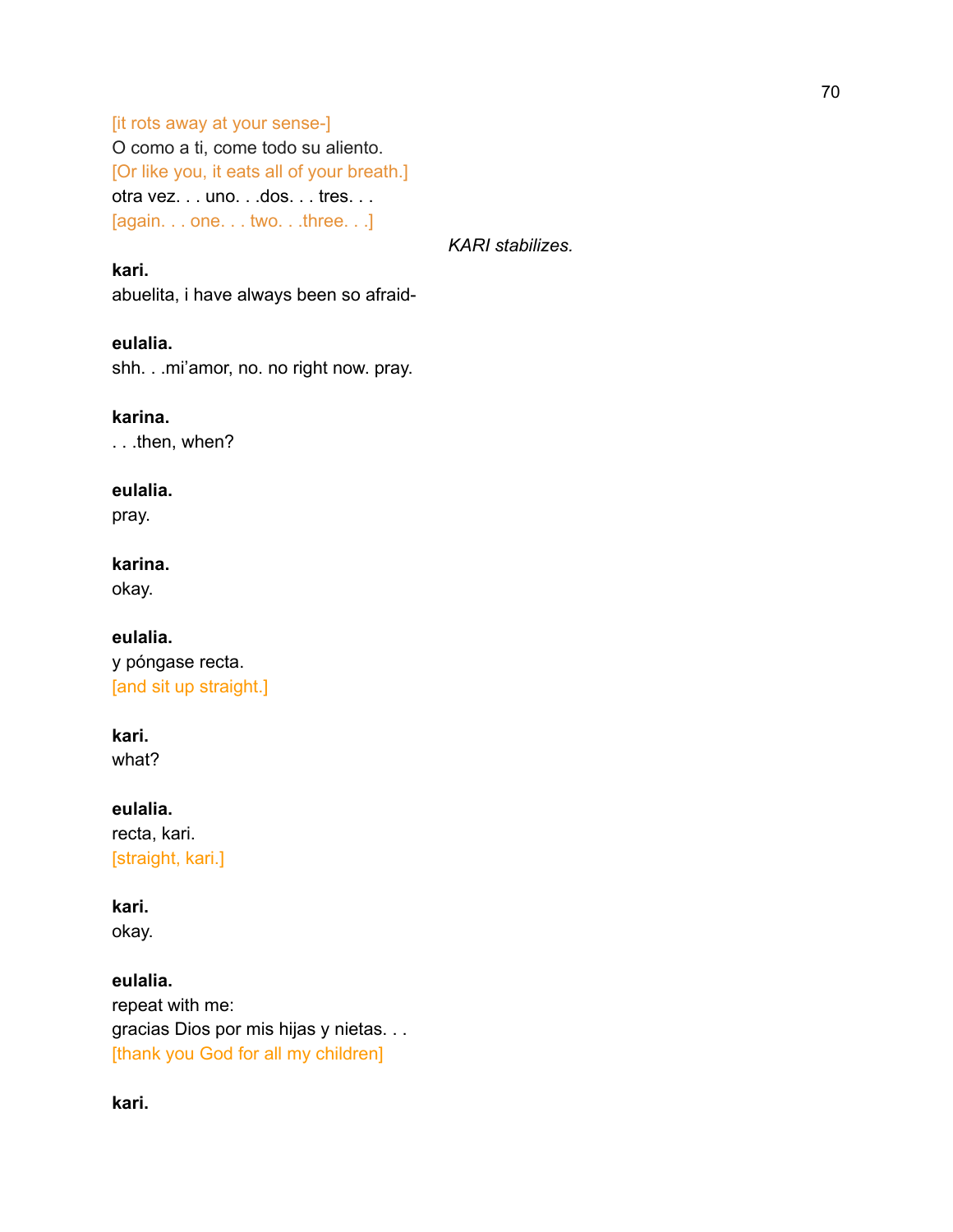[it rots away at your sense-]
O como a ti, come todo su aliento.
[Or like you, it eats all of your breath.]
otra vez. . . uno. . .dos. . . tres. . .
[again. . . one. . . two. . .three. . .]

*KARI stabilizes.*

**kari.**
abuelita, i have always been so afraid-

**eulalia.**
shh. . .mi'amor, no. no right now. pray.

**karina.**
. . .then, when?

**eulalia.**
pray.

**karina.**
okay.

**eulalia.**
y póngase recta.
[and sit up straight.]

**kari.**
what?

**eulalia.**
recta, kari.
[straight, kari.]

**kari.**
okay.

**eulalia.**
repeat with me:
gracias Dios por mis hijas y nietas. . .
[thank you God for all my children]

**kari.**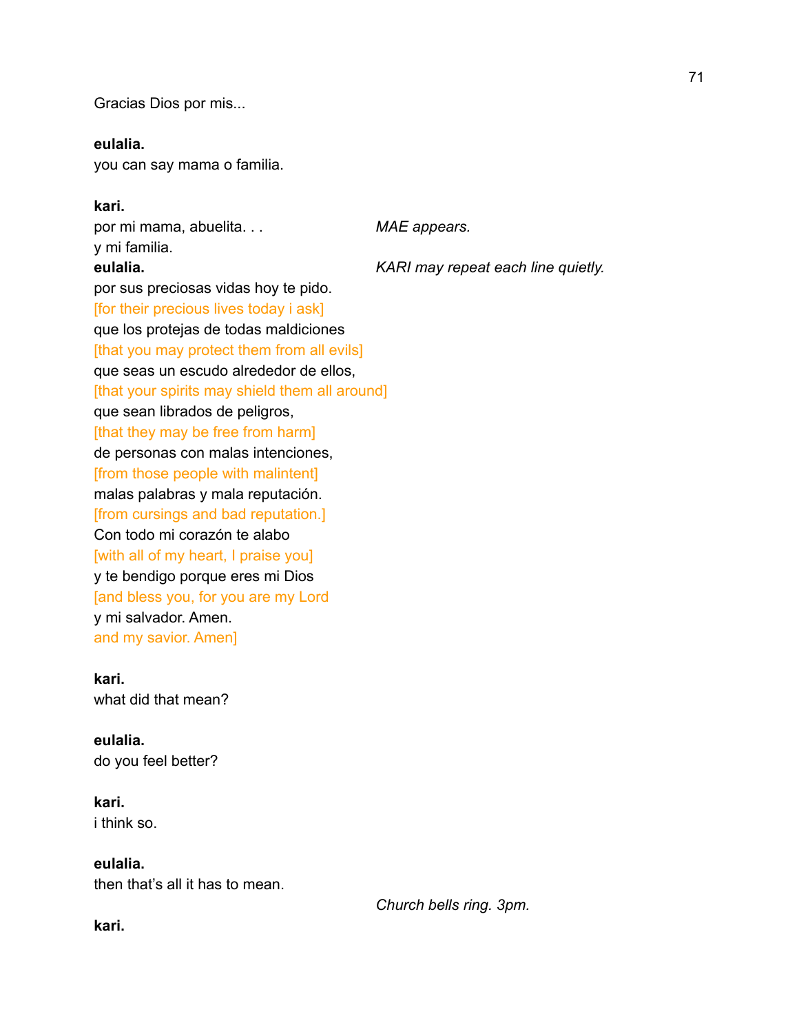Gracias Dios por mis...

**eulalia.**
you can say mama o familia.

**kari.**
por mi mama, abuelita. . .
y mi familia.

*MAE appears.*

**eulalia.**
por sus preciosas vidas hoy te pido.
[for their precious lives today i ask]
que los protejas de todas maldiciones
[that you may protect them from all evils]
que seas un escudo alrededor de ellos,
[that your spirits may shield them all around]
que sean librados de peligros,
[that they may be free from harm]
de personas con malas intenciones,
[from those people with malintent]
malas palabras y mala reputación.
[from cursings and bad reputation.]
Con todo mi corazón te alabo
[with all of my heart, I praise you]
y te bendigo porque eres mi Dios
[and bless you, for you are my Lord
y mi salvador. Amen.
and my savior. Amen]

*KARI may repeat each line quietly.*

**kari.**
what did that mean?

**eulalia.**
do you feel better?

**kari.**
i think so.

**eulalia.**
then that's all it has to mean.

*Church bells ring. 3pm.*

**kari.**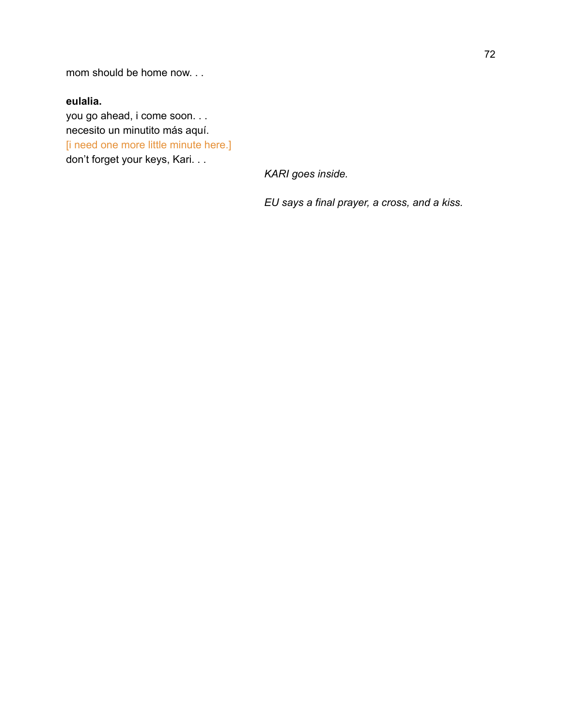mom should be home now. . .

**eulalia.**
you go ahead, i come soon. . .
necesito un minutito más aquí.
[i need one more little minute here.]
don't forget your keys, Kari. . .

*KARI goes inside.*

*EU says a final prayer, a cross, and a kiss.*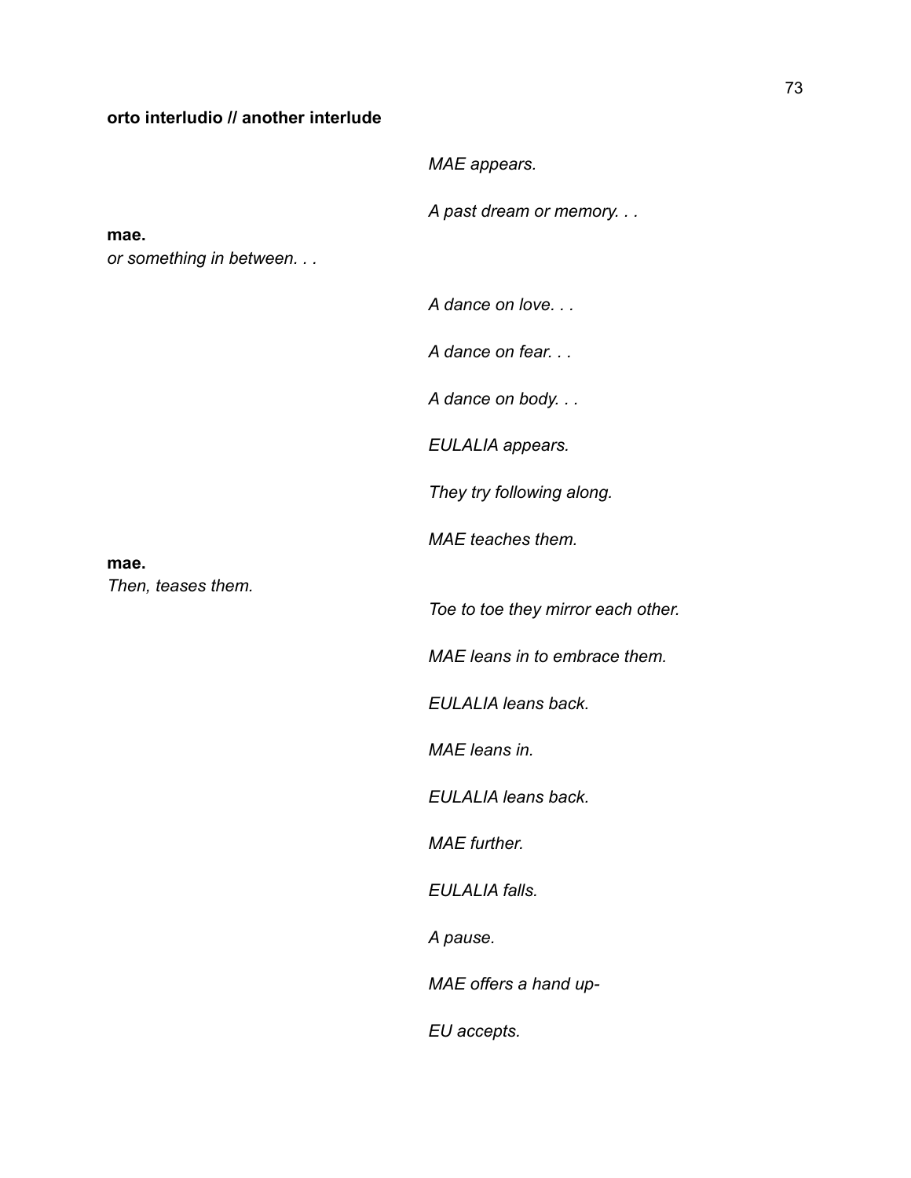**orto interludio // another interlude**

*MAE appears.*

*A past dream or memory. . .*

**mae.**
*or something in between. . .*

*A dance on love. . .*

*A dance on fear. . .*

*A dance on body. . .*

*EULALIA appears.*

*They try following along.*

*MAE teaches them.*

**mae.**
*Then, teases them.*

*Toe to toe they mirror each other.*

*MAE leans in to embrace them.*

*EULALIA leans back.*

*MAE leans in.*

*EULALIA leans back.*

*MAE further.*

*EULALIA falls.*

*A pause.*

*MAE offers a hand up-*

*EU accepts.*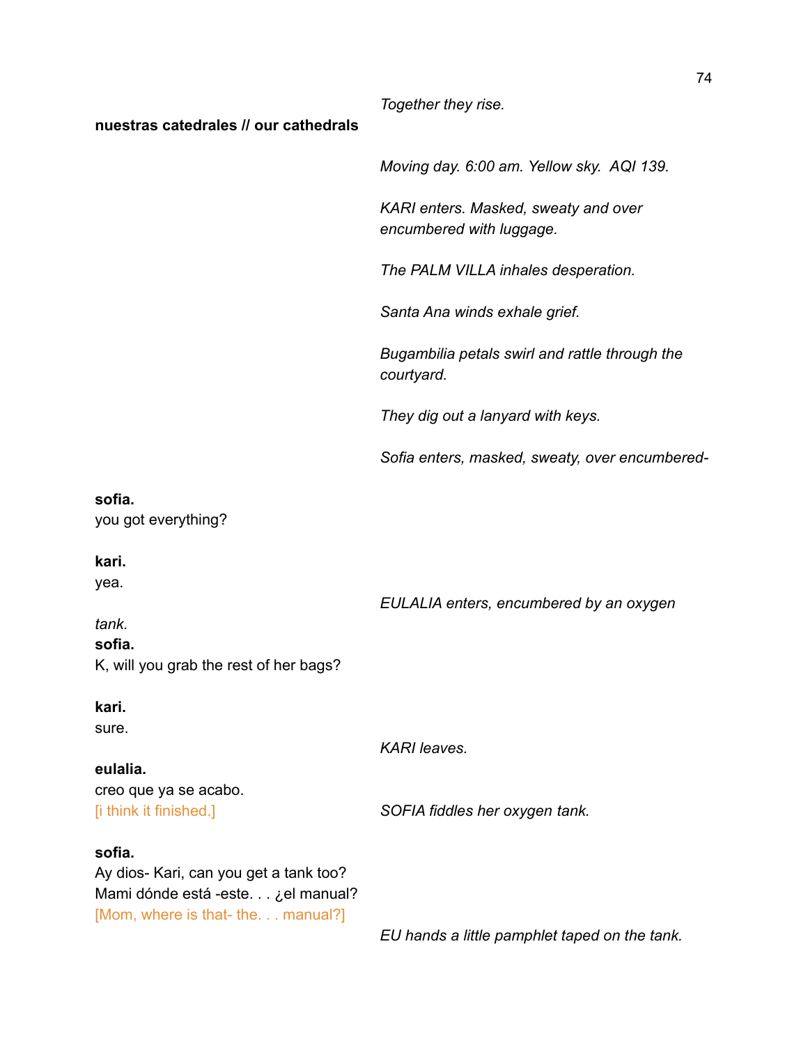*Together they rise.*

**nuestras catedrales // our cathedrals**

*Moving day. 6:00 am. Yellow sky. AQI 139.*

*KARI enters. Masked, sweaty and over encumbered with luggage.*

*The PALM VILLA inhales desperation.*

*Santa Ana winds exhale grief.*

*Bugambilia petals swirl and rattle through the courtyard.*

*They dig out a lanyard with keys.*

*Sofia enters, masked, sweaty, over encumbered-*

**sofia.**
you got everything?

**kari.**
yea.

*EULALIA enters, encumbered by an oxygen tank.*

**sofia.**
K, will you grab the rest of her bags?

**kari.**
sure.

*KARI leaves.*

**eulalia.**
creo que ya se acabo.
[i think it finished.]

*SOFIA fiddles her oxygen tank.*

**sofia.**
Ay dios- Kari, can you get a tank too?
Mami dónde está -este. . . ¿el manual?
[Mom, where is that- the. . . manual?]

*EU hands a little pamphlet taped on the tank.*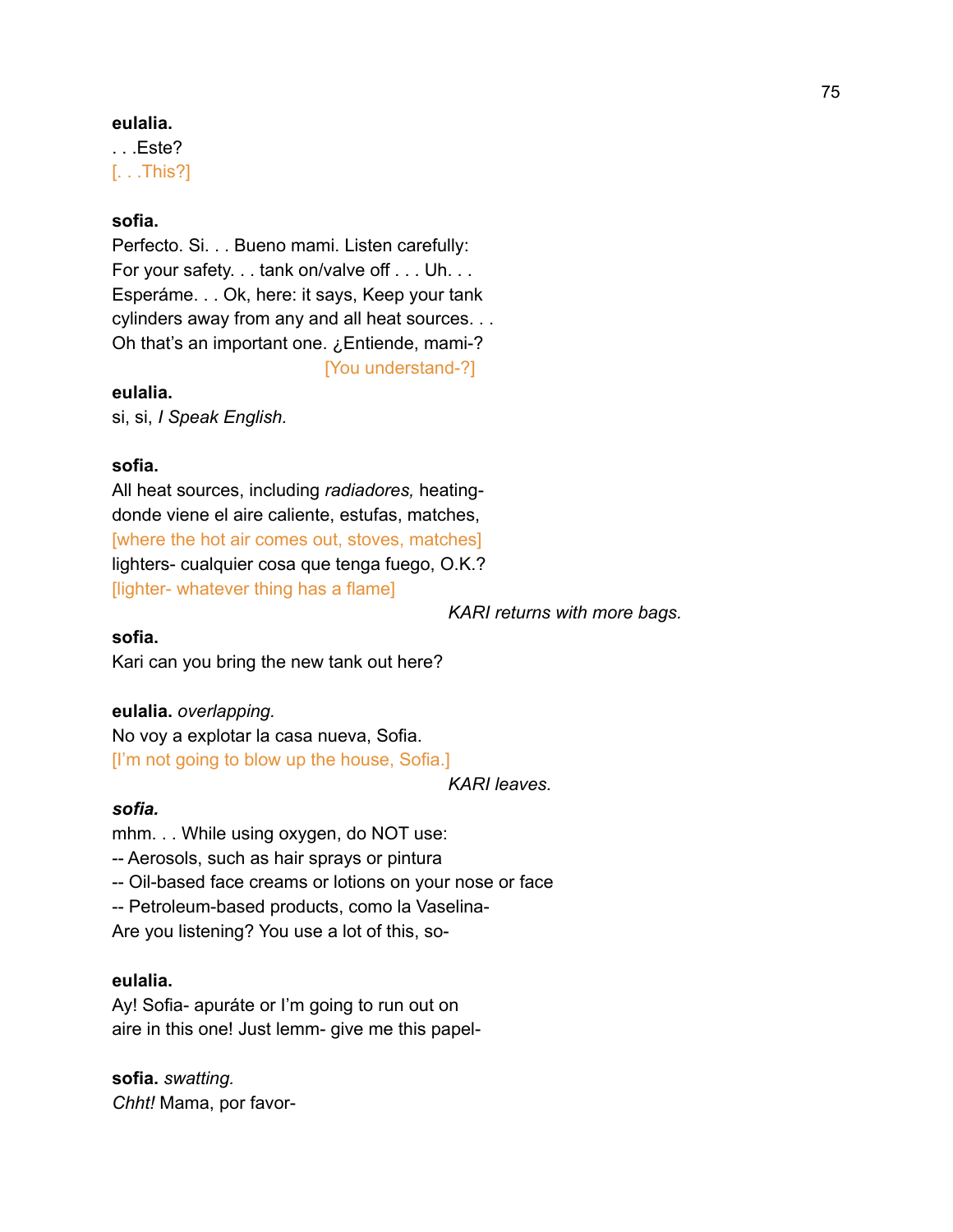**eulalia.**
. . .Este?
[. . .This?]

**sofia.**
Perfecto. Si. . . Bueno mami. Listen carefully:
For your safety. . . tank on/valve off . . . Uh. . .
Esperáme. . . Ok, here: it says, Keep your tank
cylinders away from any and all heat sources. . .
Oh that's an important one. ¿Entiende, mami-?
[You understand-?]

**eulalia.**
si, si, *I Speak English.*

**sofia.**
All heat sources, including *radiadores,* heating-
donde viene el aire caliente, estufas, matches,
[where the hot air comes out, stoves, matches]
lighters- cualquier cosa que tenga fuego, O.K.?
[lighter- whatever thing has a flame]

*KARI returns with more bags.*

**sofia.**
Kari can you bring the new tank out here?

**eulalia.** *overlapping.*
No voy a explotar la casa nueva, Sofia.
[I'm not going to blow up the house, Sofia.]

*KARI leaves.*

***sofia.***
mhm. . . While using oxygen, do NOT use:
-- Aerosols, such as hair sprays or pintura
-- Oil-based face creams or lotions on your nose or face
-- Petroleum-based products, como la Vaselina-
Are you listening? You use a lot of this, so-

**eulalia.**
Ay! Sofia- apuráte or I'm going to run out on
aire in this one! Just lemm- give me this papel-

**sofia.** *swatting.*
*Chht!* Mama, por favor-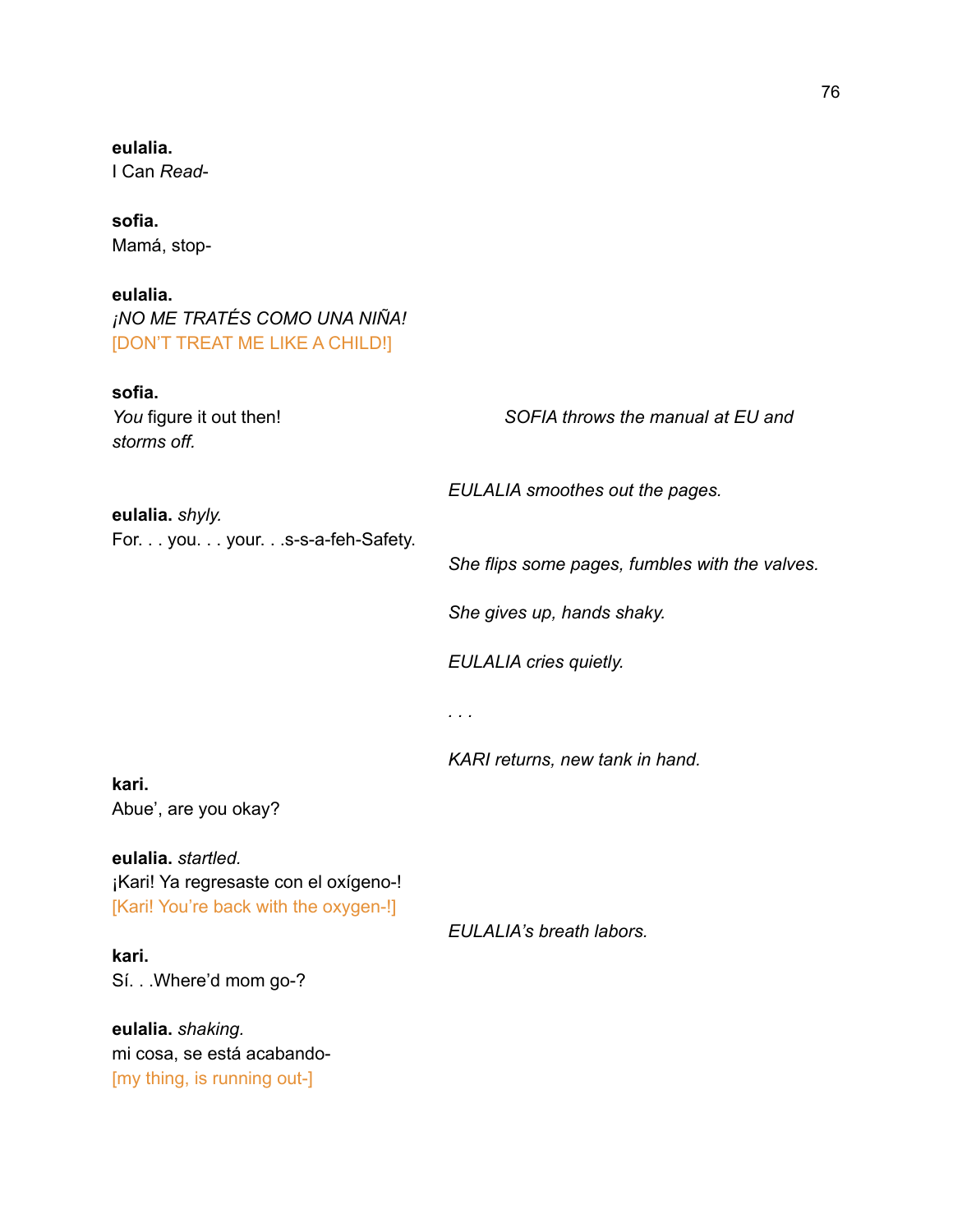**eulalia.**
I Can *Read*-

**sofia.**
Mamá, stop-

**eulalia.**
*¡NO ME TRATÉS COMO UNA NIÑA!*
[DON'T TREAT ME LIKE A CHILD!]

**sofia.**
*You* figure it out then!

*SOFIA throws the manual at EU and storms off.*

*EULALIA smoothes out the pages.*

**eulalia.** *shyly.*
For. . . you. . . your. . .s-s-a-feh-Safety.

*She flips some pages, fumbles with the valves.*

*She gives up, hands shaky.*

*EULALIA cries quietly.*

*. . .*

*KARI returns, new tank in hand.*

**kari.**
Abue', are you okay?

**eulalia.** *startled.*
¡Kari! Ya regresaste con el oxígeno-!
[Kari! You're back with the oxygen-!]

*EULALIA's breath labors.*

**kari.**
Sí. . .Where'd mom go-?

**eulalia.** *shaking.*
mi cosa, se está acabando-
[my thing, is running out-]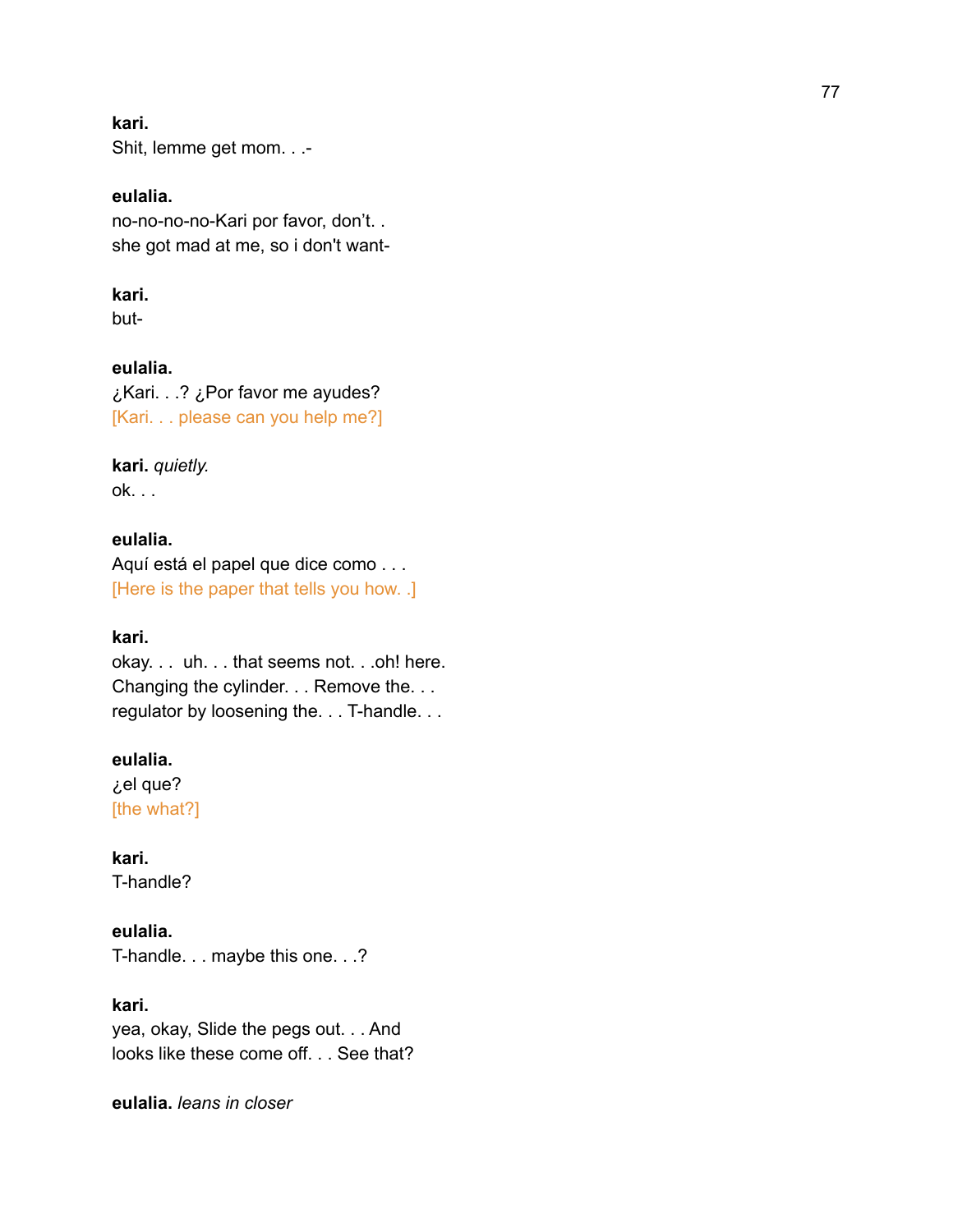**kari.**
Shit, lemme get mom. . .-

**eulalia.**
no-no-no-no-Kari por favor, don't. .
she got mad at me, so i don't want-

**kari.**
but-

**eulalia.**
¿Kari. . .? ¿Por favor me ayudes?
[Kari. . . please can you help me?]

**kari.** *quietly.*
ok. . .

**eulalia.**
Aquí está el papel que dice como . . .
[Here is the paper that tells you how. .]

**kari.**
okay. . .  uh. . . that seems not. . .oh! here.
Changing the cylinder. . . Remove the. . .
regulator by loosening the. . . T-handle. . .

**eulalia.**
¿el que?
[the what?]

**kari.**
T-handle?

**eulalia.**
T-handle. . . maybe this one. . .?

**kari.**
yea, okay, Slide the pegs out. . . And
looks like these come off. . . See that?

**eulalia.** *leans in closer*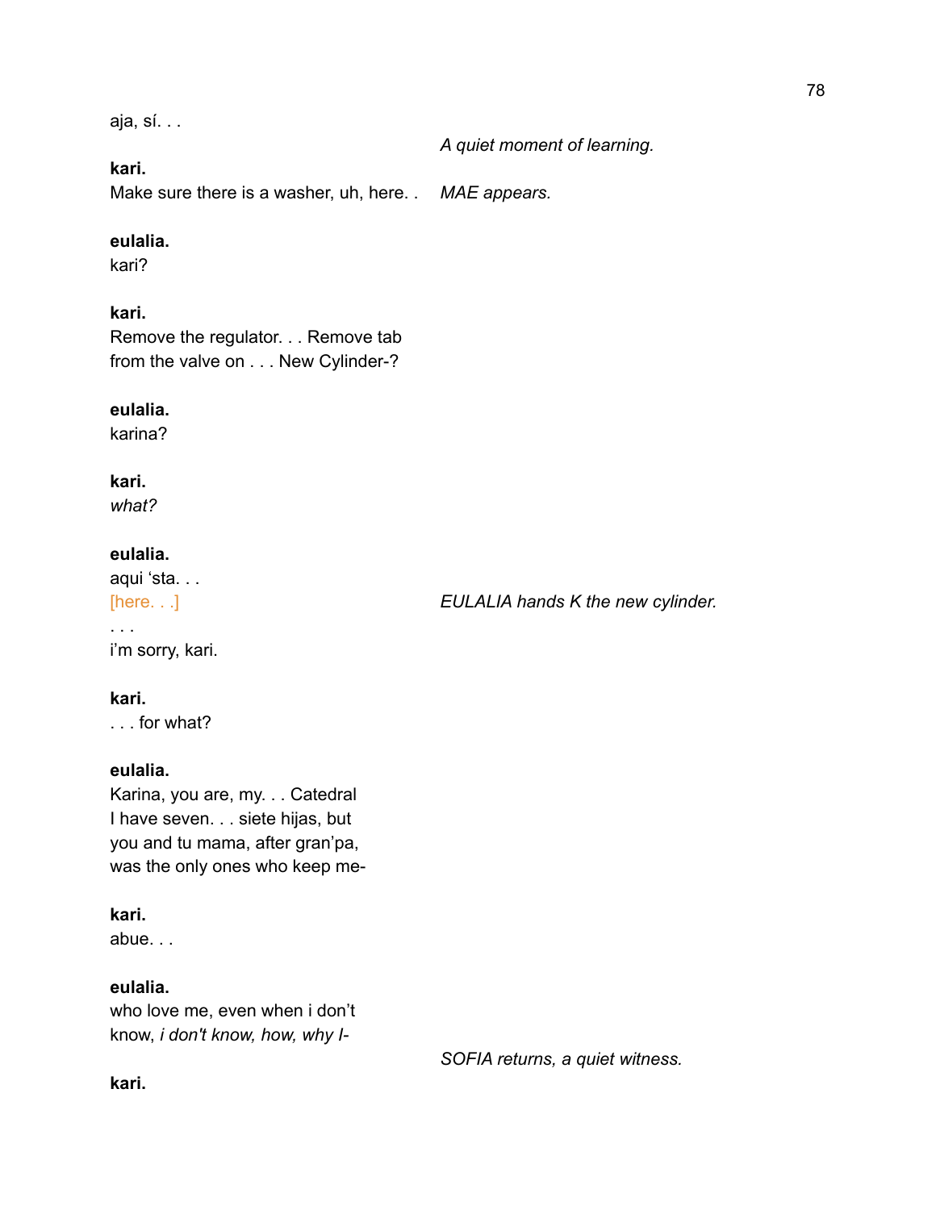aja, sí. . .

*A quiet moment of learning.*

**kari.**
Make sure there is a washer, uh, here. .

*MAE appears.*

**eulalia.**
kari?

**kari.**
Remove the regulator. . . Remove tab
from the valve on . . . New Cylinder-?

**eulalia.**
karina?

**kari.**
*what?*

**eulalia.**
aqui 'sta. . .
[here. . .]
. . .
i'm sorry, kari.

*EULALIA hands K the new cylinder.*

**kari.**
. . . for what?

**eulalia.**
Karina, you are, my. . . Catedral
I have seven. . . siete hijas, but
you and tu mama, after gran'pa,
was the only ones who keep me-

**kari.**
abue. . .

**eulalia.**
who love me, even when i don't
know, *i don't know, how, why I-*

*SOFIA returns, a quiet witness.*

**kari.**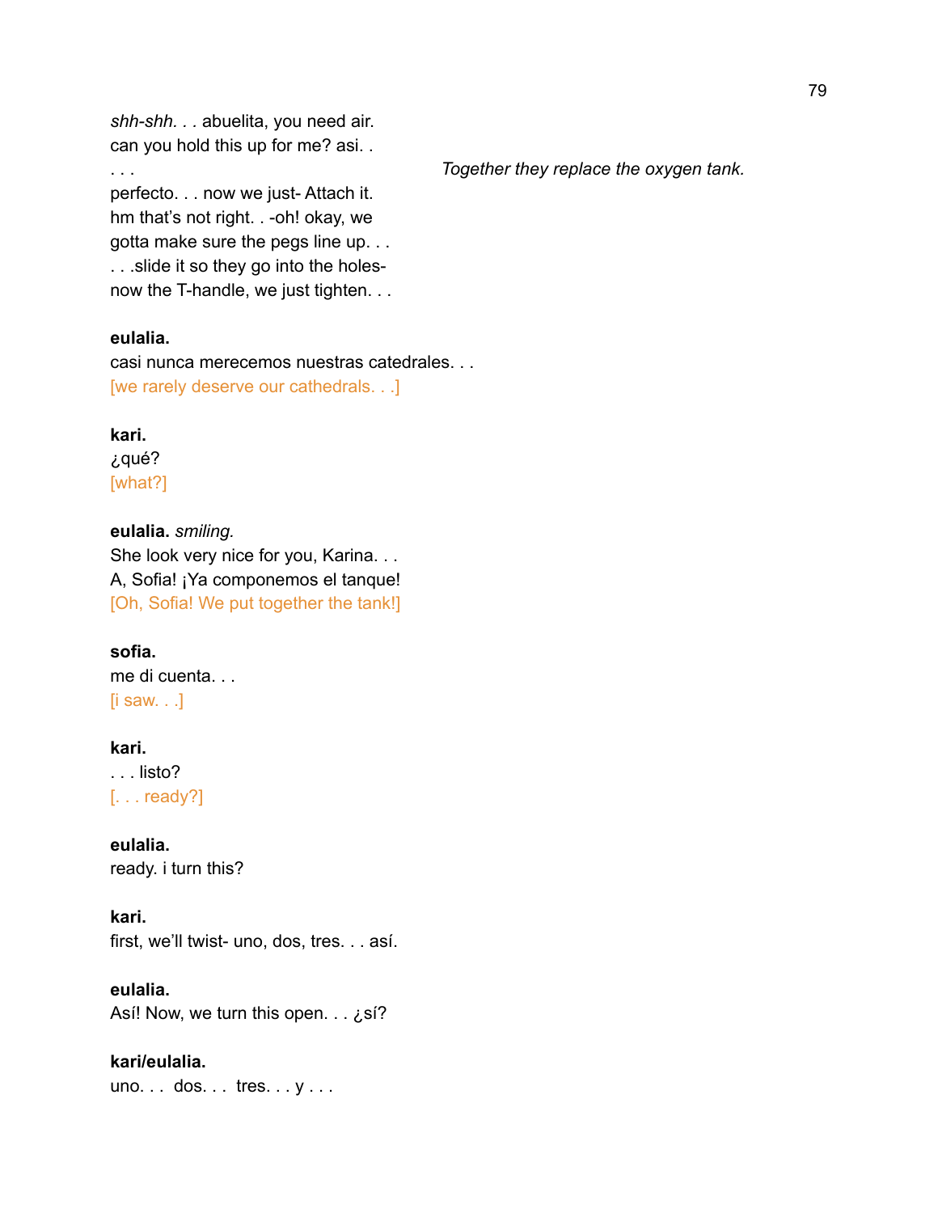*shh-shh. . .* abuelita, you need air.
can you hold this up for me? asi. .
. . . *Together they replace the oxygen tank.*
perfecto. . . now we just- Attach it.
hm that's not right. . -oh! okay, we
gotta make sure the pegs line up. . .
. . .slide it so they go into the holes-
now the T-handle, we just tighten. . .

**eulalia.**
casi nunca merecemos nuestras catedrales. . .
[we rarely deserve our cathedrals. . .]

**kari.**
¿qué?
[what?]

**eulalia.** *smiling.*
She look very nice for you, Karina. . .
A, Sofia! ¡Ya componemos el tanque!
[Oh, Sofia! We put together the tank!]

**sofia.**
me di cuenta. . .
[i saw. . .]

**kari.**
. . . listo?
[. . . ready?]

**eulalia.**
ready. i turn this?

**kari.**
first, we'll twist- uno, dos, tres. . . así.

**eulalia.**
Así! Now, we turn this open. . . ¿sí?

**kari/eulalia.**
uno. . . dos. . . tres. . . y . . .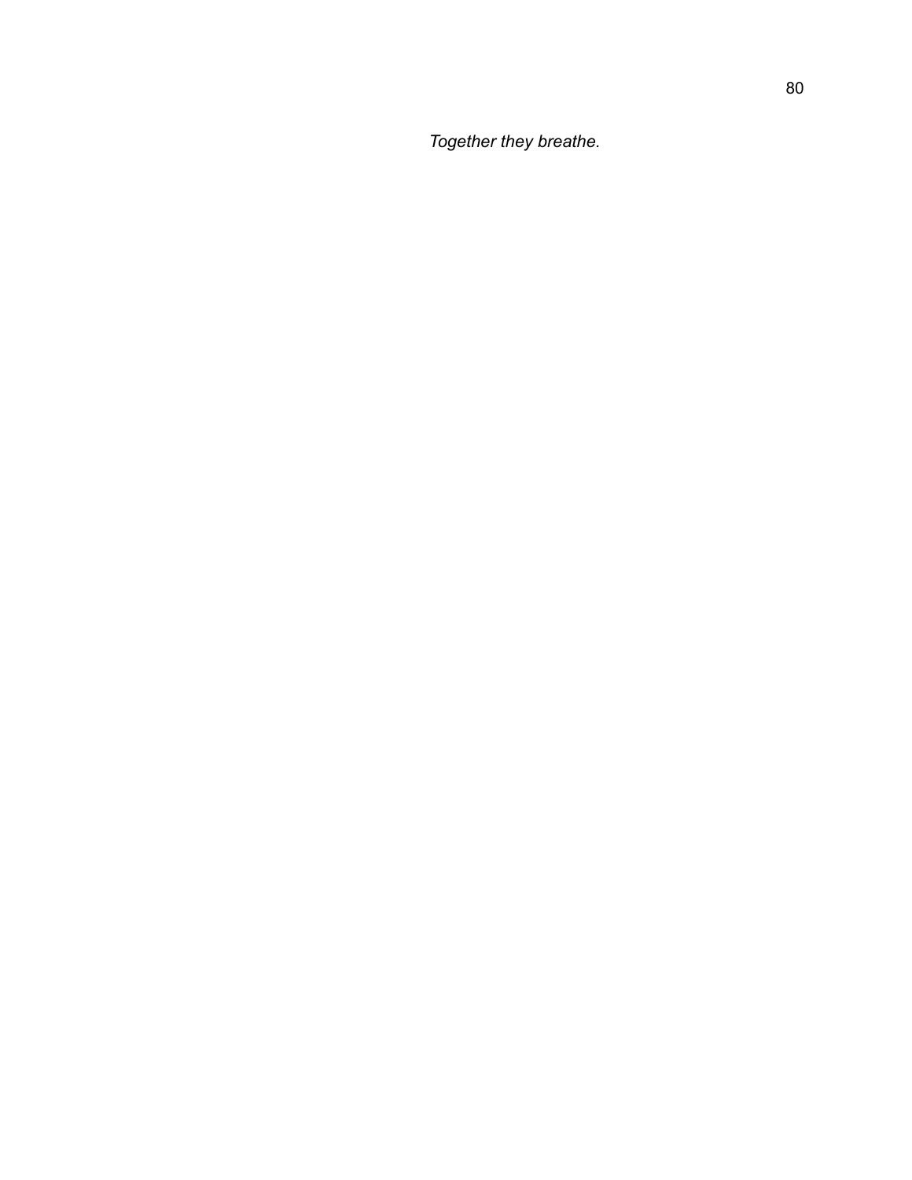*Together they breathe.*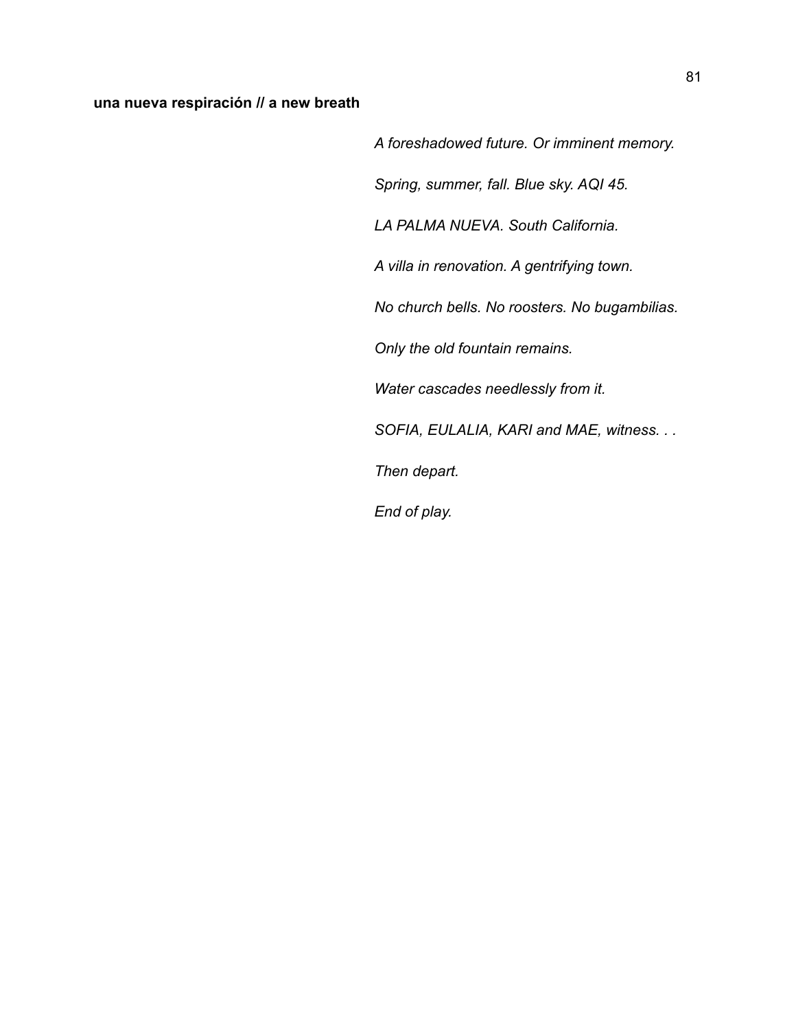**una nueva respiración // a new breath**

*A foreshadowed future. Or imminent memory.*

*Spring, summer, fall. Blue sky. AQI 45.*

*LA PALMA NUEVA. South California.*

*A villa in renovation. A gentrifying town.*

*No church bells. No roosters. No bugambilias.*

*Only the old fountain remains.*

*Water cascades needlessly from it.*

*SOFIA, EULALIA, KARI and MAE, witness. . .*

*Then depart.*

*End of play.*